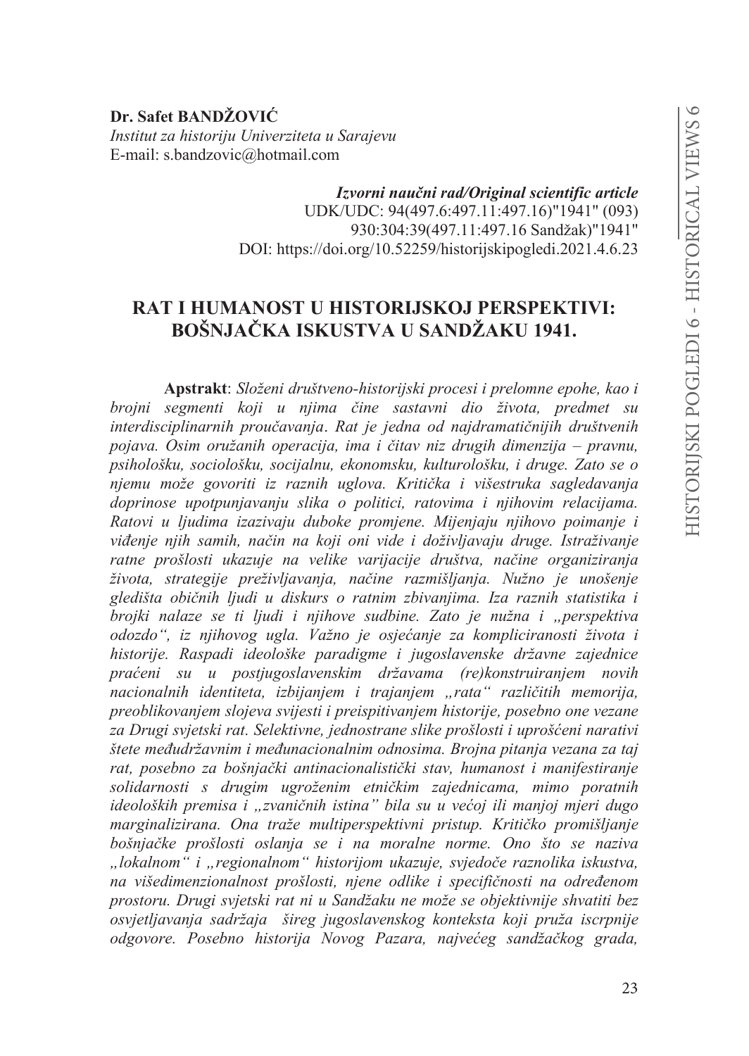**Dr. Safet BANDŽOVIĆ**
*Institut za historiju Univerziteta u Sarajevu*
E-mail: s.bandzovic@hotmail.com

***Izvorni naučni rad/Original scientific article***
UDK/UDC: 94(497.6:497.11:497.16)"1941" (093)
930:304:39(497.11:497.16 Sandžak)"1941"
DOI: https://doi.org/10.52259/historijskipogledi.2021.4.6.23

# RAT I HUMANOST U HISTORIJSKOJ PERSPEKTIVI: BOŠNJAČKA ISKUSTVA U SANDŽAKU 1941.

**Apstrakt**: *Složeni društveno-historijski procesi i prelomne epohe, kao i brojni segmenti koji u njima čine sastavni dio života, predmet su interdisciplinarnih proučavanja. Rat je jedna od najdramatičnijih društvenih pojava. Osim oružanih operacija, ima i čitav niz drugih dimenzija – pravnu, psihološku, sociološku, socijalnu, ekonomsku, kulturološku, i druge. Zato se o njemu može govoriti iz raznih uglova. Kritička i višestruka sagledavanja doprinose upotpunjavanju slika o politici, ratovima i njihovim relacijama. Ratovi u ljudima izazivaju duboke promjene. Mijenjaju njihovo poimanje i viđenje njih samih, način na koji oni vide i doživljavaju druge. Istraživanje ratne prošlosti ukazuje na velike varijacije društva, načine organiziranja života, strategije preživljavanja, načine razmišljanja. Nužno je unošenje gledišta običnih ljudi u diskurs o ratnim zbivanjima. Iza raznih statistika i brojki nalaze se ti ljudi i njihove sudbine. Zato je nužna i „perspektiva odozdo", iz njihovog ugla. Važno je osjećanje za kompliciranosti života i historije. Raspadi ideološke paradigme i jugoslavenske državne zajednice praćeni su u postjugoslavenskim državama (re)konstruiranjem novih nacionalnih identiteta, izbijanjem i trajanjem „rata" različitih memorija, preoblikovanjem slojeva svijesti i preispitivanjem historije, posebno one vezane za Drugi svjetski rat. Selektivne, jednostrane slike prošlosti i uprošćeni narativi štete međudržavnim i međunacionalnim odnosima. Brojna pitanja vezana za taj rat, posebno za bošnjački antinacionalistički stav, humanost i manifestiranje solidarnosti s drugim ugroženim etničkim zajednicama, mimo poratnih ideoloških premisa i „zvaničnih istina" bila su u većoj ili manjoj mjeri dugo marginalizirana. Ona traže multiperspektivni pristup. Kritičko promišljanje bošnjačke prošlosti oslanja se i na moralne norme. Ono što se naziva „lokalnom" i „regionalnom" historijom ukazuje, svjedoče raznolika iskustva, na višedimenzionalnost prošlosti, njene odlike i specifičnosti na određenom prostoru. Drugi svjetski rat ni u Sandžaku ne može se objektivnije shvatiti bez osvjetljavanja sadržaja šireg jugoslavenskog konteksta koji pruža iscrpnije odgovore. Posebno historija Novog Pazara, najvećeg sandžačkog grada,*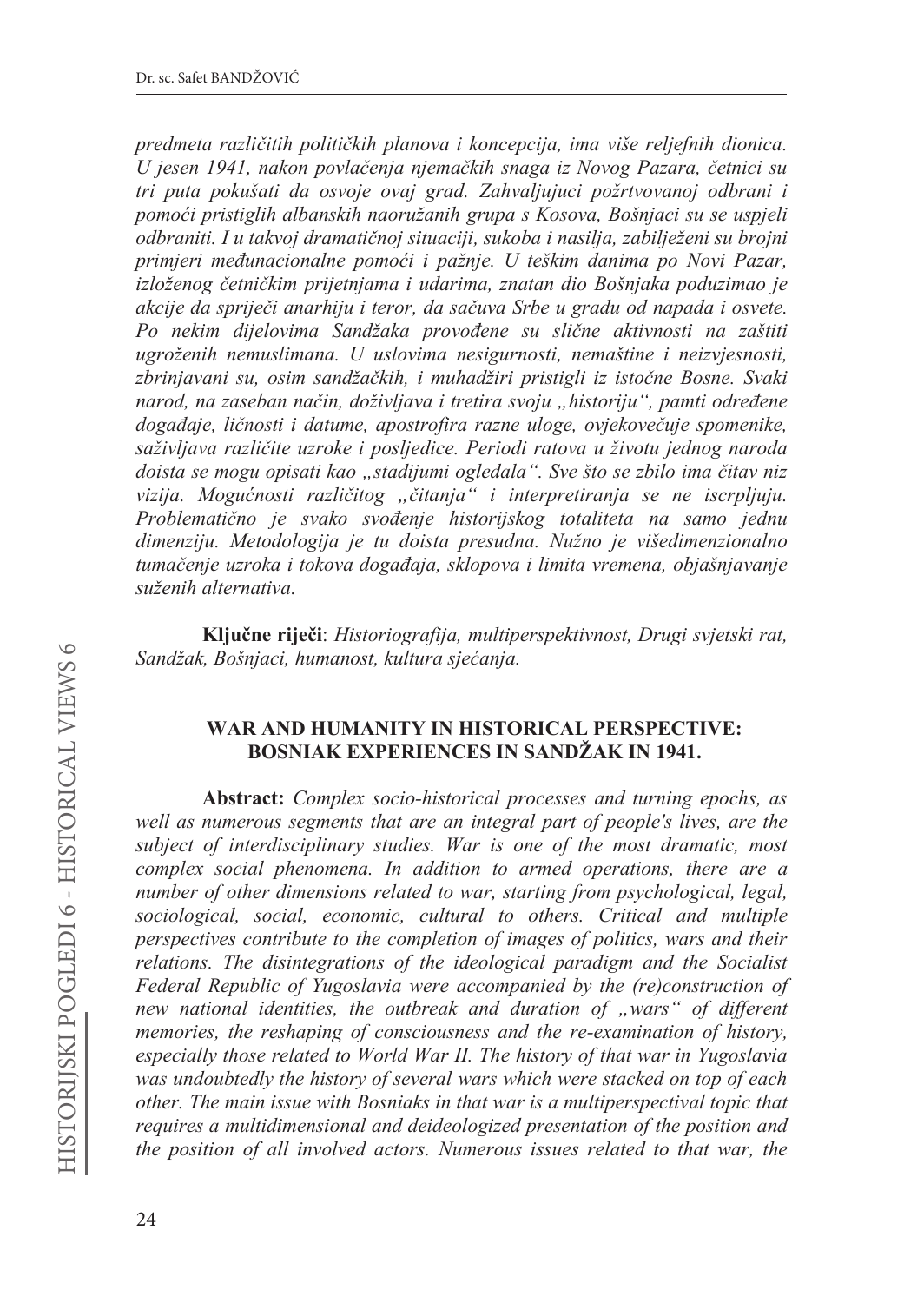*predmeta različitih političkih planova i koncepcija, ima više reljefnih dionica. U jesen 1941, nakon povlačenja njemačkih snaga iz Novog Pazara, četnici su tri puta pokušati da osvoje ovaj grad. Zahvaljujuci požrtvovanoj odbrani i pomoći pristiglih albanskih naoružanih grupa s Kosova, Bošnjaci su se uspjeli odbraniti. I u takvoj dramatičnoj situaciji, sukoba i nasilja, zabilježeni su brojni primjeri međunacionalne pomoći i pažnje. U teškim danima po Novi Pazar, izloženog četničkim prijetnjama i udarima, znatan dio Bošnjaka poduzimao je akcije da spriječi anarhiju i teror, da sačuva Srbe u gradu od napada i osvete. Po nekim dijelovima Sandžaka provođene su slične aktivnosti na zaštiti ugroženih nemuslimana. U uslovima nesigurnosti, nemaštine i neizvjesnosti, zbrinjavani su, osim sandžačkih, i muhadžiri pristigli iz istočne Bosne. Svaki narod, na zaseban način, doživljava i tretira svoju „historiju", pamti određene događaje, ličnosti i datume, apostrofira razne uloge, ovjekovečuje spomenike, saživljava različite uzroke i posljedice. Periodi ratova u životu jednog naroda doista se mogu opisati kao „stadijumi ogledala". Sve što se zbilo ima čitav niz vizija. Mogućnosti različitog „čitanja" i interpretiranja se ne iscrpljuju. Problematično je svako svođenje historijskog totaliteta na samo jednu dimenziju. Metodologija je tu doista presudna. Nužno je višedimenzionalno tumačenje uzroka i tokova događaja, sklopova i limita vremena, objašnjavanje suženih alternativa.*

**Ključne riječi**: *Historiografija, multiperspektivnost, Drugi svjetski rat, Sandžak, Bošnjaci, humanost, kultura sjećanja.*

## WAR AND HUMANITY IN HISTORICAL PERSPECTIVE: BOSNIAK EXPERIENCES IN SANDŽAK IN 1941.

**Abstract:** *Complex socio-historical processes and turning epochs, as well as numerous segments that are an integral part of people's lives, are the subject of interdisciplinary studies. War is one of the most dramatic, most complex social phenomena. In addition to armed operations, there are a number of other dimensions related to war, starting from psychological, legal, sociological, social, economic, cultural to others. Critical and multiple perspectives contribute to the completion of images of politics, wars and their relations. The disintegrations of the ideological paradigm and the Socialist Federal Republic of Yugoslavia were accompanied by the (re)construction of new national identities, the outbreak and duration of „wars" of different memories, the reshaping of consciousness and the re-examination of history, especially those related to World War II. The history of that war in Yugoslavia was undoubtedly the history of several wars which were stacked on top of each other. The main issue with Bosniaks in that war is a multiperspectival topic that requires a multidimensional and deideologized presentation of the position and the position of all involved actors. Numerous issues related to that war, the*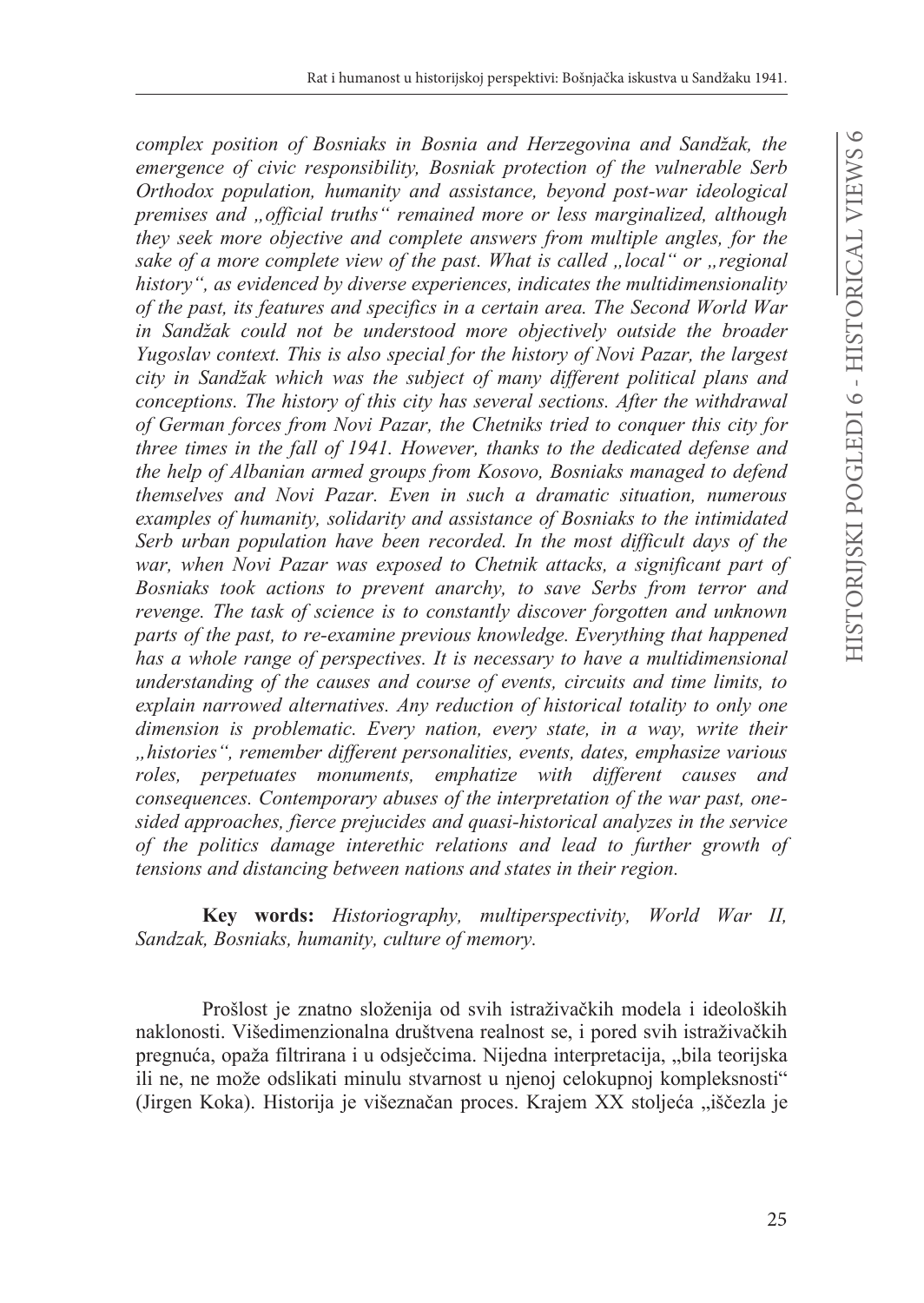*complex position of Bosniaks in Bosnia and Herzegovina and Sandžak, the emergence of civic responsibility, Bosniak protection of the vulnerable Serb Orthodox population, humanity and assistance, beyond post-war ideological premises and „official truths" remained more or less marginalized, although they seek more objective and complete answers from multiple angles, for the sake of a more complete view of the past. What is called „local" or „regional history", as evidenced by diverse experiences, indicates the multidimensionality of the past, its features and specifics in a certain area. The Second World War in Sandžak could not be understood more objectively outside the broader Yugoslav context. This is also special for the history of Novi Pazar, the largest city in Sandžak which was the subject of many different political plans and conceptions. The history of this city has several sections. After the withdrawal of German forces from Novi Pazar, the Chetniks tried to conquer this city for three times in the fall of 1941. However, thanks to the dedicated defense and the help of Albanian armed groups from Kosovo, Bosniaks managed to defend themselves and Novi Pazar. Even in such a dramatic situation, numerous examples of humanity, solidarity and assistance of Bosniaks to the intimidated Serb urban population have been recorded. In the most difficult days of the war, when Novi Pazar was exposed to Chetnik attacks, a significant part of Bosniaks took actions to prevent anarchy, to save Serbs from terror and revenge. The task of science is to constantly discover forgotten and unknown parts of the past, to re-examine previous knowledge. Everything that happened has a whole range of perspectives. It is necessary to have a multidimensional understanding of the causes and course of events, circuits and time limits, to explain narrowed alternatives. Any reduction of historical totality to only one dimension is problematic. Every nation, every state, in a way, write their „histories", remember different personalities, events, dates, emphasize various roles, perpetuates monuments, emphatize with different causes and consequences. Contemporary abuses of the interpretation of the war past, one-sided approaches, fierce prejucides and quasi-historical analyzes in the service of the politics damage interethic relations and lead to further growth of tensions and distancing between nations and states in their region.*

**Key words:** *Historiography, multiperspectivity, World War II, Sandzak, Bosniaks, humanity, culture of memory.*

Prošlost je znatno složenija od svih istraživačkih modela i ideoloških naklonosti. Višedimenzionalna društvena realnost se, i pored svih istraživačkih pregnuća, opaža filtrirana i u odsječcima. Nijedna interpretacija, „bila teorijska ili ne, ne može odslikati minulu stvarnost u njenoj celokupnoj kompleksnosti" (Jirgen Koka). Historija je višeznačan proces. Krajem XX stoljeća „iščezla je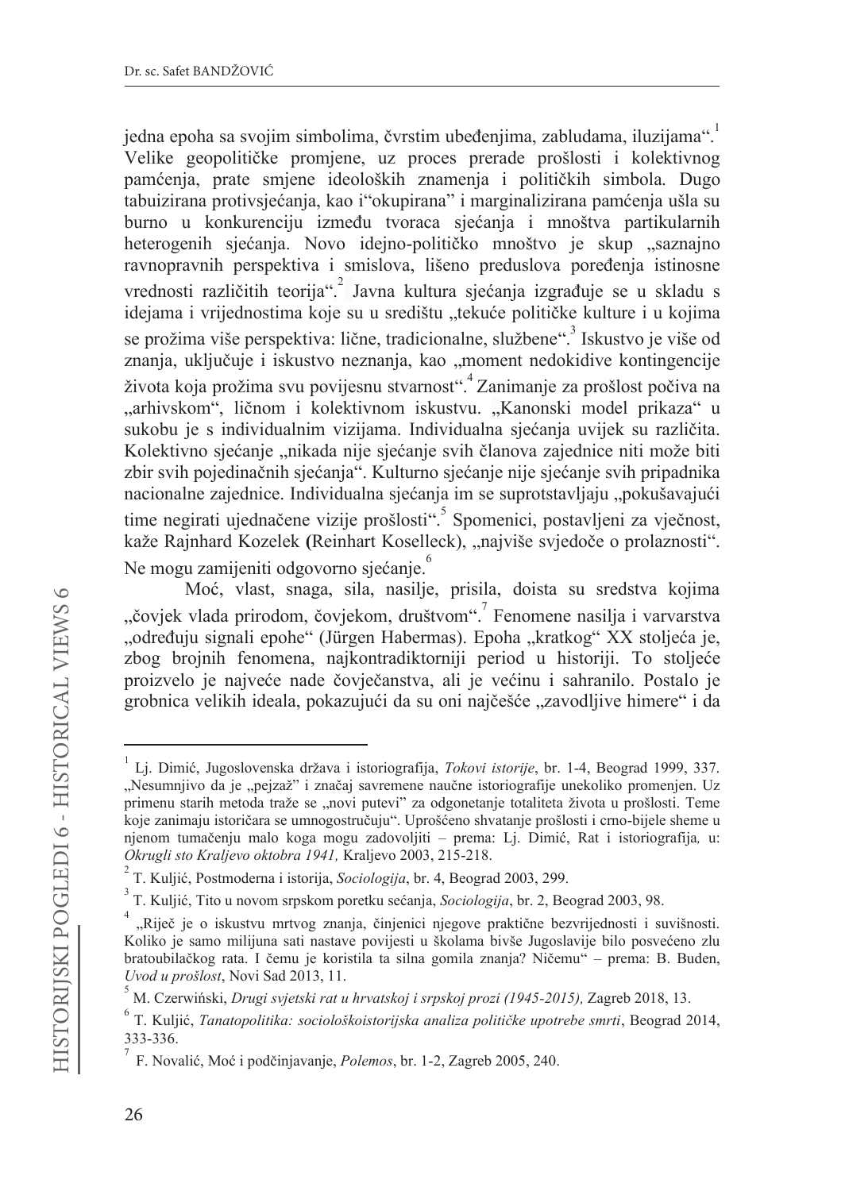jedna epoha sa svojim simbolima, čvrstim ubeđenjima, zabludama, iluzijama".[1] Velike geopolitičke promjene, uz proces prerade prošlosti i kolektivnog pamćenja, prate smjene ideoloških znamenja i političkih simbola. Dugo tabuizirana protivsjećanja, kao i"okupirana" i marginalizirana pamćenja ušla su burno u konkurenciju između tvoraca sjećanja i mnoštva partikularnih heterogenih sjećanja. Novo idejno-političko mnoštvo je skup „saznajno ravnopravnih perspektiva i smislova, lišeno preduslova poređenja istinosne vrednosti različitih teorija".[2] Javna kultura sjećanja izgrađuje se u skladu s idejama i vrijednostima koje su u središtu „tekuće političke kulture i u kojima se prožima više perspektiva: lične, tradicionalne, službene".[3] Iskustvo je više od znanja, uključuje i iskustvo neznanja, kao „moment nedokidive kontingencije života koja prožima svu povijesnu stvarnost".[4] Zanimanje za prošlost počiva na „arhivskom", ličnom i kolektivnom iskustvu. „Kanonski model prikaza" u sukobu je s individualnim vizijama. Individualna sjećanja uvijek su različita. Kolektivno sjećanje „nikada nije sjećanje svih članova zajednice niti može biti zbir svih pojedinačnih sjećanja". Kulturno sjećanje nije sjećanje svih pripadnika nacionalne zajednice. Individualna sjećanja im se suprotstavljaju „pokušavajući time negirati ujednačene vizije prošlosti".[5] Spomenici, postavljeni za vječnost, kaže Rajnhard Kozelek (Reinhart Koselleck), „najviše svjedoče o prolaznosti". Ne mogu zamijeniti odgovorno sjećanje.[6]

Moć, vlast, snaga, sila, nasilje, prisila, doista su sredstva kojima „čovjek vlada prirodom, čovjekom, društvom".[7] Fenomene nasilja i varvarstva „određuju signali epohe" (Jürgen Habermas). Epoha „kratkog" XX stoljeća je, zbog brojnih fenomena, najkontradiktorniji period u historiji. To stoljeće proizvelo je najveće nade čovječanstva, ali je većinu i sahranilo. Postalo je grobnica velikih ideala, pokazujući da su oni najčešće „zavodljive himere" i da

---

[1] Lj. Dimić, Jugoslovenska država i istoriografija, *Tokovi istorije*, br. 1-4, Beograd 1999, 337. „Nesumnjivo da je „pejzaž" i značaj savremene naučne istoriografije unekoliko promenjen. Uz primenu starih metoda traže se „novi putevi" za odgonetanje totaliteta života u prošlosti. Teme koje zanimaju istoričara se umnogostručuju". Uprošćeno shvatanje prošlosti i crno-bijele sheme u njenom tumačenju malo koga mogu zadovoljiti – prema: Lj. Dimić, Rat i istoriografija, u: *Okrugli sto Kraljevo oktobra 1941,* Kraljevo 2003, 215-218.

[2] T. Kuljić, Postmoderna i istorija, *Sociologija*, br. 4, Beograd 2003, 299.

[3] T. Kuljić, Tito u novom srpskom poretku sećanja, *Sociologija*, br. 2, Beograd 2003, 98.

[4] „Riječ je o iskustvu mrtvog znanja, činjenici njegove praktične bezvrijednosti i suvišnosti. Koliko je samo milijuna sati nastave povijesti u školama bivše Jugoslavije bilo posvećeno zlu bratoubilačkog rata. I čemu je koristila ta silna gomila znanja? Ničemu" – prema: B. Buden, *Uvod u prošlost*, Novi Sad 2013, 11.

[5] M. Czerwiński, *Drugi svjetski rat u hrvatskoj i srpskoj prozi (1945-2015),* Zagreb 2018, 13.

[6] T. Kuljić, *Tanatopolitika: sociološkoistorijska analiza političke upotrebe smrti*, Beograd 2014, 333-336.

[7] F. Novalić, Moć i podčinjavanje, *Polemos*, br. 1-2, Zagreb 2005, 240.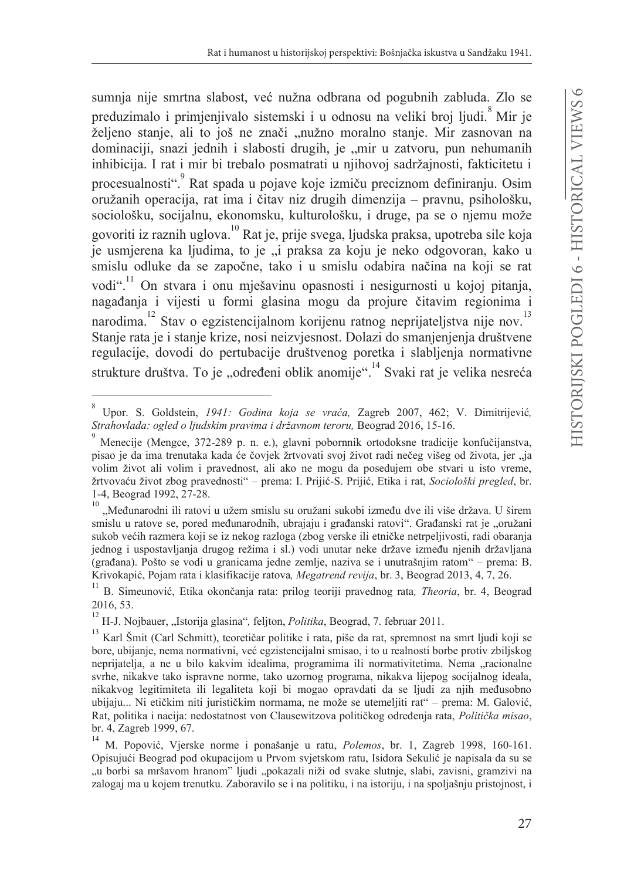sumnja nije smrtna slabost, već nužna odbrana od pogubnih zabluda. Zlo se preduzimalo i primjenjivalo sistemski i u odnosu na veliki broj ljudi.[8] Mir je željeno stanje, ali to još ne znači „nužno moralno stanje. Mir zasnovan na dominaciji, snazi jednih i slabosti drugih, je „mir u zatvoru, pun nehumanih inhibicija. I rat i mir bi trebalo posmatrati u njihovoj sadržajnosti, fakticitetu i procesualnosti".[9] Rat spada u pojave koje izmiču preciznom definiranju. Osim oružanih operacija, rat ima i čitav niz drugih dimenzija – pravnu, psihološku, sociološku, socijalnu, ekonomsku, kulturološku, i druge, pa se o njemu može govoriti iz raznih uglova.[10] Rat je, prije svega, ljudska praksa, upotreba sile koja je usmjerena ka ljudima, to je „i praksa za koju je neko odgovoran, kako u smislu odluke da se započne, tako i u smislu odabira načina na koji se rat vodi".[11] On stvara i onu mješavinu opasnosti i nesigurnosti u kojoj pitanja, nagađanja i vijesti u formi glasina mogu da projure čitavim regionima i narodima.[12] Stav o egzistencijalnom korijenu ratnog neprijateljstva nije nov.[13] Stanje rata je i stanje krize, nosi neizvjesnost. Dolazi do smanjenjenja društvene regulacije, dovodi do pertubacije društvenog poretka i slabljenja normativne strukture društva. To je „određeni oblik anomije".[14] Svaki rat je velika nesreća

---

[8] Upor. S. Goldstein, *1941: Godina koja se vraća,* Zagreb 2007, 462; V. Dimitrijević*, Strahovlada: ogled o ljudskim pravima i državnom teroru,* Beograd 2016, 15-16.

[9] Menecije (Mengce, 372-289 p. n. e.), glavni pobornik ortodoksne tradicije konfučijanstva, pisao je da ima trenutaka kada će čovjek žrtvovati svoj život radi nečeg višeg od života, jer „ja volim život ali volim i pravednost, ali ako ne mogu da posedujem obe stvari u isto vreme, žrtvovaću život zbog pravednosti" – prema: I. Prijić-S. Prijić, Etika i rat, *Sociološki pregled*, br. 1-4, Beograd 1992, 27-28.

[10] „Međunarodni ili ratovi u užem smislu su oružani sukobi između dve ili više država. U širem smislu u ratove se, pored međunarodnih, ubrajaju i građanski ratovi". Građanski rat je „oružani sukob većih razmera koji se iz nekog razloga (zbog verske ili etničke netrpeljivosti, radi obaranja jednog i uspostavljanja drugog režima i sl.) vodi unutar neke države između njenih državljana (građana). Pošto se vodi u granicama jedne zemlje, naziva se i unutrašnjim ratom" – prema: B. Krivokapić, Pojam rata i klasifikacije ratova*, Megatrend revija*, br. 3, Beograd 2013, 4, 7, 26.

[11] B. Simeunović, Etika okončanja rata: prilog teoriji pravednog rata*, Theoria*, br. 4, Beograd 2016, 53.

[12] H-J. Nojbauer, „Istorija glasina"*,* feljton, *Politika*, Beograd, 7. februar 2011.

[13] Karl Šmit (Carl Schmitt), teoretičar politike i rata, piše da rat, spremnost na smrt ljudi koji se bore, ubijanje, nema normativni, već egzistencijalni smisao, i to u realnosti borbe protiv zbiljskog neprijatelja, a ne u bilo kakvim idealima, programima ili normativitetima. Nema „racionalne svrhe, nikakve tako ispravne norme, tako uzornog programa, nikakva lijepog socijalnog ideala, nikakvog legitimiteta ili legaliteta koji bi mogao opravdati da se ljudi za njih međusobno ubijaju... Ni etičkim niti jurističkim normama, ne može se utemeljiti rat" – prema: M. Galović, Rat, politika i nacija: nedostatnost von Clausewitzova političkog određenja rata, *Politička misao*, br. 4, Zagreb 1999, 67.

[14] M. Popović, Vjerske norme i ponašanje u ratu, *Polemos*, br. 1, Zagreb 1998, 160-161. Opisujući Beograd pod okupacijom u Prvom svjetskom ratu, Isidora Sekulić je napisala da su se „u borbi sa mršavom hranom" ljudi „pokazali niži od svake slutnje, slabi, zavisni, gramzivi na zalogaj ma u kojem trenutku. Zaboravilo se i na politiku, i na istoriju, i na spoljašnju pristojnost, i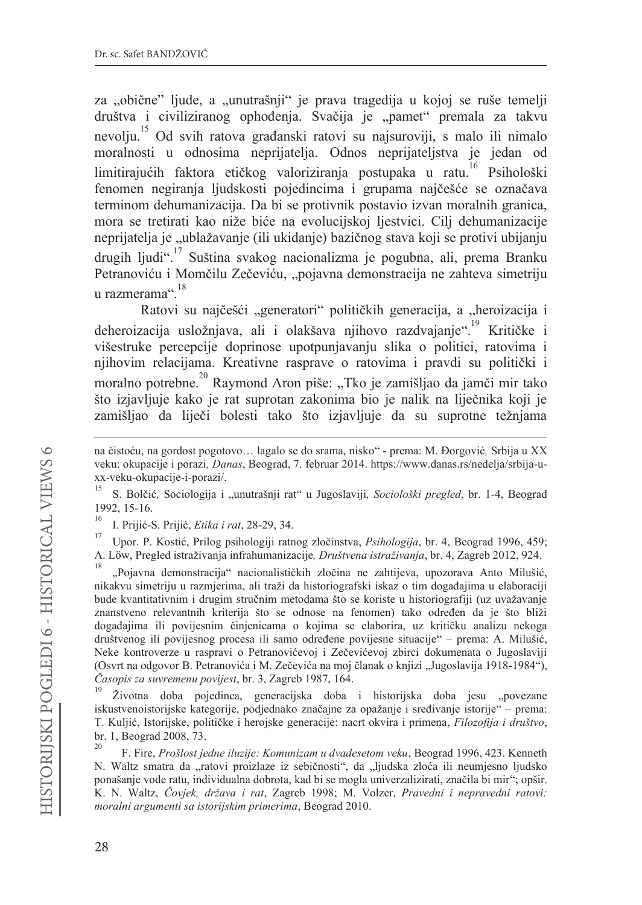za „obične" ljude, a „unutrašnji" je prava tragedija u kojoj se ruše temelji društva i civiliziranog ophođenja. Svačija je „pamet" premala za takvu nevolju.[15] Od svih ratova građanski ratovi su najsuroviji, s malo ili nimalo moralnosti u odnosima neprijatelja. Odnos neprijateljstva je jedan od limitirajućih faktora etičkog valoriziranja postupaka u ratu.[16] Psihološki fenomen negiranja ljudskosti pojedincima i grupama najčešće se označava terminom dehumanizacija. Da bi se protivnik postavio izvan moralnih granica, mora se tretirati kao niže biće na evolucijskoj ljestvici. Cilj dehumanizacije neprijatelja je „ublažavanje (ili ukidanje) bazičnog stava koji se protivi ubijanju drugih ljudi".[17] Suština svakog nacionalizma je pogubna, ali, prema Branku Petranoviću i Momčilu Zečeviću, „pojavna demonstracija ne zahteva simetriju u razmerama".[18]

Ratovi su najčešći „generatori" političkih generacija, a „heroizacija i deheroizacija usložnjava, ali i olakšava njihovo razdvajanje".[19] Kritičke i višestruke percepcije doprinose upotpunjavanju slika o politici, ratovima i njihovim relacijama. Kreativne rasprave o ratovima i pravdi su politički i moralno potrebne.[20] Raymond Aron piše: „Tko je zamišljao da jamči mir tako što izjavljuje kako je rat suprotan zakonima bio je nalik na liječnika koji je zamišljao da liječi bolesti tako što izjavljuje da su suprotne težnjama

---

na čistoću, na gordost pogotovo… lagalo se do srama, nisko" - prema: M. Đorgović, Srbija u XX veku: okupacije i porazi, *Danas*, Beograd, 7. februar 2014. https://www.danas.rs/nedelja/srbija-u-xx-veku-okupacije-i-porazi/.

[15] S. Bolčić, Sociologija i „unutrašnji rat" u Jugoslaviji, *Sociološki pregled*, br. 1-4, Beograd 1992, 15-16.

[16] I. Prijić-S. Prijić, *Etika i rat*, 28-29, 34.

[17] Upor. P. Kostić, Prilog psihologiji ratnog zločinstva, *Psihologija*, br. 4, Beograd 1996, 459; A. Löw, Pregled istraživanja infrahumanizacije, *Društvena istraživanja*, br. 4, Zagreb 2012, 924.

[18] „Pojavna demonstracija" nacionalističkih zločina ne zahtijeva, upozorava Anto Milušić, nikakvu simetriju u razmjerima, ali traži da historiografski iskaz o tim događajima u elaboraciji bude kvantitativnim i drugim stručnim metodama što se koriste u historiografiji (uz uvažavanje znanstveno relevantnih kriterija što se odnose na fenomen) tako određen da je što bliži događajima ili povijesnim činjenicama o kojima se elaborira, uz kritičku analizu nekoga društvenog ili povijesnog procesa ili samo određene povijesne situacije" – prema: A. Milušić, Neke kontroverze u raspravi o Petranovićevoj i Zečevićevoj zbirci dokumenata o Jugoslaviji (Osvrt na odgovor B. Petranovića i M. Zečevića na moj članak o knjizi „Jugoslavija 1918-1984"), *Časopis za suvremenu povijest*, br. 3, Zagreb 1987, 164.

[19] Životna doba pojedinca, generacijska doba i historijska doba jesu „povezane iskustvenoistorijske kategorije, podjednako značajne za opažanje i sređivanje istorije" – prema: T. Kuljić, Istorijske, političke i herojske generacije: nacrt okvira i primena, *Filozofija i društvo*, br. 1, Beograd 2008, 73.

[20] F. Fire, *Prošlost jedne iluzije: Komunizam u dvadesetom veku*, Beograd 1996, 423. Kenneth N. Waltz smatra da „ratovi proizlaze iz sebičnosti", da „ljudska zloća ili neumjesno ljudsko ponašanje vode ratu, individualna dobrota, kad bi se mogla univerzalizirati, značila bi mir"; opšir. K. N. Waltz, *Čovjek, država i rat*, Zagreb 1998; M. Volzer, *Pravedni i nepravedni ratovi: moralni argumenti sa istorijskim primerima*, Beograd 2010.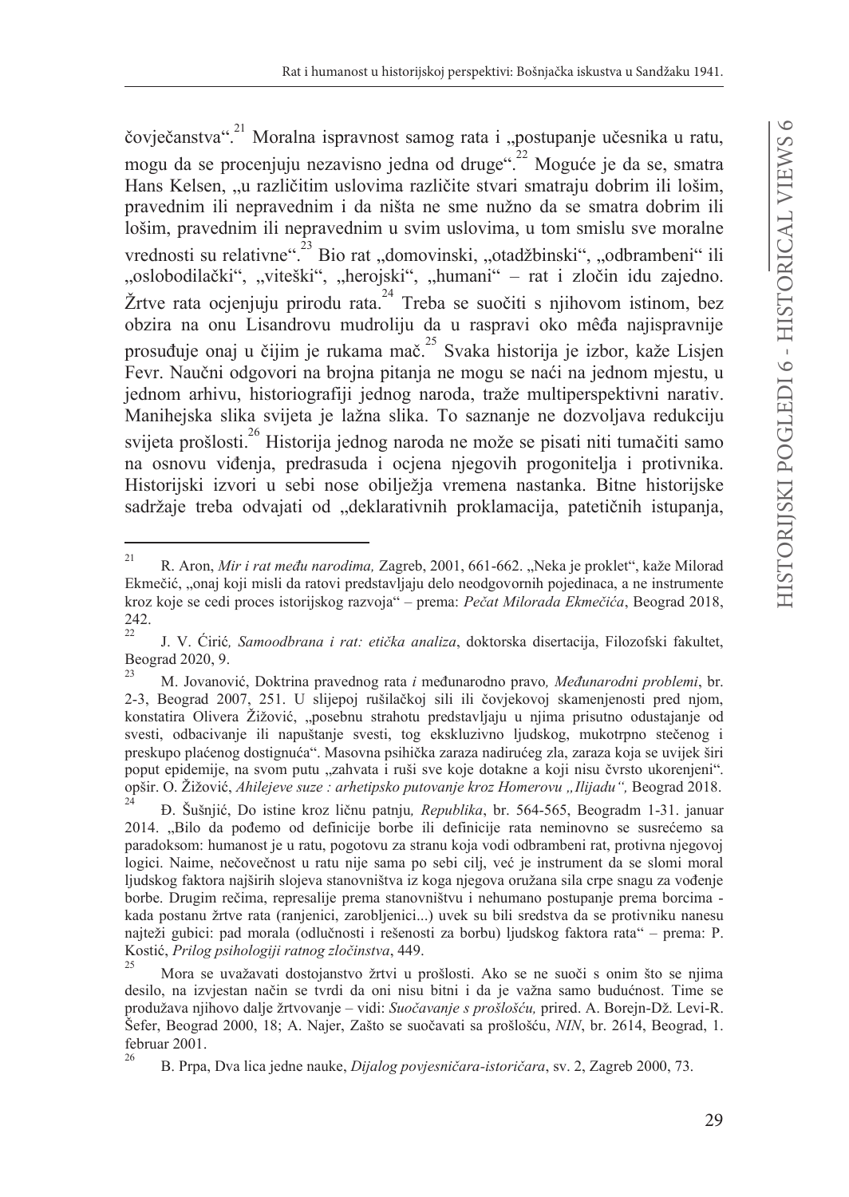čovječanstva".[21] Moralna ispravnost samog rata i „postupanje učesnika u ratu, mogu da se procenjuju nezavisno jedna od druge".[22] Moguće je da se, smatra Hans Kelsen, „u različitim uslovima različite stvari smatraju dobrim ili lošim, pravednim ili nepravednim i da ništa ne sme nužno da se smatra dobrim ili lošim, pravednim ili nepravednim u svim uslovima, u tom smislu sve moralne vrednosti su relativne".[23] Bio rat „domovinski, „otadžbinski", „odbrambeni" ili „oslobodilački", „viteški", „herojski", „humani" – rat i zločin idu zajedno. Žrtve rata ocjenjuju prirodu rata.[24] Treba se suočiti s njihovom istinom, bez obzira na onu Lisandrovu mudroliju da u raspravi oko mêđa najispravnije prosuđuje onaj u čijim je rukama mač.[25] Svaka historija je izbor, kaže Lisjen Fevr. Naučni odgovori na brojna pitanja ne mogu se naći na jednom mjestu, u jednom arhivu, historiografiji jednog naroda, traže multiperspektivni narativ. Manihejska slika svijeta je lažna slika. To saznanje ne dozvoljava redukciju svijeta prošlosti.[26] Historija jednog naroda ne može se pisati niti tumačiti samo na osnovu viđenja, predrasuda i ocjena njegovih progonitelja i protivnika. Historijski izvori u sebi nose obilježja vremena nastanka. Bitne historijske sadržaje treba odvajati od „deklarativnih proklamacija, patetičnih istupanja,

---

[21] R. Aron, *Mir i rat među narodima,* Zagreb, 2001, 661-662. „Neka je proklet", kaže Milorad Ekmečić, „onaj koji misli da ratovi predstavljaju delo neodgovornih pojedinaca, a ne instrumente kroz koje se cedi proces istorijskog razvoja" – prema: *Pečat Milorada Ekmečića*, Beograd 2018, 242.

[22] J. V. Ćirić*, Samoodbrana i rat: etička analiza*, doktorska disertacija, Filozofski fakultet, Beograd 2020, 9.

[23] M. Jovanović, Doktrina pravednog rata *i* međunarodno pravo*, Međunarodni problemi*, br. 2-3, Beograd 2007, 251. U slijepoj rušilačkoj sili ili čovjekovoj skamenjenosti pred njom, konstatira Olivera Žižović, „posebnu strahotu predstavljaju u njima prisutno odustajanje od svesti, odbacivanje ili napuštanje svesti, tog ekskluzivno ljudskog, mukotrpno stečenog i preskupo plaćenog dostignuća". Masovna psihička zaraza nadirućeg zla, zaraza koja se uvijek širi poput epidemije, na svom putu „zahvata i ruši sve koje dotakne a koji nisu čvrsto ukorenjeni". opšir. O. Žižović, *Ahilejeve suze : arhetipsko putovanje kroz Homerovu „Ilijadu",* Beograd 2018.

[24] Đ. Šušnjić, Do istine kroz ličnu patnju*, Republika*, br. 564-565, Beogradm 1-31. januar 2014. „Bilo da pođemo od definicije borbe ili definicije rata neminovno se susrećemo sa paradoksom: humanost je u ratu, pogotovu za stranu koja vodi odbrambeni rat, protivna njegovoj logici. Naime, nečovečnost u ratu nije sama po sebi cilj, već je instrument da se slomi moral ljudskog faktora najširih slojeva stanovništva iz koga njegova oružana sila crpe snagu za vođenje borbe. Drugim rečima, represalije prema stanovništvu i nehumano postupanje prema borcima - kada postanu žrtve rata (ranjenici, zarobljenici...) uvek su bili sredstva da se protivniku nanesu najteži gubici: pad morala (odlučnosti i rešenosti za borbu) ljudskog faktora rata" – prema: P. Kostić, *Prilog psihologiji ratnog zločinstva*, 449.

[25] Mora se uvažavati dostojanstvo žrtvi u prošlosti. Ako se ne suoči s onim što se njima desilo, na izvjestan način se tvrdi da oni nisu bitni i da je važna samo budućnost. Time se produžava njihovo dalje žrtvovanje – vidi: *Suočavanje s prošlošću,* prired. A. Borejn-Dž. Levi-R. Šefer, Beograd 2000, 18; A. Najer, Zašto se suočavati sa prošlošću, *NIN*, br. 2614, Beograd, 1. februar 2001.

[26] B. Prpa, Dva lica jedne nauke, *Dijalog povjesničara-istoričara*, sv. 2, Zagreb 2000, 73.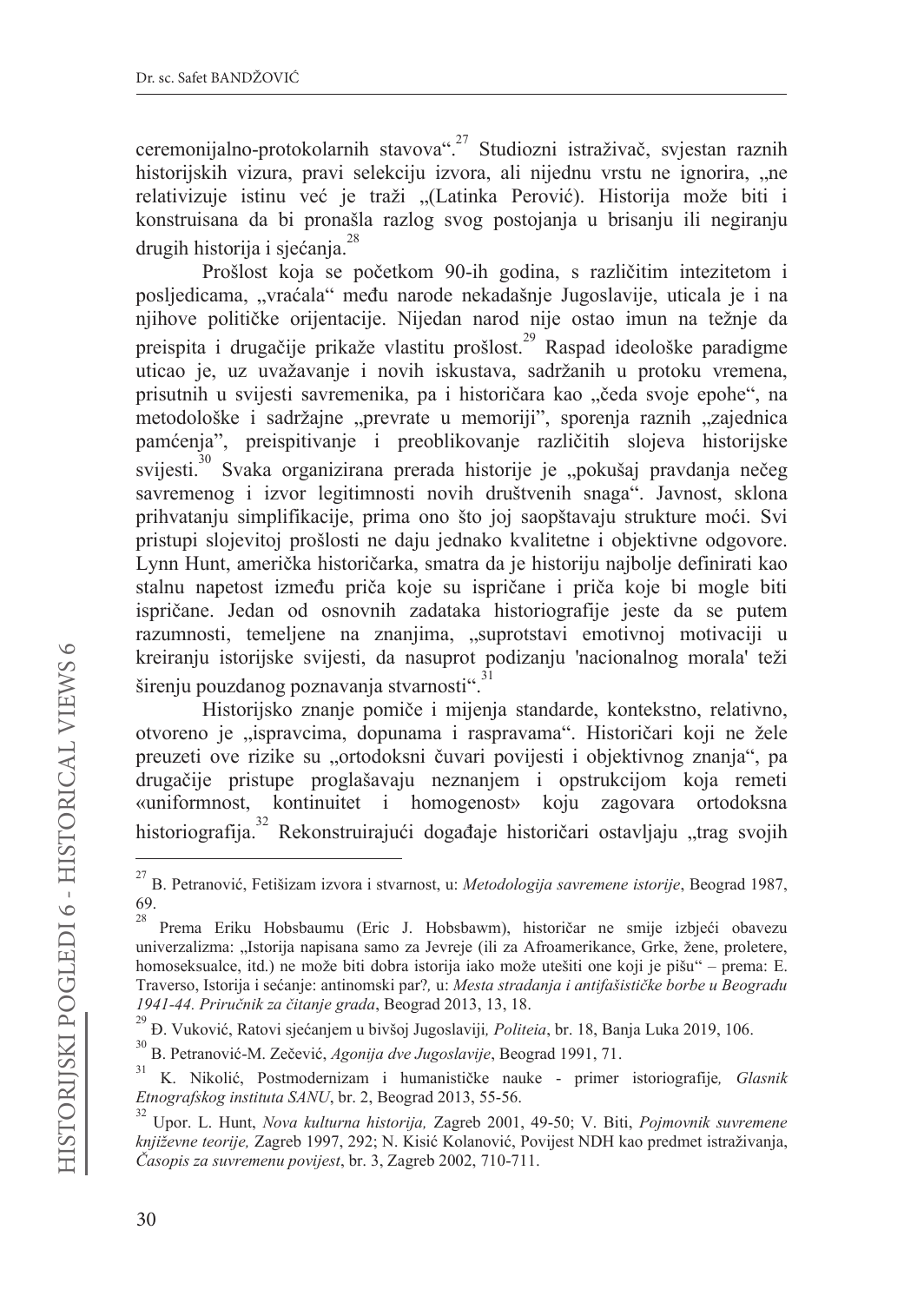ceremonijalno-protokolarnih stavova".[27] Studiozni istraživač, svjestan raznih historijskih vizura, pravi selekciju izvora, ali nijednu vrstu ne ignorira, „ne relativizuje istinu već je traži „(Latinka Perović). Historija može biti i konstruisana da bi pronašla razlog svog postojanja u brisanju ili negiranju drugih historija i sjećanja.[28]

Prošlost koja se početkom 90-ih godina, s različitim intezitetom i posljedicama, „vraćala" među narode nekadašnje Jugoslavije, uticala je i na njihove političke orijentacije. Nijedan narod nije ostao imun na težnje da preispita i drugačije prikaže vlastitu prošlost.[29] Raspad ideološke paradigme uticao je, uz uvažavanje i novih iskustava, sadržanih u protoku vremena, prisutnih u svijesti savremenika, pa i historičara kao „čeda svoje epohe", na metodološke i sadržajne „prevrate u memoriji", sporenja raznih „zajednica pamćenja", preispitivanje i preoblikovanje različitih slojeva historijske svijesti.[30] Svaka organizirana prerada historije je „pokušaj pravdanja nečeg savremenog i izvor legitimnosti novih društvenih snaga". Javnost, sklona prihvatanju simplifikacije, prima ono što joj saopštavaju strukture moći. Svi pristupi slojevitoj prošlosti ne daju jednako kvalitetne i objektivne odgovore. Lynn Hunt, američka historičarka, smatra da je historiju najbolje definirati kao stalnu napetost između priča koje su ispričane i priča koje bi mogle biti ispričane. Jedan od osnovnih zadataka historiografije jeste da se putem razumnosti, temeljene na znanjima, „suprotstavi emotivnoj motivaciji u kreiranju istorijske svijesti, da nasuprot podizanju 'nacionalnog morala' teži širenju pouzdanog poznavanja stvarnosti".[31]

Historijsko znanje pomiče i mijenja standarde, kontekstno, relativno, otvoreno je „ispravcima, dopunama i raspravama". Historičari koji ne žele preuzeti ove rizike su „ortodoksni čuvari povijesti i objektivnog znanja", pa drugačije pristupe proglašavaju neznanjem i opstrukcijom koja remeti «uniformnost, kontinuitet i homogenost» koju zagovara ortodoksna historiografija.[32] Rekonstruirajući događaje historičari ostavljaju „trag svojih

---

[27] B. Petranović, Fetišizam izvora i stvarnost, u: *Metodologija savremene istorije*, Beograd 1987, 69.

[28] Prema Eriku Hobsbaumu (Eric J. Hobsbawm), historičar ne smije izbjeći obavezu univerzalizma: „Istorija napisana samo za Jevreje (ili za Afroamerikance, Grke, žene, proletere, homoseksualce, itd.) ne može biti dobra istorija iako može utešiti one koji je pišu" – prema: E. Traverso, Istorija i sećanje: antinomski par?, u: *Mesta stradanja i antifašističke borbe u Beogradu 1941-44. Priručnik za čitanje grada*, Beograd 2013, 13, 18.

[29] Đ. Vuković, Ratovi sjećanjem u bivšoj Jugoslaviji, *Politeia*, br. 18, Banja Luka 2019, 106.

[30] B. Petranović-M. Zečević, *Agonija dve Jugoslavije*, Beograd 1991, 71.

[31] K. Nikolić, Postmodernizam i humanističke nauke - primer istoriografije, *Glasnik Etnografskog instituta SANU*, br. 2, Beograd 2013, 55-56.

[32] Upor. L. Hunt, *Nova kulturna historija,* Zagreb 2001, 49-50; V. Biti, *Pojmovnik suvremene književne teorije,* Zagreb 1997, 292; N. Kisić Kolanović, Povijest NDH kao predmet istraživanja, *Časopis za suvremenu povijest*, br. 3, Zagreb 2002, 710-711.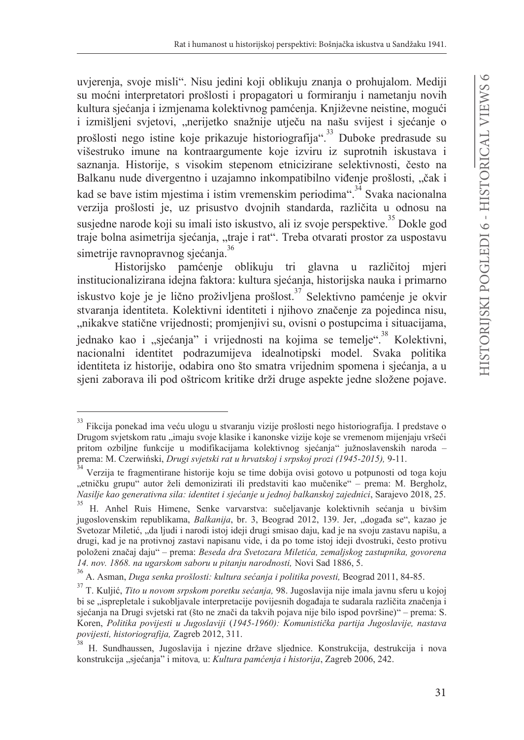uvjerenja, svoje misli". Nisu jedini koji oblikuju znanja o prohujalom. Mediji su moćni interpretatori prošlosti i propagatori u formiranju i nametanju novih kultura sjećanja i izmjenama kolektivnog pamćenja. Književne neistine, mogući i izmišljeni svjetovi, „nerijetko snažnije utječu na našu svijest i sjećanje o prošlosti nego istine koje prikazuje historiografija".[33] Duboke predrasude su višestruko imune na kontraargumente koje izviru iz suprotnih iskustava i saznanja. Historije, s visokim stepenom etnicizirane selektivnosti, često na Balkanu nude divergentno i uzajamno inkompatibilno viđenje prošlosti, „čak i kad se bave istim mjestima i istim vremenskim periodima".[34] Svaka nacionalna verzija prošlosti je, uz prisustvo dvojnih standarda, različita u odnosu na susjedne narode koji su imali isto iskustvo, ali iz svoje perspektive.[35] Dokle god traje bolna asimetrija sjećanja, „traje i rat". Treba otvarati prostor za uspostavu simetrije ravnopravnog sjećanja.[36]

Historijsko pamćenje oblikuju tri glavna u različitoj mjeri institucionalizirana idejna faktora: kultura sjećanja, historijska nauka i primarno iskustvo koje je je lično proživljena prošlost.[37] Selektivno pamćenje je okvir stvaranja identiteta. Kolektivni identiteti i njihovo značenje za pojedinca nisu, „nikakve statične vrijednosti; promjenjivi su, ovisni o postupcima i situacijama, jednako kao i „sjećanja" i vrijednosti na kojima se temelje".[38] Kolektivni, nacionalni identitet podrazumijeva idealnotipski model. Svaka politika identiteta iz historije, odabira ono što smatra vrijednim spomena i sjećanja, a u sjeni zaborava ili pod oštricom kritike drži druge aspekte jedne složene pojave.

---

[33] Fikcija ponekad ima veću ulogu u stvaranju vizije prošlosti nego historiografija. I predstave o Drugom svjetskom ratu „imaju svoje klasike i kanonske vizije koje se vremenom mijenjaju vršeći pritom ozbiljne funkcije u modifikacijama kolektivnog sjećanja" južnoslavenskih naroda – prema: M. Czerwiński, *Drugi svjetski rat u hrvatskoj i srpskoj prozi (1945-2015),* 9-11.

[34] Verzija te fragmentirane historije koju se time dobija ovisi gotovo u potpunosti od toga koju „etničku grupu" autor želi demonizirati ili predstaviti kao mučenike" – prema: M. Bergholz, *Nasilje kao generativna sila: identitet i sjećanje u jednoj balkanskoj zajednici*, Sarajevo 2018, 25.

[35] H. Anhel Ruis Himene, Senke varvarstva: suočavanje kolektivnih sećanja u bivšim jugoslovenskim republikama, *Balkanija*, br. 3, Beograd 2012, 139. Jer, „događa se", kazao je Svetozar Miletić, „da ljudi i narodi istoj ideji drugi smisao daju, kad je na svoju zastavu napišu, a drugi, kad je na protivnoj zastavi napisanu vide, i da po tome istoj ideji dvostruki, često protivu položeni značaj daju" – prema: *Beseda dra Svetozara Miletića, zemaljskog zastupnika, govorena 14. nov. 1868. na ugarskom saboru u pitanju narodnosti,* Novi Sad 1886, 5.

[36] A. Asman, *Duga senka prošlosti: kultura sećanja i politika povesti,* Beograd 2011, 84-85.

[37] T. Kuljić, *Tito u novom srpskom poretku sećanja,* 98. Jugoslavija nije imala javnu sferu u kojoj bi se „isprepletale i sukobljavale interpretacije povijesnih događaja te sudarala različita značenja i sjećanja na Drugi svjetski rat (što ne znači da takvih pojava nije bilo ispod površine)" – prema: S. Koren, *Politika povijesti u Jugoslaviji* (*1945-1960): Komunistička partija Jugoslavije, nastava povijesti, historiografija,* Zagreb 2012, 311.

[38] H. Sundhaussen, Jugoslavija i njezine države sljednice. Konstrukcija, destrukcija i nova konstrukcija „sjećanja" i mitova*,* u: *Kultura pamćenja i historija*, Zagreb 2006, 242.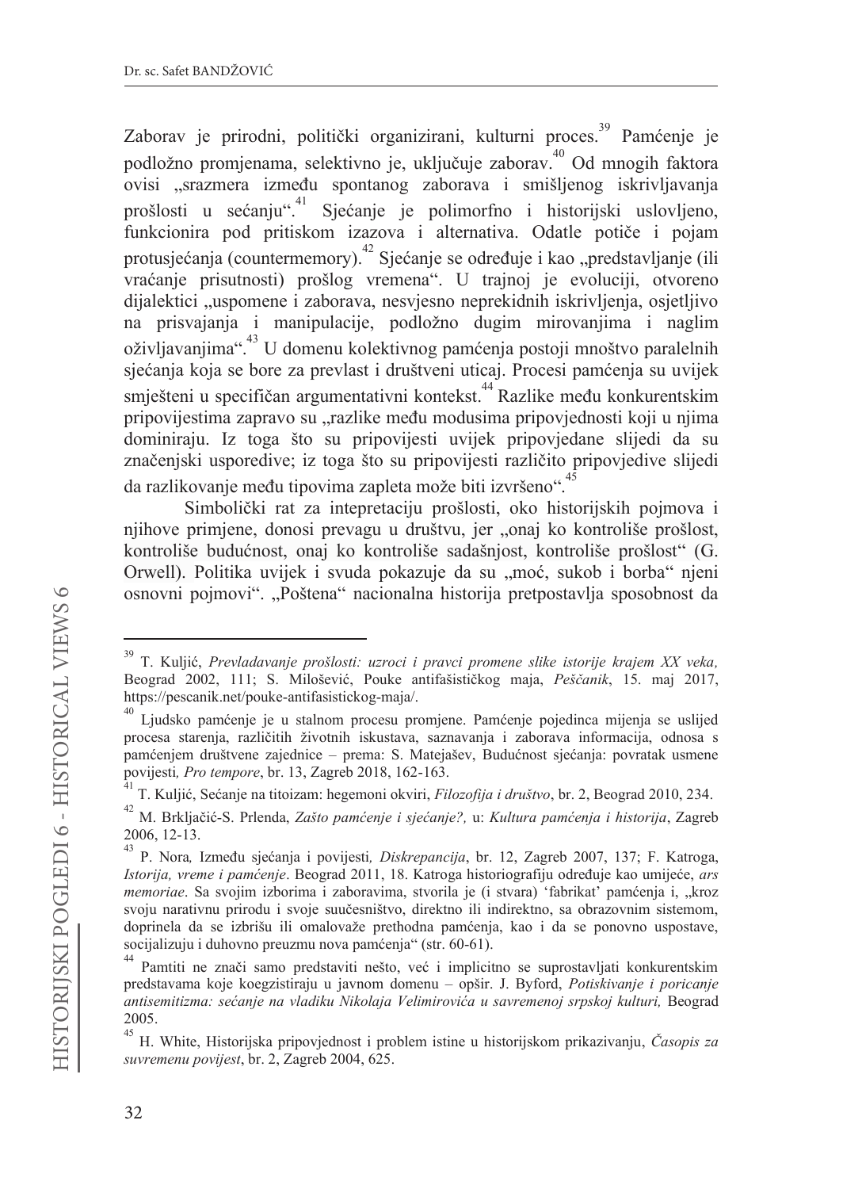Zaborav je prirodni, politički organizirani, kulturni proces.[39] Pamćenje je podložno promjenama, selektivno je, uključuje zaborav.[40] Od mnogih faktora ovisi „srazmera između spontanog zaborava i smišljenog iskrivljavanja prošlosti u sećanju“.[41] Sjećanje je polimorfno i historijski uslovljeno, funkcionira pod pritiskom izazova i alternativa. Odatle potiče i pojam protusjećanja (countermemory).[42] Sjećanje se određuje i kao „predstavljanje (ili vraćanje prisutnosti) prošlog vremena“. U trajnoj je evoluciji, otvoreno dijalektici „uspomene i zaborava, nesvjesno neprekidnih iskrivljenja, osjetljivo na prisvajanja i manipulacije, podložno dugim mirovanjima i naglim oživljavanjima“.[43] U domenu kolektivnog pamćenja postoji mnoštvo paralelnih sjećanja koja se bore za prevlast i društveni uticaj. Procesi pamćenja su uvijek smješteni u specifičan argumentativni kontekst.[44] Razlike među konkurentskim pripovijestima zapravo su „razlike među modusima pripovjednosti koji u njima dominiraju. Iz toga što su pripovijesti uvijek pripovjedane slijedi da su značenjski usporedive; iz toga što su pripovijesti različito pripovjedive slijedi da razlikovanje među tipovima zapleta može biti izvršeno“.[45]

Simbolički rat za intepretaciju prošlosti, oko historijskih pojmova i njihove primjene, donosi prevagu u društvu, jer „onaj ko kontroliše prošlost, kontroliše budućnost, onaj ko kontroliše sadašnjost, kontroliše prošlost“ (G. Orwell). Politika uvijek i svuda pokazuje da su „moć, sukob i borba“ njeni osnovni pojmovi“. „Poštena“ nacionalna historija pretpostavlja sposobnost da

---

[39] T. Kuljić, *Prevladavanje prošlosti: uzroci i pravci promene slike istorije krajem XX veka,* Beograd 2002, 111; S. Milošević, Pouke antifašističkog maja, *Peščanik*, 15. maj 2017, https://pescanik.net/pouke-antifasistickog-maja/.

[40] Ljudsko pamćenje je u stalnom procesu promjene. Pamćenje pojedinca mijenja se uslijed procesa starenja, različitih životnih iskustava, saznavanja i zaborava informacija, odnosa s pamćenjem društvene zajednice – prema: S. Matejašev, Budućnost sjećanja: povratak usmene povijesti, *Pro tempore*, br. 13, Zagreb 2018, 162-163.

[41] T. Kuljić, Sećanje na titoizam: hegemoni okviri, *Filozofija i društvo*, br. 2, Beograd 2010, 234.

[42] M. Brkljačić-S. Prlenda, *Zašto pamćenje i sjećanje?,* u: *Kultura pamćenja i historija*, Zagreb 2006, 12-13.

[43] P. Nora, Između sjećanja i povijesti, *Diskrepancija*, br. 12, Zagreb 2007, 137; F. Katroga, *Istorija, vreme i pamćenje*. Beograd 2011, 18. Katroga historiografiju određuje kao umijeće, *ars memoriae*. Sa svojim izborima i zaboravima, stvorila je (i stvara) 'fabrikat' pamćenja i, „kroz svoju narativnu prirodu i svoje suučesništvo, direktno ili indirektno, sa obrazovnim sistemom, doprinela da se izbrišu ili omalovaže prethodna pamćenja, kao i da se ponovno uspostave, socijalizuju i duhovno preuzmu nova pamćenja“ (str. 60-61).

[44] Pamtiti ne znači samo predstaviti nešto, već i implicitno se suprostavljati konkurentskim predstavama koje koegzistiraju u javnom domenu – opšir. J. Byford, *Potiskivanje i poricanje antisemitizma: sećanje na vladiku Nikolaja Velimirovića u savremenoj srpskoj kulturi,* Beograd 2005.

[45] H. White, Historijska pripovjednost i problem istine u historijskom prikazivanju, *Časopis za suvremenu povijest*, br. 2, Zagreb 2004, 625.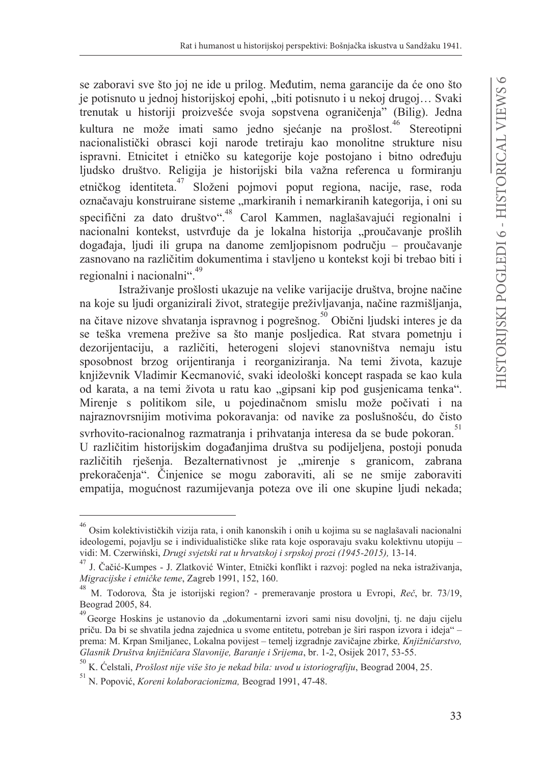se zaboravi sve što joj ne ide u prilog. Međutim, nema garancije da će ono što je potisnuto u jednoj historijskoj epohi, „biti potisnuto i u nekoj drugoj… Svaki trenutak u historiji proizvešće svoja sopstvena ograničenja" (Bilig). Jedna kultura ne može imati samo jedno sjećanje na prošlost.[46] Stereotipni nacionalistički obrasci koji narode tretiraju kao monolitne strukture nisu ispravni. Etnicitet i etničko su kategorije koje postojano i bitno određuju ljudsko društvo. Religija je historijski bila važna referenca u formiranju etničkog identiteta.[47] Složeni pojmovi poput regiona, nacije, rase, roda označavaju konstruirane sisteme „markiranih i nemarkiranih kategorija, i oni su specifični za dato društvo".[48] Carol Kammen, naglašavajući regionalni i nacionalni kontekst, ustvrđuje da je lokalna historija „proučavanje prošlih događaja, ljudi ili grupa na danome zemljopisnom području – proučavanje zasnovano na različitim dokumentima i stavljeno u kontekst koji bi trebao biti i regionalni i nacionalni".[49]

Istraživanje prošlosti ukazuje na velike varijacije društva, brojne načine na koje su ljudi organizirali život, strategije preživljavanja, načine razmišljanja, na čitave nizove shvatanja ispravnog i pogrešnog.[50] Obični ljudski interes je da se teška vremena prežive sa što manje posljedica. Rat stvara pometnju i dezorijentaciju, a različiti, heterogeni slojevi stanovništva nemaju istu sposobnost brzog orijentiranja i reorganiziranja. Na temi života, kazuje književnik Vladimir Kecmanović, svaki ideološki koncept raspada se kao kula od karata, a na temi života u ratu kao „gipsani kip pod gusjenicama tenka". Mirenje s politikom sile, u pojedinačnom smislu može počivati i na najraznovrsnijim motivima pokoravanja: od navike za poslušnošću, do čisto svrhovito-racionalnog razmatranja i prihvatanja interesa da se bude pokoran.[51] U različitim historijskim događanjima društva su podijeljena, postoji ponuda različitih rješenja. Bezalternativnost je „mirenje s granicom, zabrana prekoračenja". Činjenice se mogu zaboraviti, ali se ne smije zaboraviti empatija, mogućnost razumijevanja poteza ove ili one skupine ljudi nekada;

---

[46] Osim kolektivističkih vizija rata, i onih kanonskih i onih u kojima su se naglašavali nacionalni ideologemi, pojavlju se i individualističke slike rata koje osporavaju svaku kolektivnu utopiju – vidi: M. Czerwiński, *Drugi svjetski rat u hrvatskoj i srpskoj prozi (1945-2015),* 13-14.

[47] J. Čačić-Kumpes - J. Zlatković Winter, Etnički konflikt i razvoj: pogled na neka istraživanja, *Migracijske i etničke teme*, Zagreb 1991, 152, 160.

[48] M. Todorova*,* Šta je istorijski region? - premeravanje prostora u Evropi, *Reč*, br. 73/19, Beograd 2005, 84.

[49] George Hoskins je ustanovio da „dokumentarni izvori sami nisu dovoljni, tj. ne daju cijelu priču. Da bi se shvatila jedna zajednica u svome entitetu, potreban je širi raspon izvora i ideja" – prema: M. Krpan Smiljanec, Lokalna povijest – temelj izgradnje zavičajne zbirke*, Knjižničarstvo, Glasnik Društva knjižničara Slavonije, Baranje i Srijema*, br. 1-2, Osijek 2017, 53-55.

[50] K. Ćelstali, *Prošlost nije više što je nekad bila: uvod u istoriografiju*, Beograd 2004, 25.

[51] N. Popović, *Koreni kolaboracionizma,* Beograd 1991, 47-48.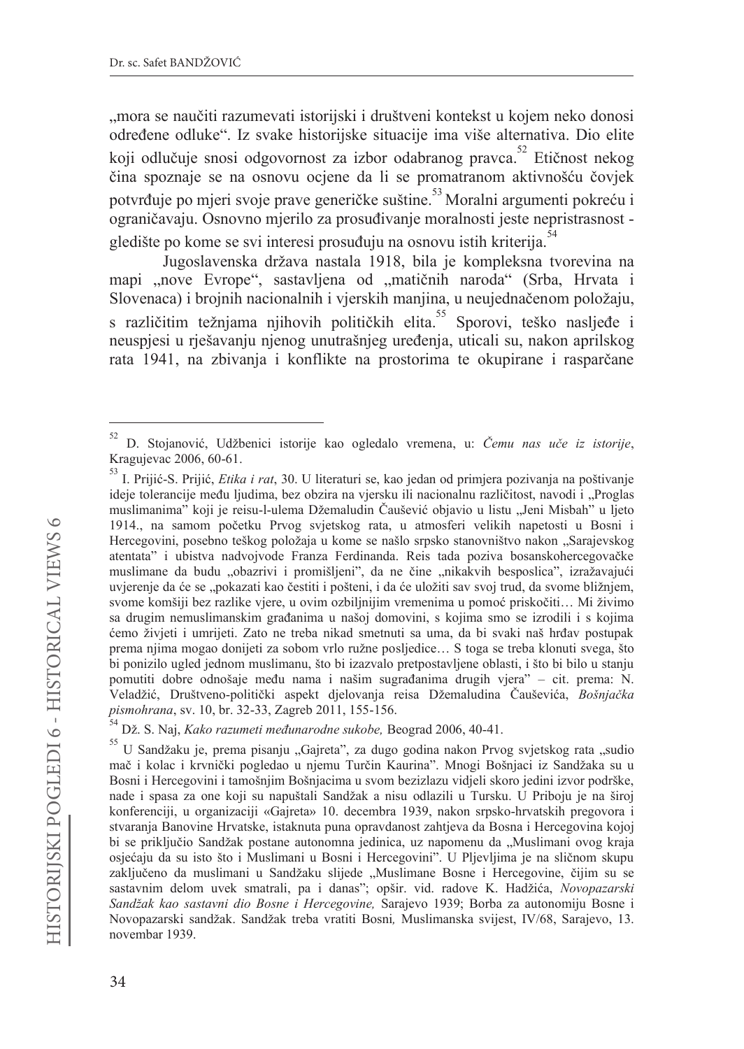„mora se naučiti razumevati istorijski i društveni kontekst u kojem neko donosi određene odluke“. Iz svake historijske situacije ima više alternativa. Dio elite koji odlučuje snosi odgovornost za izbor odabranog pravca.[52] Etičnost nekog čina spoznaje se na osnovu ocjene da li se promatranom aktivnošću čovjek potvrđuje po mjeri svoje prave generičke suštine.[53] Moralni argumenti pokreću i ograničavaju. Osnovno mjerilo za prosuđivanje moralnosti jeste nepristrasnost - gledište po kome se svi interesi prosuđuju na osnovu istih kriterija.[54]

Jugoslavenska država nastala 1918, bila je kompleksna tvorevina na mapi „nove Evrope“, sastavljena od „matičnih naroda“ (Srba, Hrvata i Slovenaca) i brojnih nacionalnih i vjerskih manjina, u neujednačenom položaju, s različitim težnjama njihovih političkih elita.[55] Sporovi, teško nasljeđe i neuspjesi u rješavanju njenog unutrašnjeg uređenja, uticali su, nakon aprilskog rata 1941, na zbivanja i konflikte na prostorima te okupirane i rasparčane

---

[52] D. Stojanović, Udžbenici istorije kao ogledalo vremena, u: *Čemu nas uče iz istorije*, Kragujevac 2006, 60-61.

[53] I. Prijić-S. Prijić, *Etika i rat*, 30. U literaturi se, kao jedan od primjera pozivanja na poštivanje ideje tolerancije među ljudima, bez obzira na vjersku ili nacionalnu različitost, navodi i „Proglas muslimanima" koji je reisu-l-ulema Džemaludin Čaušević objavio u listu „Jeni Misbah" u ljeto 1914., na samom početku Prvog svjetskog rata, u atmosferi velikih napetosti u Bosni i Hercegovini, posebno teškog položaja u kome se našlo srpsko stanovništvo nakon „Sarajevskog atentata" i ubistva nadvojvode Franza Ferdinanda. Reis tada poziva bosanskohercegovačke muslimane da budu „obazrivi i promišljeni", da ne čine „nikakvih besposlica", izražavajući uvjerenje da će se „pokazati kao čestiti i pošteni, i da će uložiti sav svoj trud, da svome bližnjem, svome komšiji bez razlike vjere, u ovim ozbiljnijim vremenima u pomoć priskočiti… Mi živimo sa drugim nemuslimanskim građanima u našoj domovini, s kojima smo se izrodili i s kojima ćemo živjeti i umrijeti. Zato ne treba nikad smetnuti sa uma, da bi svaki naš hrđav postupak prema njima mogao donijeti za sobom vrlo ružne posljedice… S toga se treba klonuti svega, što bi ponizilo ugled jednom muslimanu, što bi izazvalo pretpostavljene oblasti, i što bi bilo u stanju pomutiti dobre odnošaje među nama i našim sugrađanima drugih vjera" – cit. prema: N. Veladžić, Društveno-politički aspekt djelovanja reisa Džemaludina Čauševića, *Bošnjačka pismohrana*, sv. 10, br. 32-33, Zagreb 2011, 155-156.

[54] Dž. S. Naj, *Kako razumeti međunarodne sukobe,* Beograd 2006, 40-41.

[55] U Sandžaku je, prema pisanju „Gajreta", za dugo godina nakon Prvog svjetskog rata „sudio mač i kolac i krvnički pogledao u njemu Turčin Kaurina". Mnogi Bošnjaci iz Sandžaka su u Bosni i Hercegovini i tamošnjim Bošnjacima u svom bezizlazu vidjeli skoro jedini izvor podrške, nade i spasa za one koji su napuštali Sandžak a nisu odlazili u Tursku. U Priboju je na široj konferenciji, u organizaciji «Gajreta» 10. decembra 1939, nakon srpsko-hrvatskih pregovora i stvaranja Banovine Hrvatske, istaknuta puna opravdanost zahtjeva da Bosna i Hercegovina kojoj bi se priključio Sandžak postane autonomna jedinica, uz napomenu da „Muslimani ovog kraja osjećaju da su isto što i Muslimani u Bosni i Hercegovini". U Pljevljima je na sličnom skupu zaključeno da muslimani u Sandžaku slijede „Muslimane Bosne i Hercegovine, čijim su se sastavnim delom uvek smatrali, pa i danas"; opšir. vid. radove K. Hadžića, *Novopazarski Sandžak kao sastavni dio Bosne i Hercegovine,* Sarajevo 1939; Borba za autonomiju Bosne i Novopazarski sandžak. Sandžak treba vratiti Bosni*,* Muslimanska svijest, IV/68, Sarajevo, 13. novembar 1939.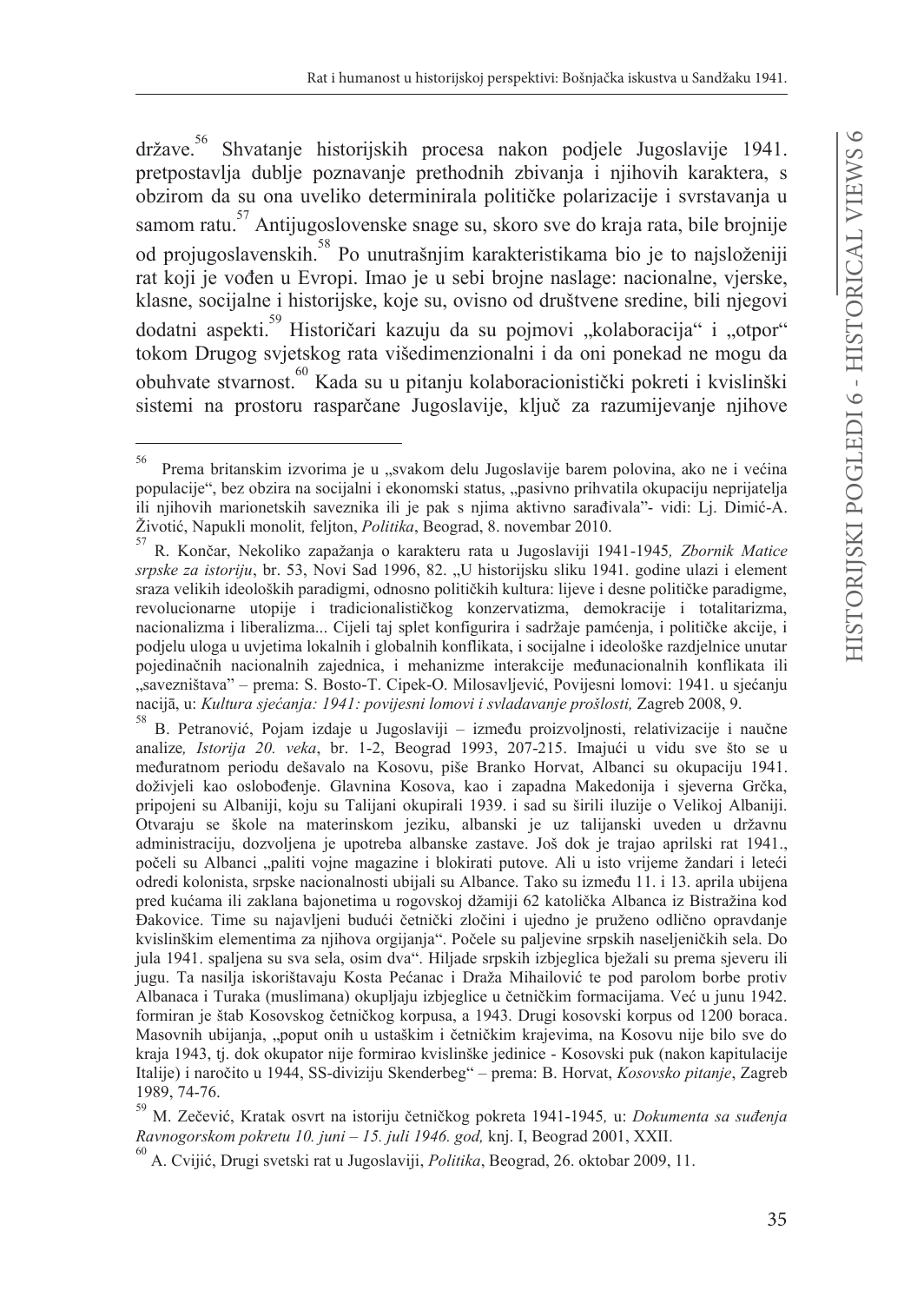države.[56] Shvatanje historijskih procesa nakon podjele Jugoslavije 1941. pretpostavlja dublje poznavanje prethodnih zbivanja i njihovih karaktera, s obzirom da su ona uveliko determinirala političke polarizacije i svrstavanja u samom ratu.[57] Antijugoslovenske snage su, skoro sve do kraja rata, bile brojnije od projugoslavenskih.[58] Po unutrašnjim karakteristikama bio je to najsloženiji rat koji je vođen u Evropi. Imao je u sebi brojne naslage: nacionalne, vjerske, klasne, socijalne i historijske, koje su, ovisno od društvene sredine, bili njegovi dodatni aspekti.[59] Historičari kazuju da su pojmovi „kolaboracija" i „otpor" tokom Drugog svjetskog rata višedimenzionalni i da oni ponekad ne mogu da obuhvate stvarnost.[60] Kada su u pitanju kolaboracionistički pokreti i kvislinški sistemi na prostoru raspačane Jugoslavije, ključ za razumijevanje njihove

---

[56] Prema britanskim izvorima je u „svakom delu Jugoslavije barem polovina, ako ne i većina populacije", bez obzira na socijalni i ekonomski status, „pasivno prihvatila okupaciju neprijatelja ili njihovih marionetskih saveznika ili je pak s njima aktivno sarađivala"- vidi: Lj. Dimić-A. Životić, Napukli monolit*,* feljton, *Politika*, Beograd, 8. novembar 2010.

[57] R. Končar, Nekoliko zapažanja o karakteru rata u Jugoslaviji 1941-1945*, Zbornik Matice srpske za istoriju*, br. 53, Novi Sad 1996, 82. „U historijsku sliku 1941. godine ulazi i element sraza velikih ideoloških paradigmi, odnosno političkih kultura: lijeve i desne političke paradigme, revolucionarne utopije i tradicionalističkog konzervatizma, demokracije i totalitarizma, nacionalizma i liberalizma... Cijeli taj splet konfigurira i sadržaje pamćenja, i političke akcije, i podjelu uloga u uvjetima lokalnih i globalnih konflikata, i socijalne i ideološke razdjelnice unutar pojedinačnih nacionalnih zajednica, i mehanizme interakcije međunacionalnih konflikata ili „savezništava" – prema: S. Bosto-T. Cipek-O. Milosavljević, Povijesni lomovi: 1941. u sjećanju nacijā, u: *Kultura sjećanja: 1941: povijesni lomovi i svladavanje prošlosti,* Zagreb 2008, 9.

[58] B. Petranović, Pojam izdaje u Jugoslaviji – između proizvoljnosti, relativizacije i naučne analize*, Istorija 20. veka*, br. 1-2, Beograd 1993, 207-215. Imajući u vidu sve što se u međuratnom periodu dešavalo na Kosovu, piše Branko Horvat, Albanci su okupaciju 1941. doživjeli kao oslobođenje. Glavnina Kosova, kao i zapadna Makedonija i sjeverna Grčka, pripojeni su Albaniji, koju su Talijani okupirali 1939. i sad su širili iluzije o Velikoj Albaniji. Otvaraju se škole na materinskom jeziku, albanski je uz talijanski uveden u državnu administraciju, dozvoljena je upotreba albanske zastave. Još dok je trajao aprilski rat 1941., počeli su Albanci „paliti vojne magazine i blokirati putove. Ali u isto vrijeme žandari i leteći odredi kolonista, srpske nacionalnosti ubijali su Albance. Tako su između 11. i 13. aprila ubijena pred kućama ili zaklana bajonetima u rogovskoj džamiji 62 katolička Albanca iz Bistražina kod Đakovice. Time su najavljeni budući četnički zločini i ujedno je pruženo odlično opravdanje kvislinškim elementima za njihova orgijanja". Počele su paljevine srpskih naseljeničkih sela. Do jula 1941. spaljena su sva sela, osim dva". Hiljade srpskih izbjeglica bježali su prema sjeveru ili jugu. Ta nasilja iskorištavaju Kosta Pećanac i Draža Mihailović te pod parolom borbe protiv Albanaca i Turaka (muslimana) okupljaju izbjeglice u četničkim formacijama. Već u junu 1942. formiran je štab Kosovskog četničkog korpusa, a 1943. Drugi kosovski korpus od 1200 boraca. Masovnih ubijanja, „poput onih u ustaškim i četničkim krajevima, na Kosovu nije bilo sve do kraja 1943, tj. dok okupator nije formirao kvislinške jedinice - Kosovski puk (nakon kapitulacije Italije) i naročito u 1944, SS-diviziju Skenderbeg" – prema: B. Horvat, *Kosovsko pitanje*, Zagreb 1989, 74-76.

[59] M. Zečević, Kratak osvrt na istoriju četničkog pokreta 1941-1945*,* u: *Dokumenta sa suđenja Ravnogorskom pokretu 10. juni – 15. juli 1946. god,* knj. I, Beograd 2001, XXII.

[60] A. Cvijić, Drugi svetski rat u Jugoslaviji, *Politika*, Beograd, 26. oktobar 2009, 11.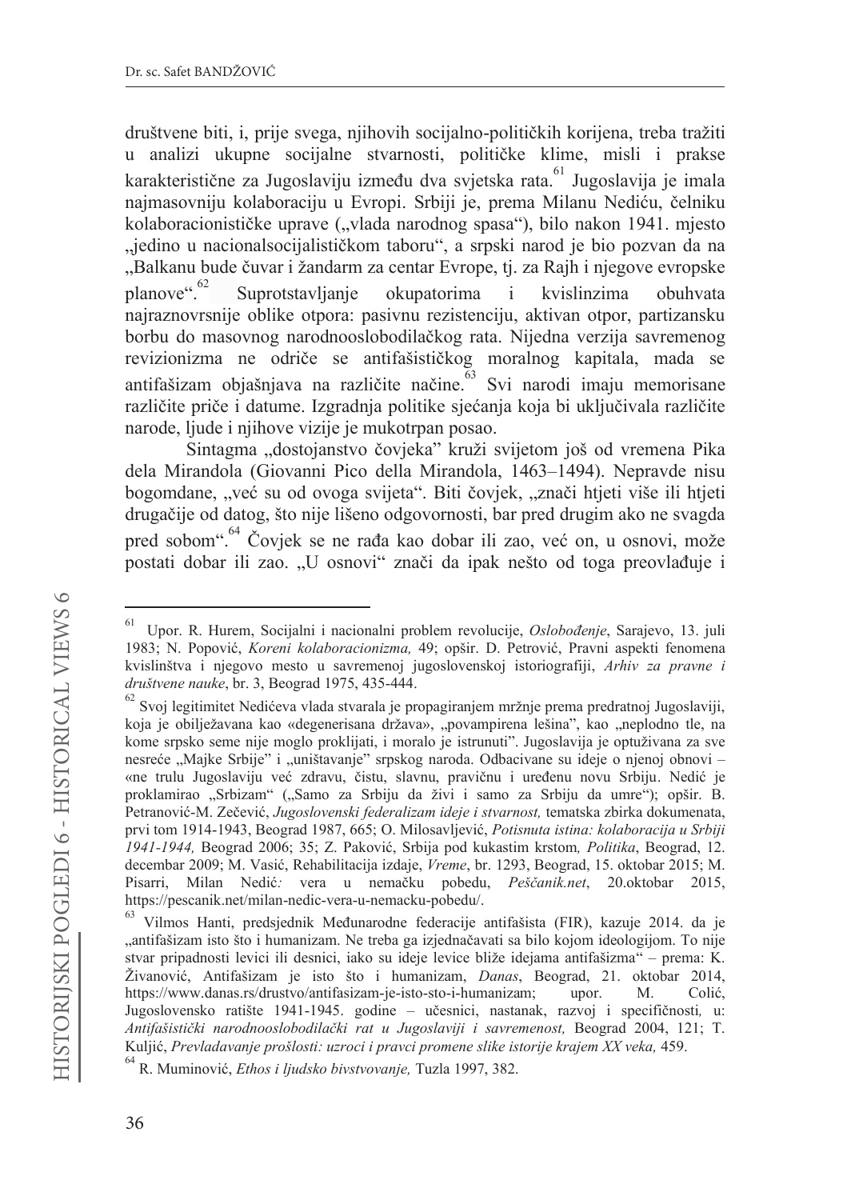društvene biti, i, prije svega, njihovih socijalno-političkih korijena, treba tražiti u analizi ukupne socijalne stvarnosti, političke klime, misli i prakse karakteristične za Jugoslaviju između dva svjetska rata.[61] Jugoslavija je imala najmasovniju kolaboraciju u Evropi. Srbiji je, prema Milanu Nediću, čelniku kolaboracionističke uprave („vlada narodnog spasa"), bilo nakon 1941. mjesto „jedino u nacionalsocijalističkom taboru", a srpski narod je bio pozvan da na „Balkanu bude čuvar i žandarm za centar Evrope, tj. za Rajh i njegove evropske planove".[62] Suprotstavljanje okupatorima i kvislinzima obuhvata najraznovrsnije oblike otpora: pasivnu rezistenciju, aktivan otpor, partizansku borbu do masovnog narodnooslobodilačkog rata. Nijedna verzija savremenog revizionizma ne odriče se antifašističkog moralnog kapitala, mada se antifašizam objašnjava na različite načine.[63] Svi narodi imaju memorisane različite priče i datume. Izgradnja politike sjećanja koja bi uključivala različite narode, ljude i njihove vizije je mukotrpan posao.

Sintagma „dostojanstvo čovjeka" kruži svijetom još od vremena Pika dela Mirandola (Giovanni Pico della Mirandola, 1463–1494). Nepravde nisu bogomdane, „već su od ovoga svijeta". Biti čovjek, „znači htjeti više ili htjeti drugačije od datog, što nije lišeno odgovornosti, bar pred drugim ako ne svagda pred sobom".[64] Čovjek se ne rađa kao dobar ili zao, već on, u osnovi, može postati dobar ili zao. „U osnovi" znači da ipak nešto od toga preovlađuje i

---

[61] Upor. R. Hurem, Socijalni i nacionalni problem revolucije, *Oslobođenje*, Sarajevo, 13. juli 1983; N. Popović, *Koreni kolaboracionizma,* 49; opšir. D. Petrović, Pravni aspekti fenomena kvislinštva i njegovo mesto u savremenoj jugoslovenskoj istoriografiji, *Arhiv za pravne i društvene nauke*, br. 3, Beograd 1975, 435-444.

[62] Svoj legitimitet Nedićeva vlada stvarala je propagiranjem mržnje prema predratnoj Jugoslaviji, koja je obilježavana kao «degenerisana država», „povampirena lešina", kao „neplodno tle, na kome srpsko seme nije moglo proklijati, i moralo je istrunuti". Jugoslavija je optuživana za sve nesreće „Majke Srbije" i „uništavanje" srpskog naroda. Odbacivane su ideje o njenoj obnovi – «ne trulu Jugoslaviju već zdravu, čistu, slavnu, pravičnu i uređenu novu Srbiju. Nedić je proklamirao „Srbizam" („Samo za Srbiju da živi i samo za Srbiju da umre"); opšir. B. Petranović-M. Zečević, *Jugoslovenski federalizam ideje i stvarnost,* tematska zbirka dokumenata, prvi tom 1914-1943, Beograd 1987, 665; O. Milosavljević, *Potisnuta istina: kolaboracija u Srbiji 1941-1944,* Beograd 2006; 35; Z. Paković, Srbija pod kukastim krstom*, Politika*, Beograd, 12. decembar 2009; M. Vasić, Rehabilitacija izdaje, *Vreme*, br. 1293, Beograd, 15. oktobar 2015; M. Pisarri, Milan Nedić*:* vera u nemačku pobedu, *Peščanik.net*, 20.oktobar 2015, https://pescanik.net/milan-nedic-vera-u-nemacku-pobedu/.

[63] Vilmos Hanti, predsjednik Međunarodne federacije antifašista (FIR), kazuje 2014. da je „antifašizam isto što i humanizam. Ne treba ga izjednačavati sa bilo kojom ideologijom. To nije stvar pripadnosti levici ili desnici, iako su ideje levice bliže idejama antifašizma" – prema: K. Živanović, Antifašizam je isto što i humanizam, *Danas*, Beograd, 21. oktobar 2014, https://www.danas.rs/drustvo/antifasizam-je-isto-sto-i-humanizam; upor. M. Colić, Jugoslovensko ratište 1941-1945. godine – učesnici, nastanak, razvoj i specifičnosti*,* u: *Antifašistički narodnooslobodilački rat u Jugoslaviji i savremenost,* Beograd 2004, 121; T. Kuljić, *Prevladavanje prošlosti: uzroci i pravci promene slike istorije krajem XX veka,* 459.

[64] R. Muminović, *Ethos i ljudsko bivstvovanje,* Tuzla 1997, 382.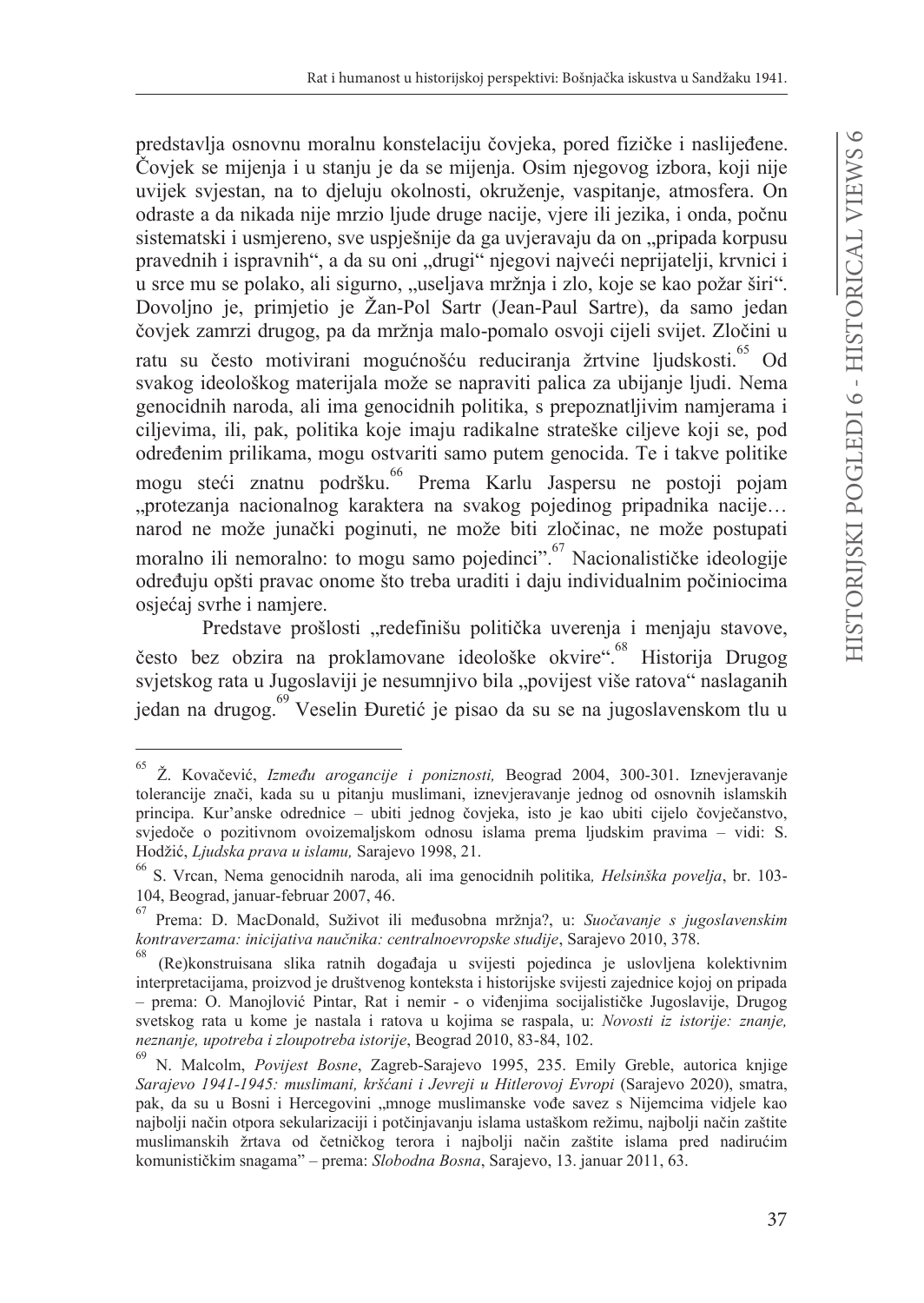predstavlja osnovnu moralnu konstelaciju čovjeka, pored fizičke i naslijeđene. Čovjek se mijenja i u stanju je da se mijenja. Osim njegovog izbora, koji nije uvijek svjestan, na to djeluju okolnosti, okruženje, vaspitanje, atmosfera. On odraste a da nikada nije mrzio ljude druge nacije, vjere ili jezika, i onda, počnu sistematski i usmjereno, sve uspješnije da ga uvjeravaju da on „pripada korpusu pravednih i ispravnih", a da su oni „drugi" njegovi najveći neprijatelji, krvnici i u srce mu se polako, ali sigurno, „useljava mržnja i zlo, koje se kao požar širi". Dovoljno je, primjetio je Žan-Pol Sartr (Jean-Paul Sartre), da samo jedan čovjek zamrzi drugog, pa da mržnja malo-pomalo osvoji cijeli svijet. Zločini u ratu su često motivirani mogućnošću reduciranja žrtvine ljudskosti.[65] Od svakog ideološkog materijala može se napraviti palica za ubijanje ljudi. Nema genocidnih naroda, ali ima genocidnih politika, s prepoznatljivim namjerama i ciljevima, ili, pak, politika koje imaju radikalne strateške ciljeve koji se, pod određenim prilikama, mogu ostvariti samo putem genocida. Te i takve politike mogu steći znatnu podršku.[66] Prema Karlu Jaspersu ne postoji pojam „protezanja nacionalnog karaktera na svakog pojedinog pripadnika nacije… narod ne može junački poginuti, ne može biti zločinac, ne može postupati moralno ili nemoralno: to mogu samo pojedinci".[67] Nacionalističke ideologije određuju opšti pravac onome što treba uraditi i daju individualnim počiniocima osjećaj svrhe i namjere.

Predstave prošlosti „redefinišu politička uverenja i menjaju stavove, često bez obzira na proklamovane ideološke okvire".[68] Historija Drugog svjetskog rata u Jugoslaviji je nesumnjivo bila „povijest više ratova" naslaganih jedan na drugog.[69] Veselin Đuretić je pisao da su se na jugoslavenskom tlu u

---

[65] Ž. Kovačević, *Između arogancije i poniznosti,* Beograd 2004, 300-301. Iznevjeravanje tolerancije znači, kada su u pitanju muslimani, iznevjeravanje jednog od osnovnih islamskih principa. Kur'anske odrednice – ubiti jednog čovjeka, isto je kao ubiti cijelo čovječanstvo, svjedoče o pozitivnom ovozemaljskom odnosu islama prema ljudskim pravima – vidi: S. Hodžić, *Ljudska prava u islamu,* Sarajevo 1998, 21.

[66] S. Vrcan, Nema genocidnih naroda, ali ima genocidnih politika, *Helsinška povelja*, br. 103-104, Beograd, januar-februar 2007, 46.

[67] Prema: D. MacDonald, Suživot ili međusobna mržnja?, u: *Suočavanje s jugoslavenskim kontraverzama: inicijativa naučnika: centralnoevropske studije*, Sarajevo 2010, 378.

[68] (Re)konstruisana slika ratnih događaja u svijesti pojedinca je uslovljena kolektivnim interpretacijama, proizvod je društvenog konteksta i historijske svijesti zajednice kojoj on pripada – prema: O. Manojlović Pintar, Rat i nemir - o viđenjima socijalističke Jugoslavije, Drugog svetskog rata u kome je nastala i ratova u kojima se raspala, u: *Novosti iz istorije: znanje, neznanje, upotreba i zloupotreba istorije*, Beograd 2010, 83-84, 102.

[69] N. Malcolm, *Povijest Bosne*, Zagreb-Sarajevo 1995, 235. Emily Greble, autorica knjige *Sarajevo 1941-1945: muslimani, kršćani i Jevreji u Hitlerovoj Evropi* (Sarajevo 2020), smatra, pak, da su u Bosni i Hercegovini „mnoge muslimanske vođe savez s Nijemcima vidjele kao najbolji način otpora sekularizaciji i potčinjavanju islama ustaškom režimu, najbolji način zaštite muslimanskih žrtava od četničkog terora i najbolji način zaštite islama pred nadirućim komunističkim snagama" – prema: *Slobodna Bosna*, Sarajevo, 13. januar 2011, 63.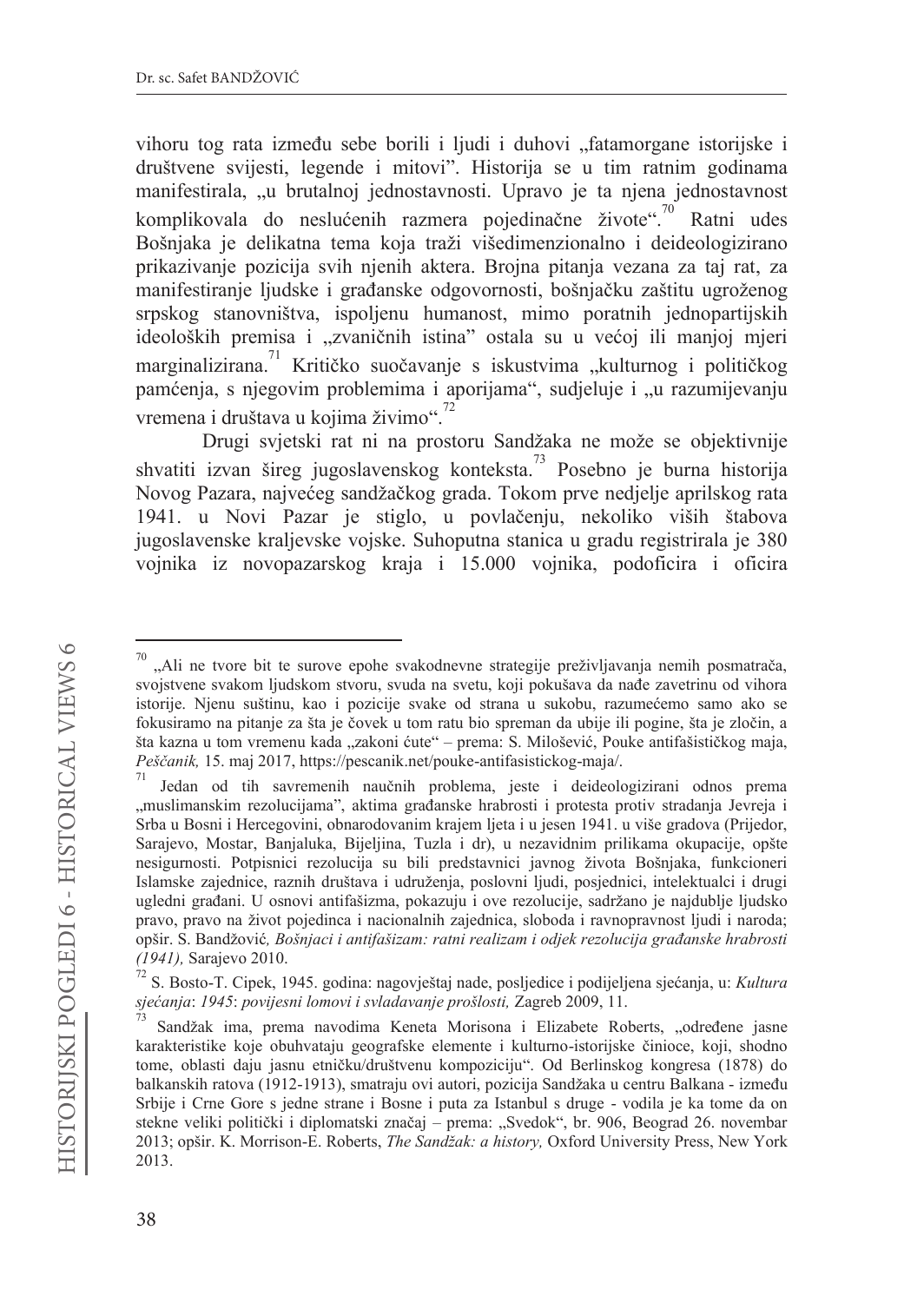vihoru tog rata između sebe borili i ljudi i duhovi „fatamorgane istorijske i društvene svijesti, legende i mitovi". Historija se u tim ratnim godinama manifestirala, „u brutalnoj jednostavnosti. Upravo je ta njena jednostavnost komplikovala do neslućenih razmera pojedinačne živote".[70] Ratni udes Bošnjaka je delikatna tema koja traži višedimenzionalno i deideologizirano prikazivanje pozicija svih njenih aktera. Brojna pitanja vezana za taj rat, za manifestiranje ljudske i građanske odgovornosti, bošnjačku zaštitu ugroženog srpskog stanovništva, ispoljenu humanost, mimo poratnih jednopartijskih ideoloških premisa i „zvaničnih istina" ostala su u većoj ili manjoj mjeri marginalizirana.[71] Kritičko suočavanje s iskustvima „kulturnog i političkog pamćenja, s njegovim problemima i aporijama", sudjeluje i „u razumijevanju vremena i društava u kojima živimo".[72]

Drugi svjetski rat ni na prostoru Sandžaka ne može se objektivnije shvatiti izvan šireg jugoslavenskog konteksta.[73] Posebno je burna historija Novog Pazara, najvećeg sandžačkog grada. Tokom prve nedjelje aprilskog rata 1941. u Novi Pazar je stiglo, u povlačenju, nekoliko viših štabova jugoslavenske kraljevske vojske. Suhoputna stanica u gradu registrirala je 380 vojnika iz novopazarskog kraja i 15.000 vojnika, podoficira i oficira

---

[70] „Ali ne tvore bit te surove epohe svakodnevne strategije preživljavanja nemih posmatrača, svojstvene svakom ljudskom stvoru, svuda na svetu, koji pokušava da nađe zavetrinu od vihora istorije. Njenu suštinu, kao i pozicije svake od strana u sukobu, razumećemo samo ako se fokusiramo na pitanje za šta je čovek u tom ratu bio spreman da ubije ili pogine, šta je zločin, a šta kazna u tom vremenu kada „zakoni ćute" – prema: S. Milošević, Pouke antifašističkog maja, *Peščanik,* 15. maj 2017, https://pescanik.net/pouke-antifasistickog-maja/.

[71] Jedan od tih savremenih naučnih problema, jeste i deideologizirani odnos prema „muslimanskim rezolucijama", aktima građanske hrabrosti i protesta protiv stradanja Jevreja i Srba u Bosni i Hercegovini, obnarodovanim krajem ljeta i u jesen 1941. u više gradova (Prijedor, Sarajevo, Mostar, Banjaluka, Bijeljina, Tuzla i dr), u nezavidnim prilikama okupacije, opšte nesigurnosti. Potpisnici rezolucija su bili predstavnici javnog života Bošnjaka, funkcioneri Islamske zajednice, raznih društava i udruženja, poslovni ljudi, posjednici, intelektualci i drugi ugledni građani. U osnovi antifašizma, pokazuju i ove rezolucije, sadržano je najdublje ljudsko pravo, pravo na život pojedinca i nacionalnih zajednica, sloboda i ravnopravnost ljudi i naroda; opšir. S. Bandžović, *Bošnjaci i antifašizam: ratni realizam i odjek rezolucija građanske hrabrosti (1941),* Sarajevo 2010.

[72] S. Bosto-T. Cipek, 1945. godina: nagovještaj nade, posljedice i podijeljena sjećanja, u: *Kultura sjećanja*: *1945*: *povijesni lomovi i svladavanje prošlosti,* Zagreb 2009, 11.

[73] Sandžak ima, prema navodima Keneta Morisona i Elizabete Roberts, „određene jasne karakteristike koje obuhvataju geografske elemente i kulturno-istorijske činioce, koji, shodno tome, oblasti daju jasnu etničku/društvenu kompoziciju". Od Berlinskog kongresa (1878) do balkanskih ratova (1912-1913), smatraju ovi autori, pozicija Sandžaka u centru Balkana - između Srbije i Crne Gore s jedne strane i Bosne i puta za Istanbul s druge - vodila je ka tome da on stekne veliki politički i diplomatski značaj – prema: „Svedok", br. 906, Beograd 26. novembar 2013; opšir. K. Morrison-E. Roberts, *The Sandžak: a history,* Oxford University Press, New York 2013.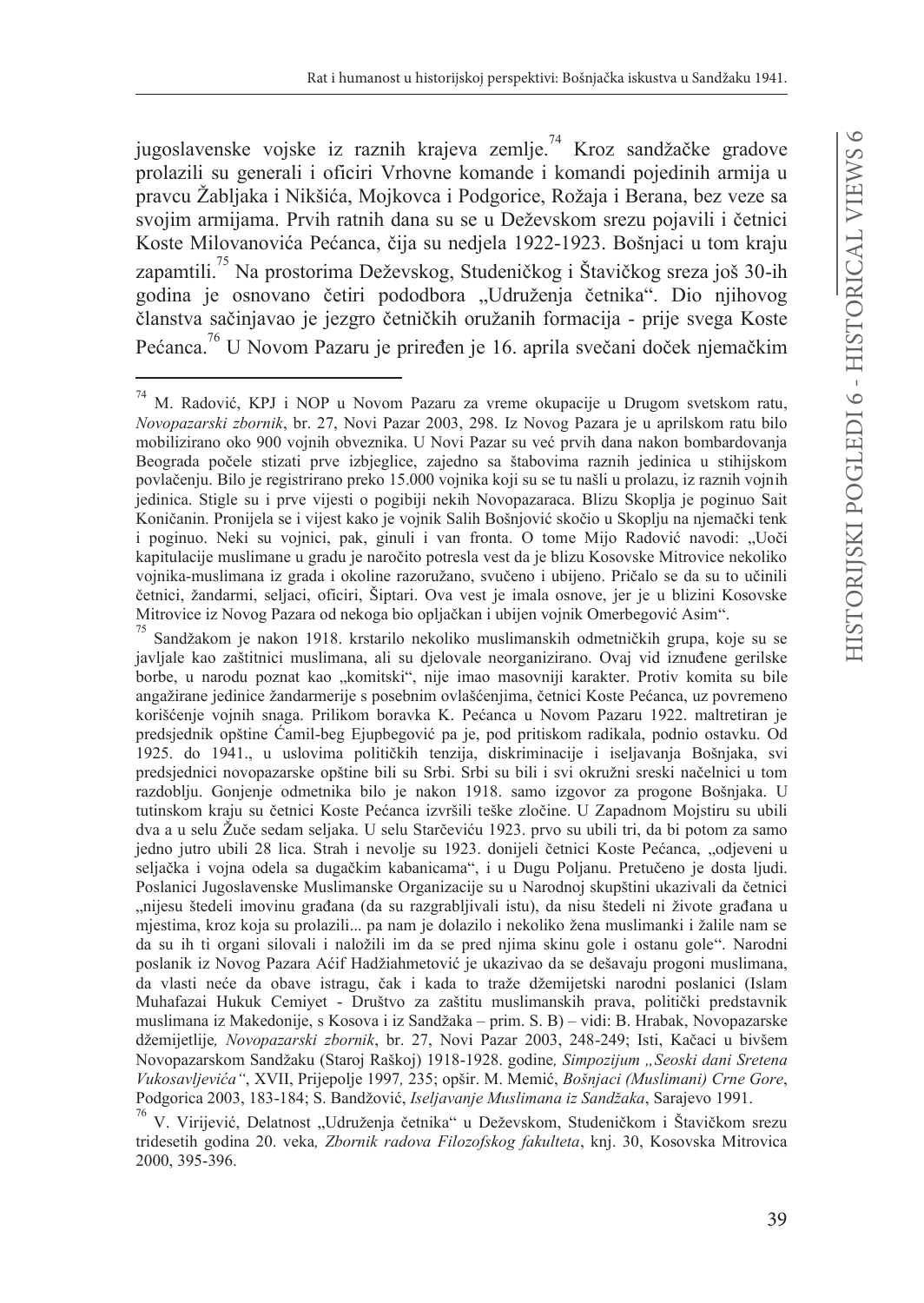jugoslavenske vojske iz raznih krajeva zemlje.[74] Kroz sandžačke gradove prolazili su generali i oficiri Vrhovne komande i komandi pojedinih armija u pravcu Žabljaka i Nikšića, Mojkovca i Podgorice, Rožaja i Berana, bez veze sa svojim armijama. Prvih ratnih dana su se u Deževskom srezu pojavili i četnici Koste Milovanovića Pećanca, čija su nedjela 1922-1923. Bošnjaci u tom kraju zapamtili.[75] Na prostorima Deževskog, Studeničkog i Štavičkog sreza još 30-ih godina je osnovano četiri pododbora „Udruženja četnika". Dio njihovog članstva sačinjavao je jezgro četničkih oružanih formacija - prije svega Koste Pećanca.[76] U Novom Pazaru je priređen je 16. aprila svečani doček njemačkim

---

[74] M. Radović, KPJ i NOP u Novom Pazaru za vreme okupacije u Drugom svetskom ratu, *Novopazarski zbornik*, br. 27, Novi Pazar 2003, 298. Iz Novog Pazara je u aprilskom ratu bilo mobilizirano oko 900 vojnih obveznika. U Novi Pazar su već prvih dana nakon bombardovanja Beograda počele stizati prve izbjeglice, zajedno sa štabovima raznih jedinica u stihijskom povlačenju. Bilo je registrirano preko 15.000 vojnika koji su se tu našli u prolazu, iz raznih vojnih jedinica. Stigle su i prve vijesti o pogibiji nekih Novopazaraca. Blizu Skoplja je poginuo Sait Koničanin. Pronijela se i vijest kako je vojnik Salih Bošnjović skočio u Skoplju na njemački tenk i poginuo. Neki su vojnici, pak, ginuli i van fronta. O tome Mijo Radović navodi: „Uoči kapitulacije muslimane u gradu je naročito potresla vest da je blizu Kosovske Mitrovice nekoliko vojnika-muslimana iz grada i okoline razoružano, svučeno i ubijeno. Pričalo se da su to učinili četnici, žandarmi, seljaci, oficiri, Šiptari. Ova vest je imala osnove, jer je u blizini Kosovske Mitrovice iz Novog Pazara od nekoga bio opljačkan i ubijen vojnik Omerbegović Asim".

[75] Sandžakom je nakon 1918. krstarilo nekoliko muslimanskih odmetničkih grupa, koje su se javljale kao zaštitnici muslimana, ali su djelovale neorganizirano. Ovaj vid iznuđene gerilske borbe, u narodu poznat kao „komitski", nije imao masovniji karakter. Protiv komita su bile angažirane jedinice žandarmerije s posebnim ovlašćenjima, četnici Koste Pećanca, uz povremeno korišćenje vojnih snaga. Prilikom boravka K. Pećanca u Novom Pazaru 1922. maltretiran je predsjednik opštine Ćamil-beg Ejupbegović pa je, pod pritiskom radikala, podnio ostavku. Od 1925. do 1941., u uslovima političkih tenzija, diskriminacije i iseljavanja Bošnjaka, svi predsjednici novopazarske opštine bili su Srbi. Srbi su bili i svi okružni sreski načelnici u tom razdoblju. Gonjenje odmetnika bilo je nakon 1918. samo izgovor za progone Bošnjaka. U tutinskom kraju su četnici Koste Pećanca izvršili teške zločine. U Zapadnom Mojstiru su ubili dva a u selu Žuče sedam seljaka. U selu Starčeviću 1923. prvo su ubili tri, da bi potom za samo jedno jutro ubili 28 lica. Strah i nevolje su 1923. donijeli četnici Koste Pećanca, „odjeveni u seljačka i vojna odela sa dugačkim kabanicama", i u Dugu Poljanu. Pretučeno je dosta ljudi. Poslanici Jugoslavenske Muslimanske Organizacije su u Narodnoj skupštini ukazivali da četnici „nijesu štedeli imovinu građana (da su razgrabljivali istu), da nisu štedeli ni živote građana u mjestima, kroz koja su prolazili... pa nam je dolazilo i nekoliko žena muslimanki i žalile nam se da su ih ti organi silovali i naložili im da se pred njima skinu gole i ostanu gole". Narodni poslanik iz Novog Pazara Aćif Hadžiahmetović je ukazivao da se dešavaju progoni muslimana, da vlasti neće da obave istragu, čak i kada to traže džemijetski narodni poslanici (Islam Muhafazai Hukuk Cemiyet - Društvo za zaštitu muslimanskih prava, politički predstavnik muslimana iz Makedonije, s Kosova i iz Sandžaka – prim. S. B) – vidi: B. Hrabak, Novopazarske džemijetlije*, Novopazarski zbornik*, br. 27, Novi Pazar 2003, 248-249; Isti, Kačaci u bivšem Novopazarskom Sandžaku (Staroj Raškoj) 1918-1928. godine*, Simpozijum „Seoski dani Sretena Vukosavljevića"*, XVII, Prijepolje 1997*,* 235; opšir. M. Memić, *Bošnjaci (Muslimani) Crne Gore*, Podgorica 2003, 183-184; S. Bandžović, *Iseljavanje Muslimana iz Sandžaka*, Sarajevo 1991.

[76] V. Virijević, Delatnost „Udruženja četnika" u Deževskom, Studeničkom i Štavičkom srezu tridesetih godina 20. veka*, Zbornik radova Filozofskog fakulteta*, knj. 30, Kosovska Mitrovica 2000, 395-396.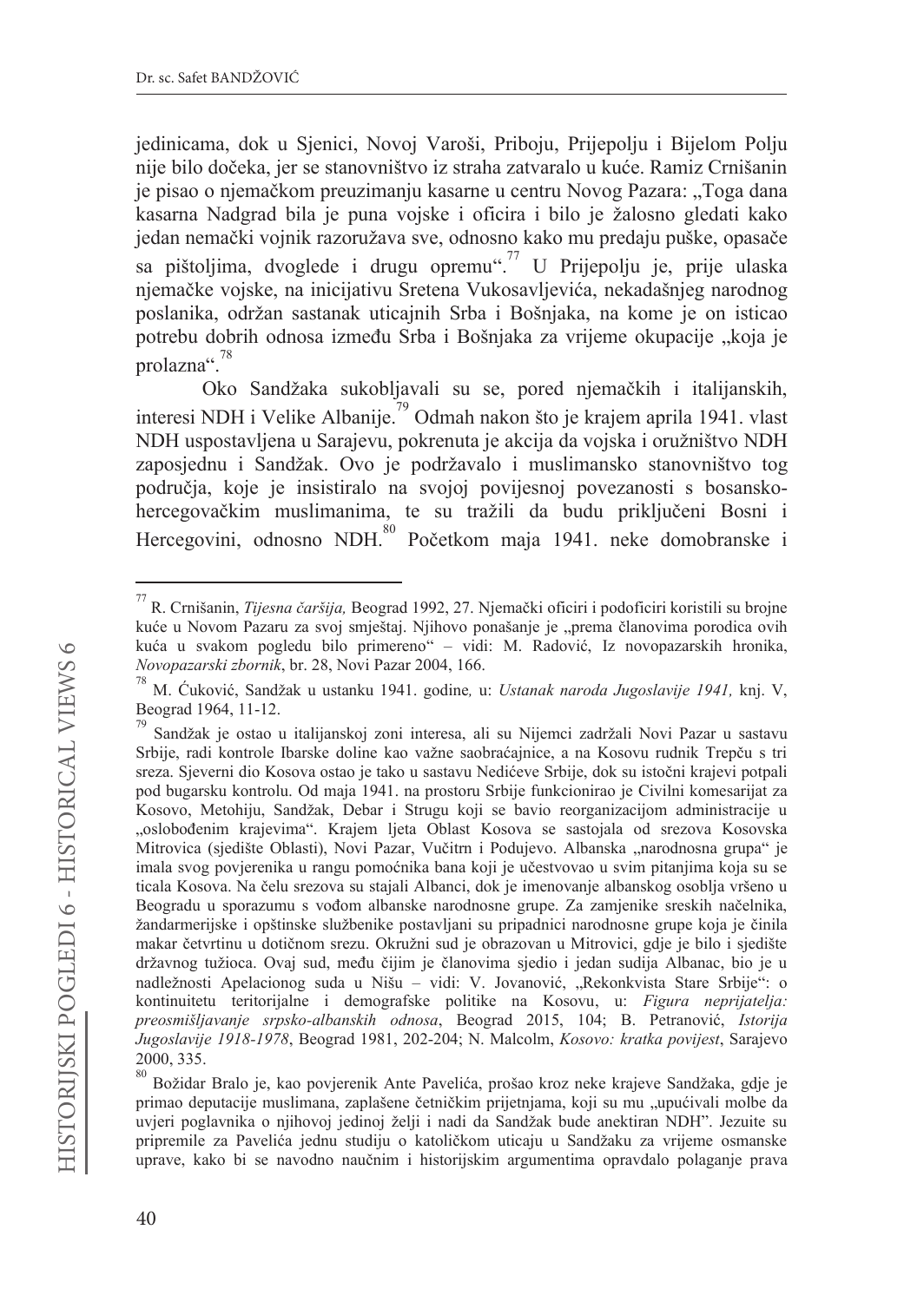jedinicama, dok u Sjenici, Novoj Varoši, Priboju, Prijepolju i Bijelom Polju nije bilo dočeka, jer se stanovništvo iz straha zatvaralo u kuće. Ramiz Crnišanin je pisao o njemačkom preuzimanju kasarne u centru Novog Pazara: „Toga dana kasarna Nadgrad bila je puna vojske i oficira i bilo je žalosno gledati kako jedan nemački vojnik razoružava sve, odnosno kako mu predaju puške, opasače sa pištoljima, dvoglede i drugu opremu".[77] U Prijepolju je, prije ulaska njemačke vojske, na inicijativu Sretena Vukosavljevića, nekadašnjeg narodnog poslanika, održan sastanak uticajnih Srba i Bošnjaka, na kome je on isticao potrebu dobrih odnosa između Srba i Bošnjaka za vrijeme okupacije „koja je prolazna".[78]

Oko Sandžaka sukobljavali su se, pored njemačkih i italijanskih, interesi NDH i Velike Albanije.[79] Odmah nakon što je krajem aprila 1941. vlast NDH uspostavljena u Sarajevu, pokrenuta je akcija da vojska i oružništvo NDH zaposjednu i Sandžak. Ovo je podržavalo i muslimansko stanovništvo tog područja, koje je insistiralo na svojoj povijesnoj povezanosti s bosansko-hercegovačkim muslimanima, te su tražili da budu priključeni Bosni i Hercegovini, odnosno NDH.[80] Početkom maja 1941. neke domobranske i

---

[77] R. Crnišanin, *Tijesna čaršija,* Beograd 1992, 27. Njemački oficiri i podoficiri koristili su brojne kuće u Novom Pazaru za svoj smještaj. Njihovo ponašanje je „prema članovima porodica ovih kuća u svakom pogledu bilo primereno" – vidi: M. Radović, Iz novopazarskih hronika, *Novopazarski zbornik*, br. 28, Novi Pazar 2004, 166.

[78] M. Ćuković, Sandžak u ustanku 1941. godine, u: *Ustanak naroda Jugoslavije 1941,* knj. V, Beograd 1964, 11-12.

[79] Sandžak je ostao u italijanskoj zoni interesa, ali su Nijemci zadržali Novi Pazar u sastavu Srbije, radi kontrole Ibarske doline kao važne saobraćajnice, a na Kosovu rudnik Trepču s tri sreza. Sjeverni dio Kosova ostao je tako u sastavu Nedićeve Srbije, dok su istočni krajevi potpali pod bugarsku kontrolu. Od maja 1941. na prostoru Srbije funkcionirao je Civilni komesarijat za Kosovo, Metohiju, Sandžak, Debar i Strugu koji se bavio reorganizacijom administracije u „oslobođenim krajevima". Krajem ljeta Oblast Kosova se sastojala od srezova Kosovska Mitrovica (sjedište Oblasti), Novi Pazar, Vučitrn i Podujevo. Albanska „narodnosna grupa" je imala svog povjerenika u rangu pomoćnika bana koji je učestvovao u svim pitanjima koja su se ticala Kosova. Na čelu srezova su stajali Albanci, dok je imenovanje albanskog osoblja vršeno u Beogradu u sporazumu s vođom albanske narodnosne grupe. Za zamjenike sreskih načelnika, žandarmerijske i opštinske službenike postavljani su pripadnici narodnosne grupe koja je činila makar četvrtinu u dotičnom srezu. Okružni sud je obrazovan u Mitrovici, gdje je bilo i sjedište državnog tužioca. Ovaj sud, među čijim je članovima sjedio i jedan sudija Albanac, bio je u nadležnosti Apelacionog suda u Nišu – vidi: V. Jovanović, „Rekonkvista Stare Srbije": o kontinuitetu teritorijalne i demografske politike na Kosovu, u: *Figura neprijatelja: preosmišljavanje srpsko-albanskih odnosa*, Beograd 2015, 104; B. Petranović, *Istorija Jugoslavije 1918-1978*, Beograd 1981, 202-204; N. Malcolm, *Kosovo: kratka povijest*, Sarajevo 2000, 335.

[80] Božidar Bralo je, kao povjerenik Ante Pavelića, prošao kroz neke krajeve Sandžaka, gdje je primao deputacije muslimana, zaplašene četničkim prijetnjama, koji su mu „upućivali molbe da uvjeri poglavnika o njihovoj jedinoj želji i nadi da Sandžak bude anektiran NDH". Jezuite su pripremile za Pavelića jednu studiju o katoličkom uticaju u Sandžaku za vrijeme osmanske uprave, kako bi se navodno naučnim i historijskim argumentima opravdalo polaganje prava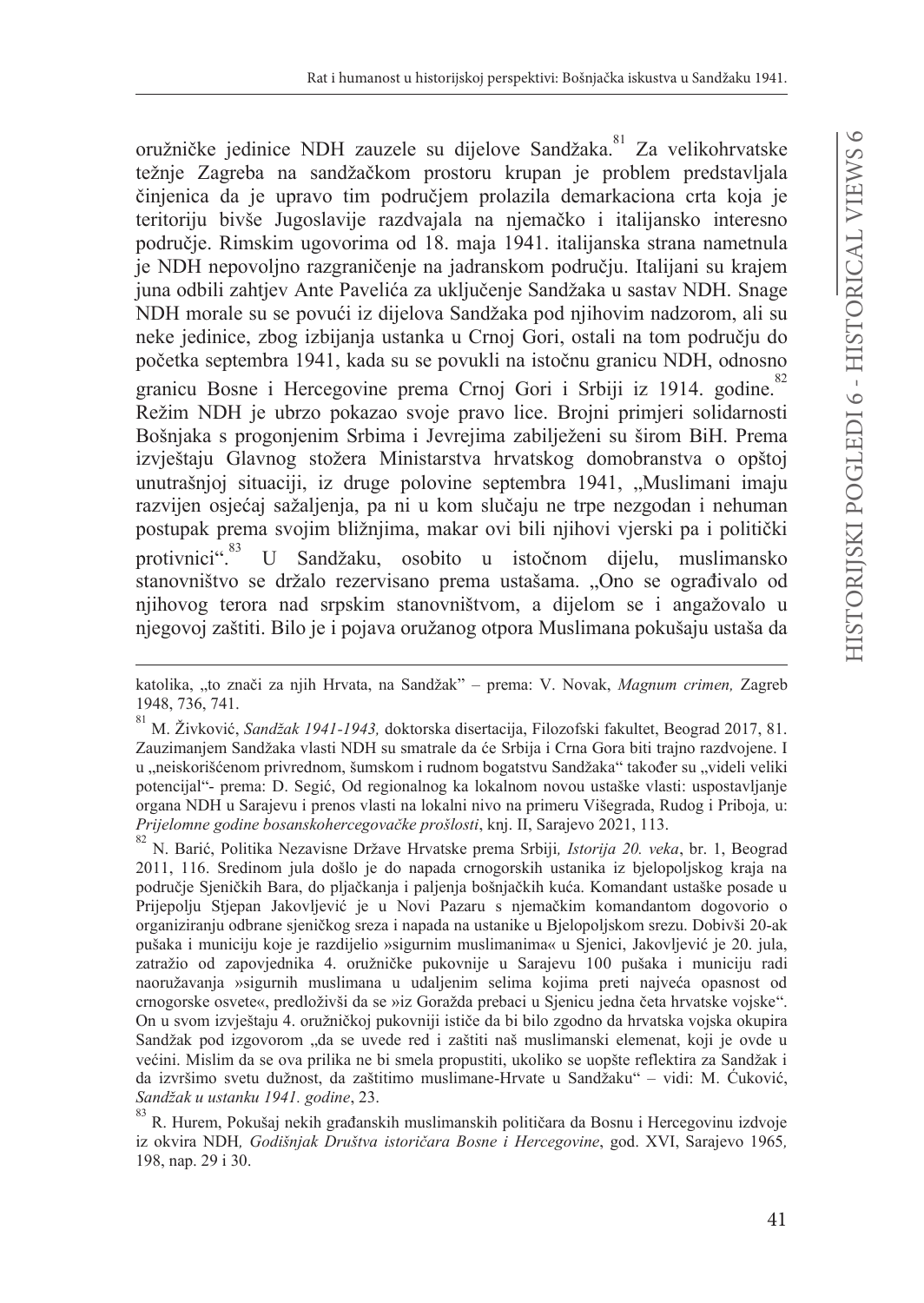oružničke jedinice NDH zauzele su dijelove Sandžaka.[81] Za velikohrvatske težnje Zagreba na sandžačkom prostoru krupan je problem predstavljala činjenica da je upravo tim područjem prolazila demarkaciona crta koja je teritoriju bivše Jugoslavije razdvajala na njemačko i italijansko interesno područje. Rimskim ugovorima od 18. maja 1941. italijanska strana nametnula je NDH nepovoljno razgraničenje na jadranskom području. Italijani su krajem juna odbili zahtjev Ante Pavelića za uključenje Sandžaka u sastav NDH. Snage NDH morale su se povući iz dijelova Sandžaka pod njihovim nadzorom, ali su neke jedinice, zbog izbijanja ustanka u Crnoj Gori, ostali na tom području do početka septembra 1941, kada su se povukli na istočnu granicu NDH, odnosno granicu Bosne i Hercegovine prema Crnoj Gori i Srbiji iz 1914. godine.[82] Režim NDH je ubrzo pokazao svoje pravo lice. Brojni primjeri solidarnosti Bošnjaka s progonjenim Srbima i Jevrejima zabilježeni su širom BiH. Prema izvještaju Glavnog stožera Ministarstva hrvatskog domobranstva o opštoj unutrašnjoj situaciji, iz druge polovine septembra 1941, „Muslimani imaju razvijen osjećaj sažaljenja, pa ni u kom slučaju ne trpe nezgodan i nehuman postupak prema svojim bližnjima, makar ovi bili njihovi vjerski pa i politički protivnici".[83] U Sandžaku, osobito u istočnom dijelu, muslimansko stanovništvo se držalo rezervisano prema ustašama. „Ono se ograđivalo od njihovog terora nad srpskim stanovništvom, a dijelom se i angažovalo u njegovoj zaštiti. Bilo je i pojava oružanog otpora Muslimana pokušaju ustaša da

---

katolika, „to znači za njih Hrvata, na Sandžak" – prema: V. Novak, *Magnum crimen,* Zagreb 1948, 736, 741.

[81] M. Živković, *Sandžak 1941-1943,* doktorska disertacija, Filozofski fakultet, Beograd 2017, 81. Zauzimanjem Sandžaka vlasti NDH su smatrale da će Srbija i Crna Gora biti trajno razdvojene. I u „neiskorišćenom privrednom, šumskom i rudnom bogatstvu Sandžaka" također su „videli veliki potencijal"- prema: D. Segić, Od regionalnog ka lokalnom novou ustaške vlasti: uspostavljanje organa NDH u Sarajevu i prenos vlasti na lokalni nivo na primeru Višegrada, Rudog i Priboja*,* u: *Prijelomne godine bosanskohercegovačke prošlosti*, knj. II, Sarajevo 2021, 113.

[82] N. Barić, Politika Nezavisne Države Hrvatske prema Srbiji*, Istorija 20. veka*, br. 1, Beograd 2011, 116. Sredinom jula došlo je do napada crnogorskih ustanika iz bjelopoljskog kraja na područje Sjeničkih Bara, do pljačkanja i paljenja bošnjačkih kuća. Komandant ustaške posade u Prijepolju Stjepan Jakovljević je u Novi Pazaru s njemačkim komandantom dogovorio o organiziranju odbrane sjeničkog sreza i napada na ustanike u Bjelopoljskom srezu. Dobivši 20-ak pušaka i municiju koje je razdijelio »sigurnim muslimanima« u Sjenici, Jakovljević je 20. jula, zatražio od zapovjednika 4. oružničke pukovnije u Sarajevu 100 pušaka i municiju radi naoružavanja »sigurnih muslimana u udaljenim selima kojima preti najveća opasnost od crnogorske osvete«, predloživši da se »iz Goražda prebaci u Sjenicu jedna četa hrvatske vojske". On u svom izvještaju 4. oružničkoj pukovniji ističe da bi bilo zgodno da hrvatska vojska okupira Sandžak pod izgovorom „da se uvede red i zaštiti naš muslimanski elemenat, koji je ovde u većini. Mislim da se ova prilika ne bi smela propustiti, ukoliko se uopšte reflektira za Sandžak i da izvršimo svetu dužnost, da zaštitimo muslimane-Hrvate u Sandžaku" – vidi: M. Ćuković, *Sandžak u ustanku 1941. godine*, 23.

[83] R. Hurem, Pokušaj nekih građanskih muslimanskih političara da Bosnu i Hercegovinu izdvoje iz okvira NDH*, Godišnjak Društva istoričara Bosne i Hercegovine*, god. XVI, Sarajevo 1965*,* 198, nap. 29 i 30.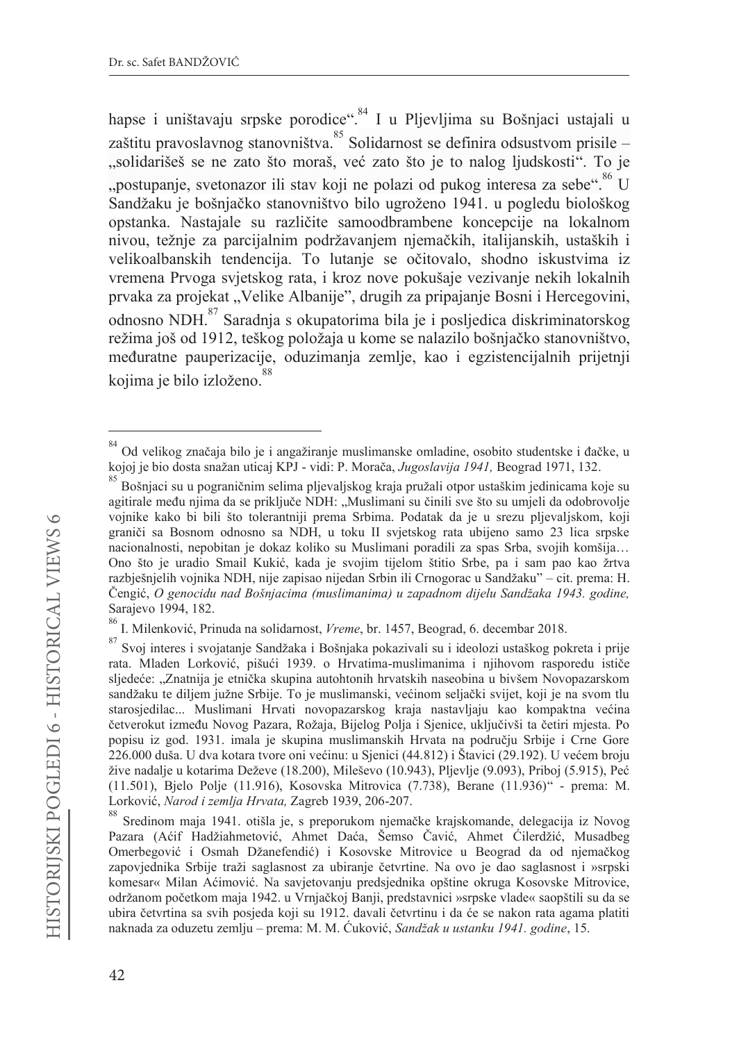hapse i uništavaju srpske porodice".[84] I u Pljevljima su Bošnjaci ustajali u zaštitu pravoslavnog stanovništva.[85] Solidarnost se definira odsustvom prisile – „solidarišeš se ne zato što moraš, već zato što je to nalog ljudskosti". To je „postupanje, svetonazor ili stav koji ne polazi od pukog interesa za sebe".[86] U Sandžaku je bošnjačko stanovništvo bilo ugroženo 1941. u pogledu biološkog opstanka. Nastajale su različite samoodbrambene koncepcije na lokalnom nivou, težnje za parcijalnim podržavanjem njemačkih, italijanskih, ustaških i velikoalbanskih tendencija. To lutanje se očitovalo, shodno iskustvima iz vremena Prvoga svjetskog rata, i kroz nove pokušaje vezivanje nekih lokalnih prvaka za projekat „Velike Albanije", drugih za pripajanje Bosni i Hercegovini, odnosno NDH.[87] Saradnja s okupatorima bila je i posljedica diskriminatorskog režima još od 1912, teškog položaja u kome se nalazilo bošnjačko stanovništvo, međuratne pauperizacije, oduzimanja zemlje, kao i egzistencijalnih prijetnji kojima je bilo izloženo.[88]

---

[84] Od velikog značaja bilo je i angažiranje muslimanske omladine, osobito studentske i đačke, u kojoj je bio dosta snažan uticaj KPJ - vidi: P. Morača, *Jugoslavija 1941,* Beograd 1971, 132.

[85] Bošnjaci su u pograničnim selima pljevaljskog kraja pružali otpor ustaškim jedinicama koje su agitirale među njima da se priključe NDH: „Muslimani su činili sve što su umjeli da odobrovolje vojnike kako bi bili što tolerantniji prema Srbima. Podatak da je u srezu pljevaljskom, koji graniči sa Bosnom odnosno sa NDH, u toku II svjetskog rata ubijeno samo 23 lica srpske nacionalnosti, nepobitan je dokaz koliko su Muslimani poradili za spas Srba, svojih komšija… Ono što je uradio Smail Kukić, kada je svojim tijelom štitio Srbe, pa i sam pao kao žrtva razbješnjelih vojnika NDH, nije zapisao nijedan Srbin ili Crnogorac u Sandžaku" – cit. prema: H. Čengić, *O genocidu nad Bošnjacima (muslimanima) u zapadnom dijelu Sandžaka 1943. godine,* Sarajevo 1994, 182.

[86] I. Milenković, Prinuda na solidarnost, *Vreme*, br. 1457, Beograd, 6. decembar 2018.

[87] Svoj interes i svojatanje Sandžaka i Bošnjaka pokazivali su i ideolozi ustaškog pokreta i prije rata. Mladen Lorković, pišući 1939. o Hrvatima-muslimanima i njihovom rasporedu ističe sljedeće: „Znatnija je etnička skupina autohtonih hrvatskih naseobina u bivšem Novopazarskom sandžaku te diljem južne Srbije. To je muslimanski, većinom seljački svijet, koji je na svom tlu starosjedilac... Muslimani Hrvati novopazarskog kraja nastavljaju kao kompaktna većina četverokut između Novog Pazara, Rožaja, Bijelog Polja i Sjenice, uključivši ta četiri mjesta. Po popisu iz god. 1931. imala je skupina muslimanskih Hrvata na području Srbije i Crne Gore 226.000 duša. U dva kotara tvore oni većinu: u Sjenici (44.812) i Štavici (29.192). U većem broju žive nadalje u kotarima Deževe (18.200), Mileševo (10.943), Pljevlje (9.093), Priboj (5.915), Peć (11.501), Bjelo Polje (11.916), Kosovska Mitrovica (7.738), Berane (11.936)" - prema: M. Lorković, *Narod i zemlja Hrvata,* Zagreb 1939, 206-207.

[88] Sredinom maja 1941. otišla je, s preporukom njemačke krajskomande, delegacija iz Novog Pazara (Aćif Hadžiahmetović, Ahmet Daća, Šemso Čavić, Ahmet Ćilerdžić, Musadbeg Omerbegović i Osmah Džanefendić) i Kosovske Mitrovice u Beograd da od njemačkog zapovjednika Srbije traži saglasnost za ubiranje četvrtine. Na ovo je dao saglasnost i »srpski komesar« Milan Aćimović. Na savjetovanju predsjednika opštine okruga Kosovske Mitrovice, održanom početkom maja 1942. u Vrnjačkoj Banji, predstavnici »srpske vlade« saopštili su da se ubira četvrtina sa svih posjeda koji su 1912. davali četvrtinu i da će se nakon rata agama platiti naknada za oduzetu zemlju – prema: M. M. Ćuković, *Sandžak u ustanku 1941. godine*, 15.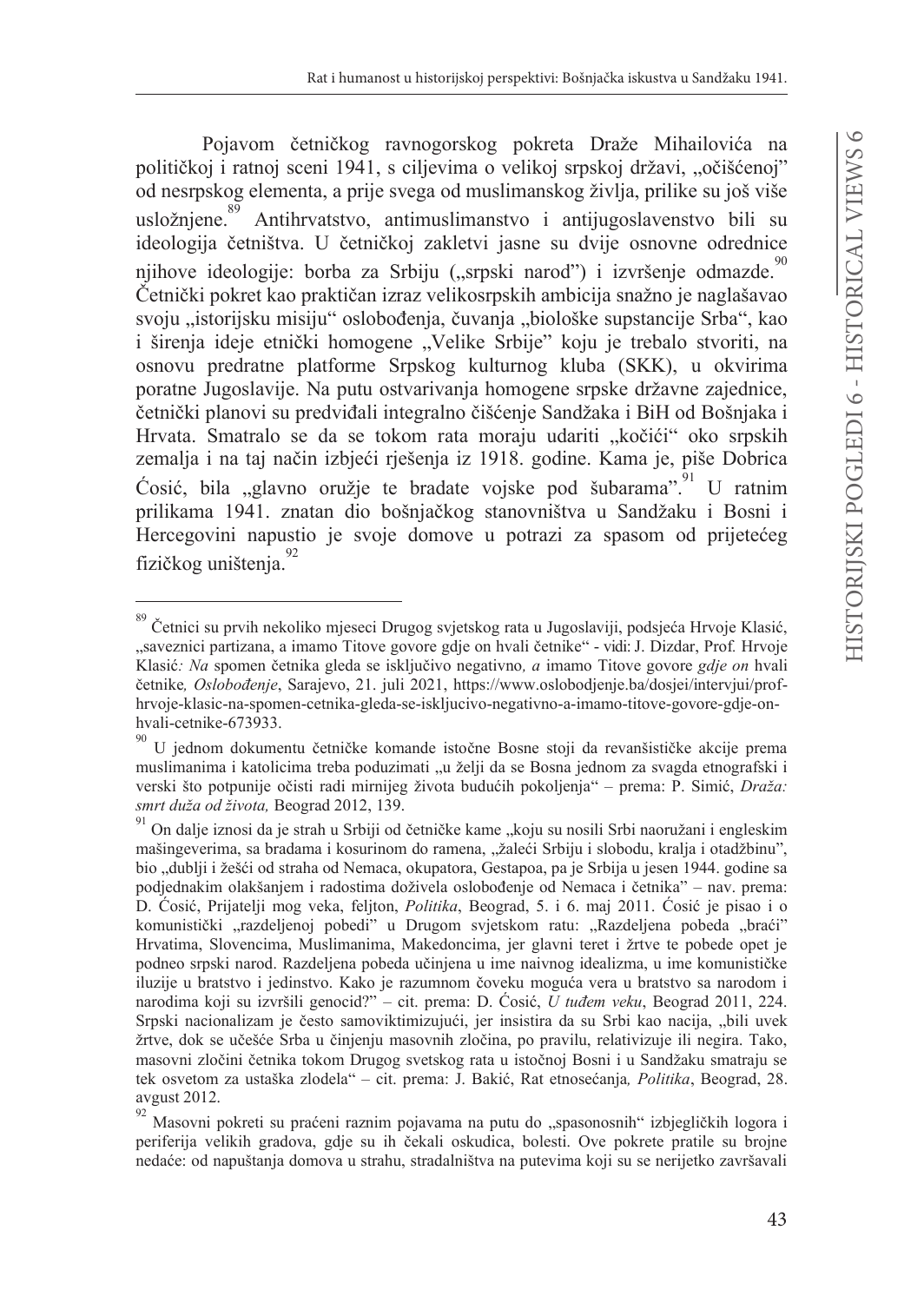Pojavom četničkog ravnogorskog pokreta Draže Mihailovića na političkoj i ratnoj sceni 1941, s ciljevima o velikoj srpskoj državi, „očišćenoj" od nesrpskog elementa, a prije svega od muslimanskog življa, prilike su još više usložnjene.[89] Antihrvatstvo, antimuslimanstvo i antijugoslavenstvo bili su ideologija četništva. U četničkoj zakletvi jasne su dvije osnovne odrednice njihove ideologije: borba za Srbiju („srpski narod") i izvršenje odmazde.[90] Četnički pokret kao praktičan izraz velikosrpskih ambicija snažno je naglašavao svoju „istorijsku misiju" oslobođenja, čuvanja „biološke supstancije Srba", kao i širenja ideje etnički homogene „Velike Srbije" koju je trebalo stvoriti, na osnovu predratne platforme Srpskog kulturnog kluba (SKK), u okvirima poratne Jugoslavije. Na putu ostvarivanja homogene srpske državne zajednice, četnički planovi su predviđali integralno čišćenje Sandžaka i BiH od Bošnjaka i Hrvata. Smatralo se da se tokom rata moraju udariti „kočići" oko srpskih zemalja i na taj način izbjeći rješenja iz 1918. godine. Kama je, piše Dobrica Ćosić, bila „glavno oružje te bradate vojske pod šubarama".[91] U ratnim prilikama 1941. znatan dio bošnjačkog stanovništva u Sandžaku i Bosni i Hercegovini napustio je svoje domove u potrazi za spasom od prijetećeg fizičkog uništenja.[92]

---

[89] Četnici su prvih nekoliko mjeseci Drugog svjetskog rata u Jugoslaviji, podsjeća Hrvoje Klasić, „saveznici partizana, a imamo Titove govore gdje on hvali četnike" - vidi: J. Dizdar, Prof. Hrvoje Klasić*: Na* spomen četnika gleda se isključivo negativno*, a* imamo Titove govore *gdje on* hvali četnike*, Oslobođenje*, Sarajevo, 21. juli 2021, https://www.oslobodjenje.ba/dosjei/intervjui/prof-hrvoje-klasic-na-spomen-cetnika-gleda-se-iskljucivo-negativno-a-imamo-titove-govore-gdje-on-hvali-cetnike-673933.

[90] U jednom dokumentu četničke komande istočne Bosne stoji da revanšističke akcije prema muslimanima i katolicima treba poduzimati „u želji da se Bosna jednom za svagda etnografski i verski što potpunije očisti radi mirnijeg života budućih pokoljenja" – prema: P. Simić, *Draža: smrt duža od života,* Beograd 2012, 139.

[91] On dalje iznosi da je strah u Srbiji od četničke kame „koju su nosili Srbi naoružani i engleskim mašingeverima, sa bradama i kosurinom do ramena, „žaleći Srbiju i slobodu, kralja i otadžbinu", bio „dublji i žešći od straha od Nemaca, okupatora, Gestapoa, pa je Srbija u jesen 1944. godine sa podjednakim olakšanjem i radostima doživela oslobođenje od Nemaca i četnika" – nav. prema: D. Ćosić, Prijatelji mog veka, feljton, *Politika*, Beograd, 5. i 6. maj 2011. Ćosić je pisao i o komunistički „razdeljenoj pobedi" u Drugom svjetskom ratu: „Razdeljena pobeda „braći" Hrvatima, Slovencima, Muslimanima, Makedoncima, jer glavni teret i žrtve te pobede opet je podneo srpski narod. Razdeljena pobeda učinjena u ime naivnog idealizma, u ime komunističke iluzije u bratstvo i jedinstvo. Kako je razumnom čoveku moguća vera u bratstvo sa narodom i narodima koji su izvršili genocid?" – cit. prema: D. Ćosić, *U tuđem veku*, Beograd 2011, 224. Srpski nacionalizam je često samoviktimizujući, jer insistira da su Srbi kao nacija, „bili uvek žrtve, dok se učešće Srba u činjenju masovnih zločina, po pravilu, relativizuje ili negira. Tako, masovni zločini četnika tokom Drugog svetskog rata u istočnoj Bosni i u Sandžaku smatraju se tek osvetom za ustaška zlodela" – cit. prema: J. Bakić, Rat etnosećanja*, Politika*, Beograd, 28. avgust 2012.

[92] Masovni pokreti su praćeni raznim pojavama na putu do „spasonosnih" izbjegličkih logora i periferija velikih gradova, gdje su ih čekali oskudica, bolesti. Ove pokrete pratile su brojne nedaće: od napuštanja domova u strahu, stradalništva na putevima koji su se nerijetko završavali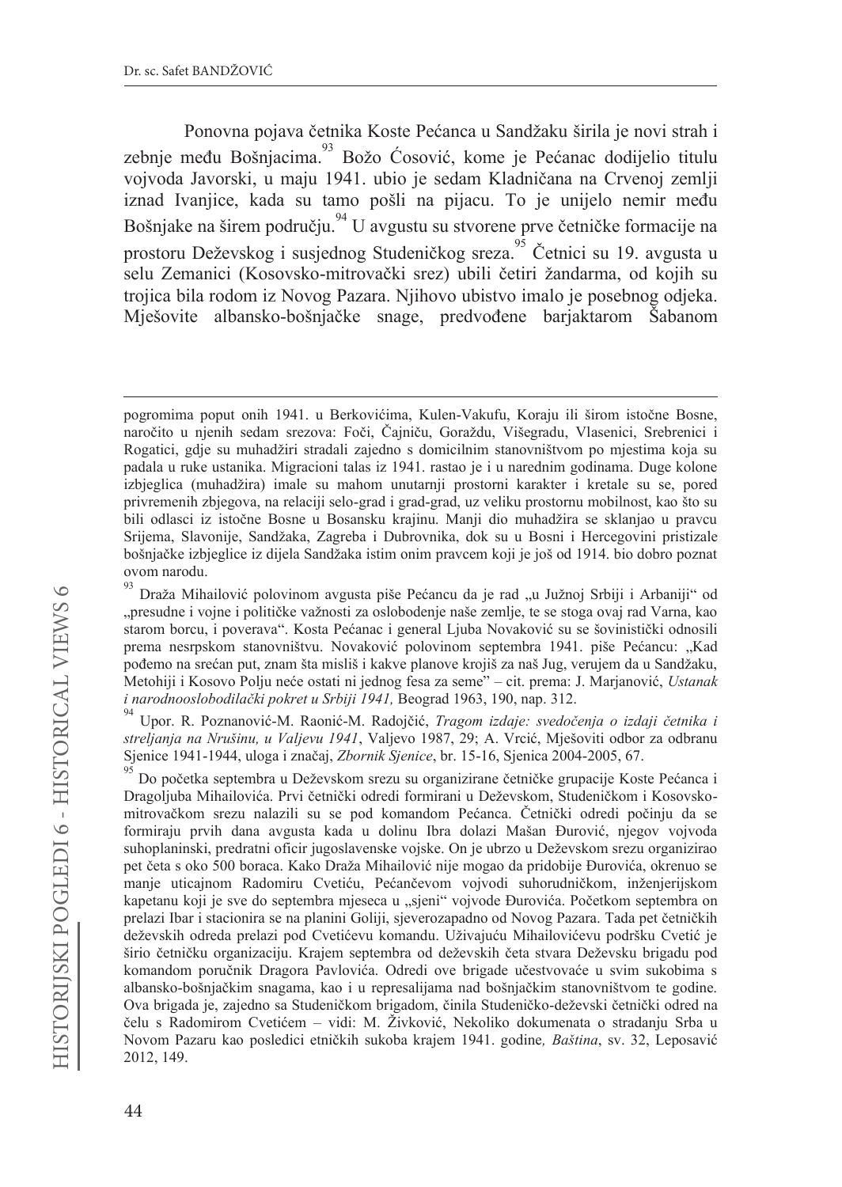Ponovna pojava četnika Koste Pećanca u Sandžaku širila je novi strah i zebnje među Bošnjacima.[93] Božo Ćosović, kome je Pećanac dodijelio titulu vojvoda Javorski, u maju 1941. ubio je sedam Kladničana na Crvenoj zemlji iznad Ivanjice, kada su tamo pošli na pijacu. To je unijelo nemir među Bošnjake na širem području.[94] U avgustu su stvorene prve četničke formacije na prostoru Deževskog i susjednog Studeničkog sreza.[95] Četnici su 19. avgusta u selu Zemanici (Kosovsko-mitrovački srez) ubili četiri žandarma, od kojih su trojica bila rodom iz Novog Pazara. Njihovo ubistvo imalo je posebnog odjeka. Mješovite albansko-bošnjačke snage, predvođene barjaktarom Šabanom

---

pogromima poput onih 1941. u Berkovićima, Kulen-Vakufu, Koraju ili širom istočne Bosne, naročito u njenih sedam srezova: Foči, Čajniču, Goraždu, Višegradu, Vlasenici, Srebrenici i Rogatici, gdje su muhadžiri stradali zajedno s domicilnim stanovništvom po mjestima koja su padala u ruke ustanika. Migracioni talas iz 1941. rastao je i u narednim godinama. Duge kolone izbjeglica (muhadžira) imale su mahom unutarnji prostorni karakter i kretale su se, pored privremenih zbjegova, na relaciji selo-grad i grad-grad, uz veliku prostornu mobilnost, kao što su bili odlasci iz istočne Bosne u Bosansku krajinu. Manji dio muhadžira se sklanjao u pravcu Srijema, Slavonije, Sandžaka, Zagreba i Dubrovnika, dok su u Bosni i Hercegovini pristizale bošnjačke izbjeglice iz dijela Sandžaka istim onim pravcem koji je još od 1914. bio dobro poznat ovom narodu.

[93] Draža Mihailović polovinom avgusta piše Pećancu da je rad „u Južnoj Srbiji i Arbaniji" od „presudne i vojne i političke važnosti za oslobođenje naše zemlje, te se stoga ovaj rad Varna, kao starom borcu, i poverava". Kosta Pećanac i general Ljuba Novaković su se šovinistički odnosili prema nesrpskom stanovništvu. Novaković polovinom septembra 1941. piše Pećancu: „Kad pođemo na srećan put, znam šta misliš i kakve planove krojiš za naš Jug, verujem da u Sandžaku, Metohiji i Kosovo Polju neće ostati ni jednog fesa za seme" – cit. prema: J. Marjanović, *Ustanak i narodnooslobodilački pokret u Srbiji 1941,* Beograd 1963, 190, nap. 312.

[94] Upor. R. Poznanović-M. Raonić-M. Radojčić, *Tragom izdaje: svedočenja o izdaji četnika i streljanja na Nrušinu, u Valjevu 1941*, Valjevo 1987, 29; A. Vrcić, Mješoviti odbor za odbranu Sjenice 1941-1944, uloga i značaj, *Zbornik Sjenice*, br. 15-16, Sjenica 2004-2005, 67.

[95] Do početka septembra u Deževskom srezu su organizirane četničke grupacije Koste Pećanca i Dragoljuba Mihailovića. Prvi četnički odredi formirani u Deževskom, Studeničkom i Kosovsko-mitrovačkom srezu nalazili su se pod komandom Pećanca. Četnički odredi počinju da se formiraju prvih dana avgusta kada u dolinu Ibra dolazi Mašan Đurović, njegov vojvoda suhoplaninski, predratni oficir jugoslavenske vojske. On je ubrzo u Deževskom srezu organizirao pet četa s oko 500 boraca. Kako Draža Mihailović nije mogao da pridobije Đurovića, okrenuo se manje uticajnom Radomiru Cvetiću, Pećančevom vojvodi suhorudničkom, inženjerijskom kapetanu koji je sve do septembra mjeseca u „sjeni" vojvode Đurovića. Početkom septembra on prelazi Ibar i stacionira se na planini Goliji, sjeverozapadno od Novog Pazara. Tada pet četničkih deževskih odreda prelazi pod Cvetićevu komandu. Uživajuću Mihailovićevu podršku Cvetić je širio četničku organizaciju. Krajem septembra od deževskih četa stvara Deževsku brigadu pod komandom poručnik Dragora Pavlovića. Odredi ove brigade učestvovaće u svim sukobima s albansko-bošnjačkim snagama, kao i u represalijama nad bošnjačkim stanovništvom te godine. Ova brigada je, zajedno sa Studeničkom brigadom, činila Studeničko-deževski četnički odred na čelu s Radomirom Cvetićem – vidi: M. Živković, Nekoliko dokumenata o stradanju Srba u Novom Pazaru kao posledici etničkih sukoba krajem 1941. godine*, Baština*, sv. 32, Leposavić 2012, 149.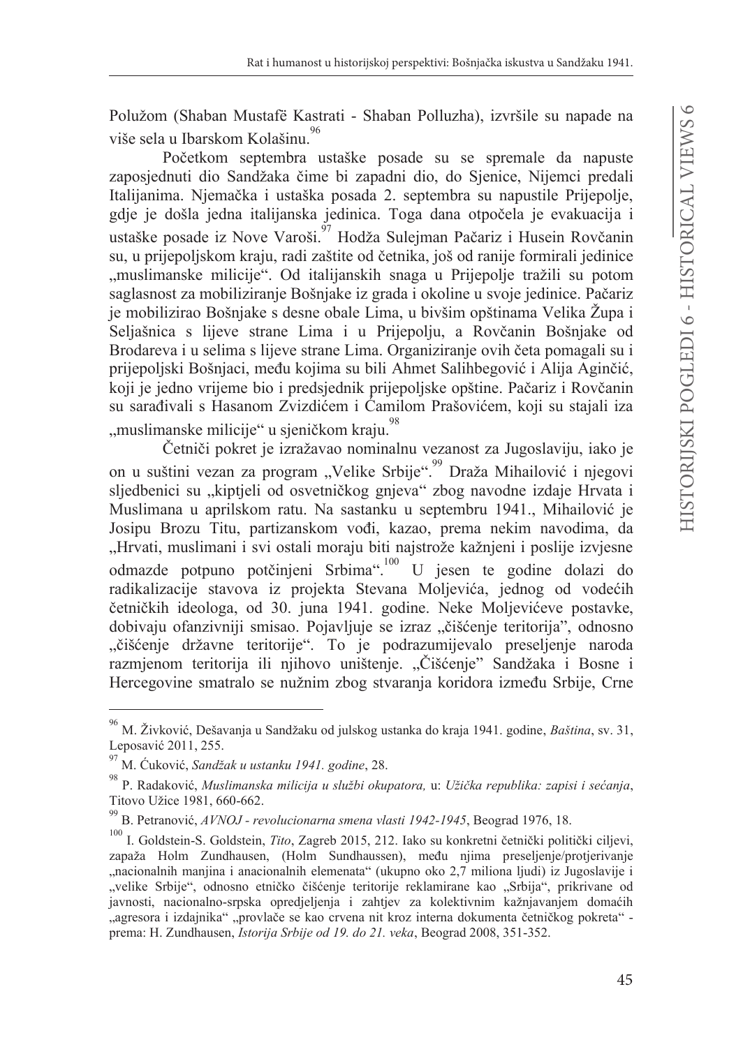Polužom (Shaban Mustafë Kastrati - Shaban Polluzha), izvršile su napade na više sela u Ibarskom Kolašinu.[96]

Početkom septembra ustaške posade su se spremale da napuste zaposjednuti dio Sandžaka čime bi zapadni dio, do Sjenice, Nijemci predali Italijanima. Njemačka i ustaška posada 2. septembra su napustile Prijepolje, gdje je došla jedna italijanska jedinica. Toga dana otpočela je evakuacija i ustaške posade iz Nove Varoši.[97] Hodža Sulejman Pačariz i Husein Rovčanin su, u prijepoljskom kraju, radi zaštite od četnika, još od ranije formirali jedinice „muslimanske milicije". Od italijanskih snaga u Prijepolje tražili su potom saglasnost za mobiliziranje Bošnjake iz grada i okoline u svoje jedinice. Pačariz je mobilizirao Bošnjake s desne obale Lima, u bivšim opštinama Velika Župa i Seljašnica s lijeve strane Lima i u Prijepolju, a Rovčanin Bošnjake od Brodareva i u selima s lijeve strane Lima. Organiziranje ovih četa pomagali su i prijepoljski Bošnjaci, među kojima su bili Ahmet Salihbegović i Alija Aginčić, koji je jedno vrijeme bio i predsjednik prijepoljske opštine. Pačariz i Rovčanin su sarađivali s Hasanom Zvizdićem i Ćamilom Prašovićem, koji su stajali iza „muslimanske milicije" u sjeničkom kraju.[98]

Četniči pokret je izražavao nominalnu vezanost za Jugoslaviju, iako je on u suštini vezan za program „Velike Srbije".[99] Draža Mihailović i njegovi sljedbenici su „kiptjeli od osvetničkog gnjeva" zbog navodne izdaje Hrvata i Muslimana u aprilskom ratu. Na sastanku u septembru 1941., Mihailović je Josipu Brozu Titu, partizanskom vođi, kazao, prema nekim navodima, da „Hrvati, muslimani i svi ostali moraju biti najstrože kažnjeni i poslije izvjesne odmazde potpuno potčinjeni Srbima".[100] U jesen te godine dolazi do radikalizacije stavova iz projekta Stevana Moljevića, jednog od vodećih četničkih ideologa, od 30. juna 1941. godine. Neke Moljevićeve postavke, dobivaju ofanzivniji smisao. Pojavljuje se izraz „čišćenje teritorija", odnosno „čišćenje državne teritorije". To je podrazumijevalo preseljenje naroda razmjenom teritorija ili njihovo uništenje. „Čišćenje" Sandžaka i Bosne i Hercegovine smatralo se nužnim zbog stvaranja koridora između Srbije, Crne

---

[96] M. Živković, Dešavanja u Sandžaku od julskog ustanka do kraja 1941. godine, *Baština*, sv. 31, Leposavić 2011, 255.

[97] M. Ćuković, *Sandžak u ustanku 1941. godine*, 28.

[98] P. Radaković, *Muslimanska milicija u službi okupatora,* u: *Užička republika: zapisi i sećanja*, Titovo Užice 1981, 660-662.

[99] B. Petranović, *AVNOJ - revolucionarna smena vlasti 1942-1945*, Beograd 1976, 18.

[100] I. Goldstein-S. Goldstein, *Tito*, Zagreb 2015, 212. Iako su konkretni četnički politički ciljevi, zapaža Holm Zundhausen, (Holm Sundhaussen), među njima preseljenje/protjerivanje „nacionalnih manjina i anacionalnih elemenata" (ukupno oko 2,7 miliona ljudi) iz Jugoslavije i „velike Srbije", odnosno etničko čišćenje teritorije reklamirane kao „Srbija", prikrivane od javnosti, nacionalno-srpska opredjeljenja i zahtjev za kolektivnim kažnjavanjem domaćih „agresora i izdajnika" „provlače se kao crvena nit kroz interna dokumenta četničkog pokreta" - prema: H. Zundhausen, *Istorija Srbije od 19. do 21. veka*, Beograd 2008, 351-352.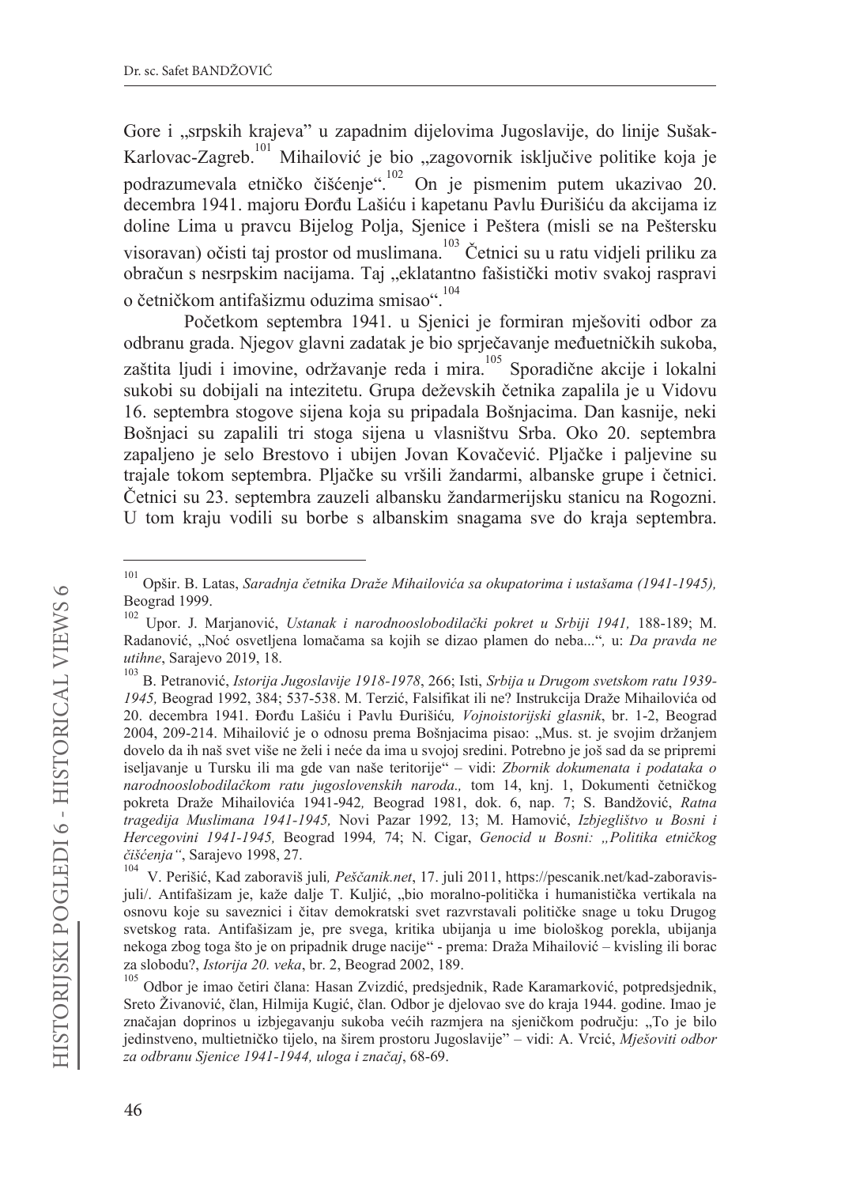Gore i „srpskih krajeva" u zapadnim dijelovima Jugoslavije, do linije Sušak-Karlovac-Zagreb.[101] Mihailović je bio „zagovornik isključive politike koja je podrazumevala etničko čišćenje".[102] On je pismenim putem ukazivao 20. decembra 1941. majoru Đorđu Lašiću i kapetanu Pavlu Đurišiću da akcijama iz doline Lima u pravcu Bijelog Polja, Sjenice i Peštera (misli se na Pештersku visoravan) očisti taj prostor od muslimana.[103] Četnici su u ratu vidjeli priliku za obračun s nesrpskim nacijama. Taj „eklatantno fašistički motiv svakoj raspravi o četničkom antifašizmu oduzima smisao".[104]

Početkom septembra 1941. u Sjenici je formiran mješoviti odbor za odbranu grada. Njegov glavni zadatak je bio sprječavanje međuetničkih sukoba, zaštita ljudi i imovine, održavanje reda i mira.[105] Sporadične akcije i lokalni sukobi su dobijali na intezitetu. Grupa deževskih četnika zapalila je u Vidovu 16. septembra stogove sijena koja su pripadala Bošnjacima. Dan kasnije, neki Bošnjaci su zapalili tri stoga sijena u vlasništvu Srba. Oko 20. septembra zapaljeno je selo Brestovo i ubijen Jovan Kovačević. Pljačke i paljevine su trajale tokom septembra. Pljačke su vršili žandarmi, albanske grupe i četnici. Četnici su 23. septembra zauzeli albansku žandarmerijsku stanicu na Rogozni. U tom kraju vodili su borbe s albanskim snagama sve do kraja septembra.

---

[101] Opšir. B. Latas, *Saradnja četnika Draže Mihailovića sa okupatorima i ustašama (1941-1945),* Beograd 1999.

[102] Upor. J. Marjanović, *Ustanak i narodnooslobodilački pokret u Srbiji 1941,* 188-189; M. Radanović, „Noć osvetljena lomačama sa kojih se dizao plamen do neba...", u: *Da pravda ne utihne*, Sarajevo 2019, 18.

[103] B. Petranović, *Istorija Jugoslavije 1918-1978*, 266; Isti, *Srbija u Drugom svetskom ratu 1939-1945,* Beograd 1992, 384; 537-538. M. Terzić, Falsifikat ili ne? Instrukcija Draže Mihailovića od 20. decembra 1941. Đorđu Lašiću i Pavlu Đurišiću*, Vojnoistorijski glasnik*, br. 1-2, Beograd 2004, 209-214. Mihailović je o odnosu prema Bošnjacima pisao: „Mus. st. je svojim držanjem dovelo da ih naš svet više ne želi i neće da ima u svojoj sredini. Potrebno je još sad da se pripremi iseljavanje u Tursku ili ma gde van naše teritorije" – vidi: *Zbornik dokumenata i podataka o narodnooslobodilačkom ratu jugoslovenskih naroda.,* tom 14, knj. 1, Dokumenti četničkog pokreta Draže Mihailovića 1941-942*,* Beograd 1981, dok. 6, nap. 7; S. Bandžović, *Ratna tragedija Muslimana 1941-1945,* Novi Pazar 1992*,* 13; M. Hamović, *Izbjeglištvo u Bosni i Hercegovini 1941-1945,* Beograd 1994*,* 74; N. Cigar, *Genocid u Bosni: „Politika etničkog čišćenja"*, Sarajevo 1998, 27.

[104] V. Perišić, Kad zaboraviš juli, *Peščanik.net*, 17. juli 2011, https://pescanik.net/kad-zaboravis-juli/. Antifašizam je, kaže dalje T. Kuljić, „bio moralno-politička i humanistička vertikala na osnovu koje su saveznici i čitav demokratski svet razvrstavali političke snage u toku Drugog svetskog rata. Antifašizam je, pre svega, kritika ubijanja u ime biološkog porekla, ubijanja nekoga zbog toga što je on pripadnik druge nacije" - prema: Draža Mihailović – kvisling ili borac za slobodu?, *Istorija 20. veka*, br. 2, Beograd 2002, 189.

[105] Odbor je imao četiri člana: Hasan Zvizdić, predsjednik, Rade Karamarković, potpredsjednik, Sreto Živanović, član, Hilmija Kugić, član. Odbor je djelovao sve do kraja 1944. godine. Imao je značajan doprinos u izbjegavanju sukoba većih razmjera na sjeničkom području: „To je bilo jedinstveno, multietničko tijelo, na širem prostoru Jugoslavije" – vidi: A. Vrcić, *Mješoviti odbor za odbranu Sjenice 1941-1944, uloga i značaj*, 68-69.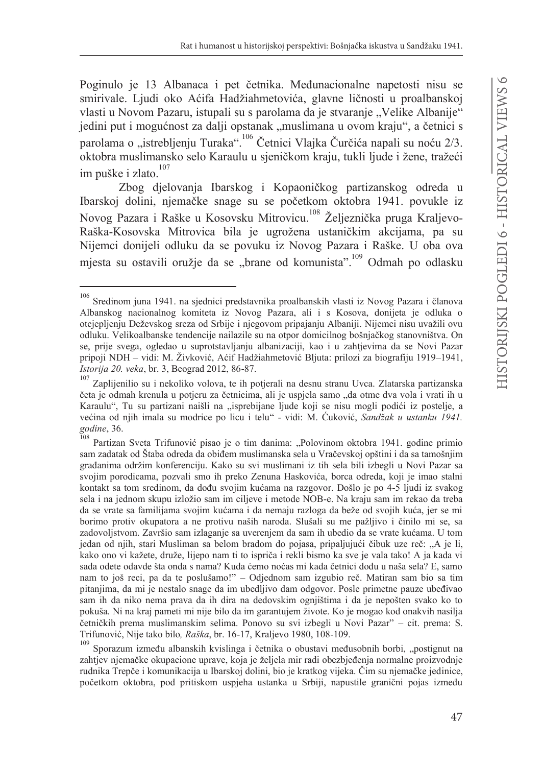Poginulo je 13 Albanaca i pet četnika. Međunacionalne napetosti nisu se smirivale. Ljudi oko Aćifa Hadžiahmetovića, glavne ličnosti u proalbanskoj vlasti u Novom Pazaru, istupali su s parolama da je stvaranje „Velike Albanije" jedini put i mogućnost za dalji opstanak „muslimana u ovom kraju", a četnici s parolama o „istrebljenju Turaka".[106] Četnici Vlajka Čurčića napali su noću 2/3. oktobra muslimansko selo Karaulu u sjeničkom kraju, tukli ljude i žene, tražeći im puške i zlato.[107]

Zbog djelovanja Ibarskog i Kopaoničkog partizanskog odreda u Ibarskoj dolini, njemačke snage su se početkom oktobra 1941. povukle iz Novog Pazara i Raške u Kosovsku Mitrovicu.[108] Željeznička pruga Kraljevo-Raška-Kosovska Mitrovica bila je ugrožena ustaničkim akcijama, pa su Nijemci donijeli odluku da se povuku iz Novog Pazara i Raške. U oba ova mjesta su ostavili oružje da se „brane od komunista".[109] Odmah po odlasku

---

[106] Sredinom juna 1941. na sjednici predstavnika proalbanskih vlasti iz Novog Pazara i članova Albanskog nacionalnog komiteta iz Novog Pazara, ali i s Kosova, donijeta je odluka o otcjepljenju Deževskog sreza od Srbije i njegovom pripajanju Albaniji. Nijemci nisu uvažili ovu odluku. Velikoalbanske tendencije nailazile su na otpor domicilnog bošnjačkog stanovništva. On se, prije svega, ogledao u suprotstavljanju albanizaciji, kao i u zahtjevima da se Novi Pazar pripoji NDH – vidi: M. Živković, Aćif Hadžiahmetović Bljuta: prilozi za biografiju 1919–1941, *Istorija 20. veka*, br. 3, Beograd 2012, 86-87.

[107] Zaplijenilio su i nekoliko volova, te ih potjerali na desnu stranu Uvca. Zlatarska partizanska četa je odmah krenula u potjeru za četnicima, ali je uspjela samo „da otme dva vola i vrati ih u Karaulu", Tu su partizani naišli na „isprebijane ljude koji se nisu mogli podići iz postelje, a većina od njih imala su modrice po licu i telu" - vidi: M. Ćuković, *Sandžak u ustanku 1941. godine*, 36.

[108] Partizan Sveta Trifunović pisao je o tim danima: „Polovinom oktobra 1941. godine primio sam zadatak od Štaba odreda da obiđem muslimanska sela u Vračevskoj opštini i da sa tamošnjim građanima održim konferenciju. Kako su svi muslimani iz tih sela bili izbegli u Novi Pazar sa svojim porodicama, pozvali smo ih preko Zenuna Haskovića, borca odreda, koji je imao stalni kontakt sa tom sredinom, da dođu svojim kućama na razgovor. Došlo je po 4-5 ljudi iz svakog sela i na jednom skupu izložio sam im ciljeve i metode NOB-e. Na kraju sam im rekao da treba da se vrate sa familijama svojim kućama i da nemaju razloga da beže od svojih kuća, jer se mi borimo protiv okupatora a ne protivu naših naroda. Slušali su me pažljivo i činilo mi se, sa zadovoljstvom. Završio sam izlaganje sa uverenjem da sam ih ubedio da se vrate kućama. U tom jedan od njih, stari Musliman sa belom bradom do pojasa, pripaljujući čibuk uze reč: „A je li, kako ono vi kažete, druže, lijepo nam ti to ispriča i rekli bismo ka sve je vala tako! A ja kada vi sada odete odavde šta onda s nama? Kuda ćemo noćas mi kada četnici dođu u naša sela? E, samo nam to još reci, pa da te poslušamo!" – Odjednom sam izgubio reč. Matiran sam bio sa tim pitanjima, da mi je nestalo snage da im ubedljivo dam odgovor. Posle primetne pauze ubeđivao sam ih da niko nema prava da ih dira na dedovskim ognjištima i da je nepošten svako ko to pokuša. Ni na kraj pameti mi nije bilo da im garantujem živote. Ko je mogao kod onakvih nasilja četničkih prema muslimanskim selima. Ponovo su svi izbegli u Novi Pazar" – cit. prema: S. Trifunović, Nije tako bilo*, Raška*, br. 16-17, Kraljevo 1980, 108-109.

[109] Sporazum između albanskih kvislinga i četnika o obustavi međusobnih borbi, „postignut na zahtjev njemačke okupacione uprave, koja je željela mir radi obezbjeđenja normalne proizvodnje rudnika Trepče i komunikacija u Ibarskoj dolini, bio je kratkog vijeka. Čim su njemačke jedinice, početkom oktobra, pod pritiskom uspjeha ustanka u Srbiji, napustile granični pojas između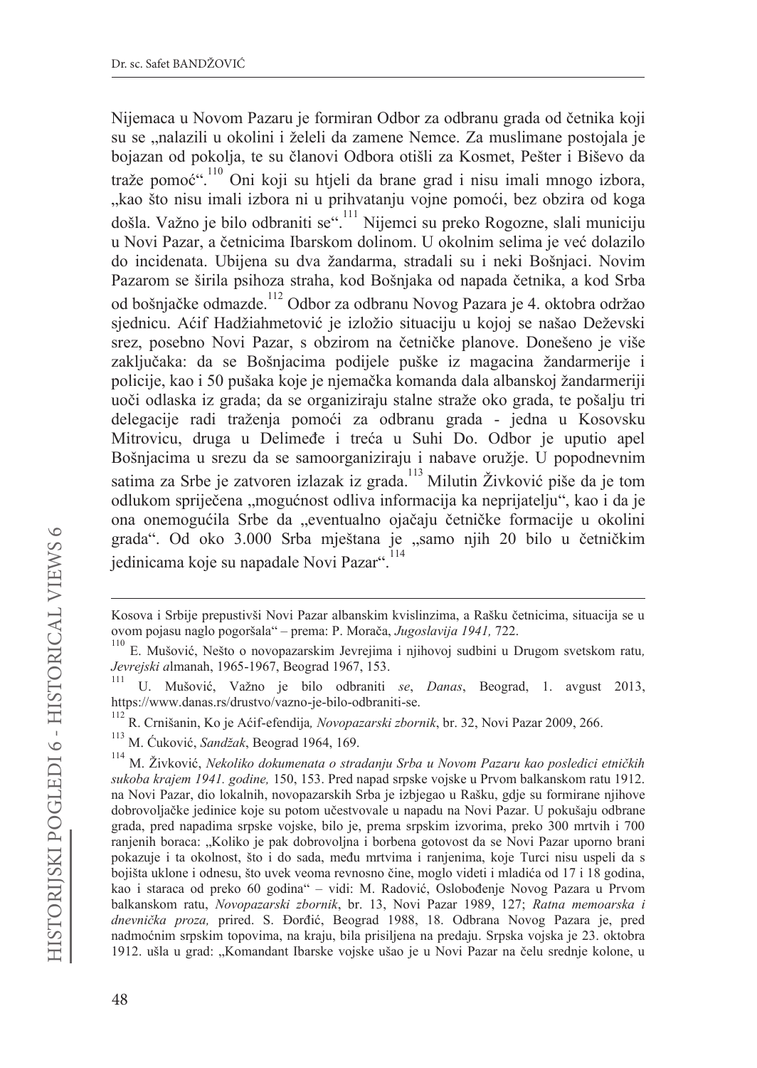Nijemaca u Novom Pazaru je formiran Odbor za odbranu grada od četnika koji su se „nalazili u okolini i želeli da zamene Nemce. Za muslimane postojala je bojazan od pokolja, te su članovi Odbora otišli za Kosmet, Pešter i Biševo da traže pomoć".[110] Oni koji su htjeli da brane grad i nisu imali mnogo izbora, „kao što nisu imali izbora ni u prihvatanju vojne pomoći, bez obzira od koga došla. Važno je bilo odbraniti se".[111] Nijemci su preko Rogozne, slali municiju u Novi Pazar, a četnicima Ibarskom dolinom. U okolnim selima je već dolazilo do incidenata. Ubijena su dva žandarma, stradali su i neki Bošnjaci. Novim Pazarom se širila psihoza straha, kod Bošnjaka od napada četnika, a kod Srba od bošnjačke odmazde.[112] Odbor za odbranu Novog Pazara je 4. oktobra održao sjednicu. Aćif Hadžiahmetović je izložio situaciju u kojoj se našao Deževski srez, posebno Novi Pazar, s obzirom na četničke planove. Donešeno je više zaključaka: da se Bošnjacima podijele puške iz magacina žandarmerije i policije, kao i 50 pušaka koje je njemačka komanda dala albanskoj žandarmeriji uoči odlaska iz grada; da se organiziraju stalne straže oko grada, te pošalju tri delegacije radi traženja pomoći za odbranu grada - jedna u Kosovsku Mitrovicu, druga u Delimeđe i treća u Suhi Do. Odbor je uputio apel Bošnjacima u srezu da se samoorganiziraju i nabave oružje. U popodnevnim satima za Srbe je zatvoren izlazak iz grada.[113] Milutin Živković piše da je tom odlukom spriječena „mogućnost odliva informacija ka neprijatelju", kao i da je ona onemogućila Srbe da „eventualno ojačaju četničke formacije u okolini grada". Od oko 3.000 Srba mještana je „samo njih 20 bilo u četničkim jedinicama koje su napadale Novi Pazar".[114]

---

Kosova i Srbije prepustivši Novi Pazar albanskim kvislinzima, a Rašku četnicima, situacija se u ovom pojasu naglo pogoršala" – prema: P. Morača, *Jugoslavija 1941,* 722.

[110] E. Mušović, Nešto o novopazarskim Jevrejima i njihovoj sudbini u Drugom svetskom ratu, *Jevrejski almanah*, 1965-1967, Beograd 1967, 153.

[111] U. Mušović, Važno je bilo odbraniti *se*, *Danas*, Beograd, 1. avgust 2013, https://www.danas.rs/drustvo/vazno-je-bilo-odbraniti-se.

[112] R. Crnišanin, Ko je Aćif-efendija*, Novopazarski zbornik*, br. 32, Novi Pazar 2009, 266.

[113] M. Ćuković, *Sandžak*, Beograd 1964, 169.

[114] M. Živković, *Nekoliko dokumenata o stradanju Srba u Novom Pazaru kao posledici etničkih sukoba krajem 1941. godine,* 150, 153. Pred napad srpske vojske u Prvom balkanskom ratu 1912. na Novi Pazar, dio lokalnih, novopazarskih Srba je izbjegao u Rašku, gdje su formirane njihove dobrovoljačke jedinice koje su potom učestvovale u napadu na Novi Pazar. U pokušaju odbrane grada, pred napadima srpske vojske, bilo je, prema srpskim izvorima, preko 300 mrtvih i 700 ranjenih boraca: „Koliko je pak dobrovoljna i borbena gotovost da se Novi Pazar uporno brani pokazuje i ta okolnost, što i do sada, među mrtvima i ranjenima, koje Turci nisu uspeli da s bojišta uklone i odnesu, što uvek veoma revnosno čine, moglo videti i mladića od 17 i 18 godina, kao i staraca od preko 60 godina" – vidi: M. Radović, Oslobođenje Novog Pazara u Prvom balkanskom ratu, *Novopazarski zbornik*, br. 13, Novi Pazar 1989, 127; *Ratna memoarska i dnevnička proza,* prired. S. Đorđić, Beograd 1988, 18. Odbrana Novog Pazara je, pred nadmoćnim srpskim topovima, na kraju, bila prisiljena na predaju. Srpska vojska je 23. oktobra 1912. ušla u grad: „Komandant Ibarske vojske ušao je u Novi Pazar na čelu srednje kolone, u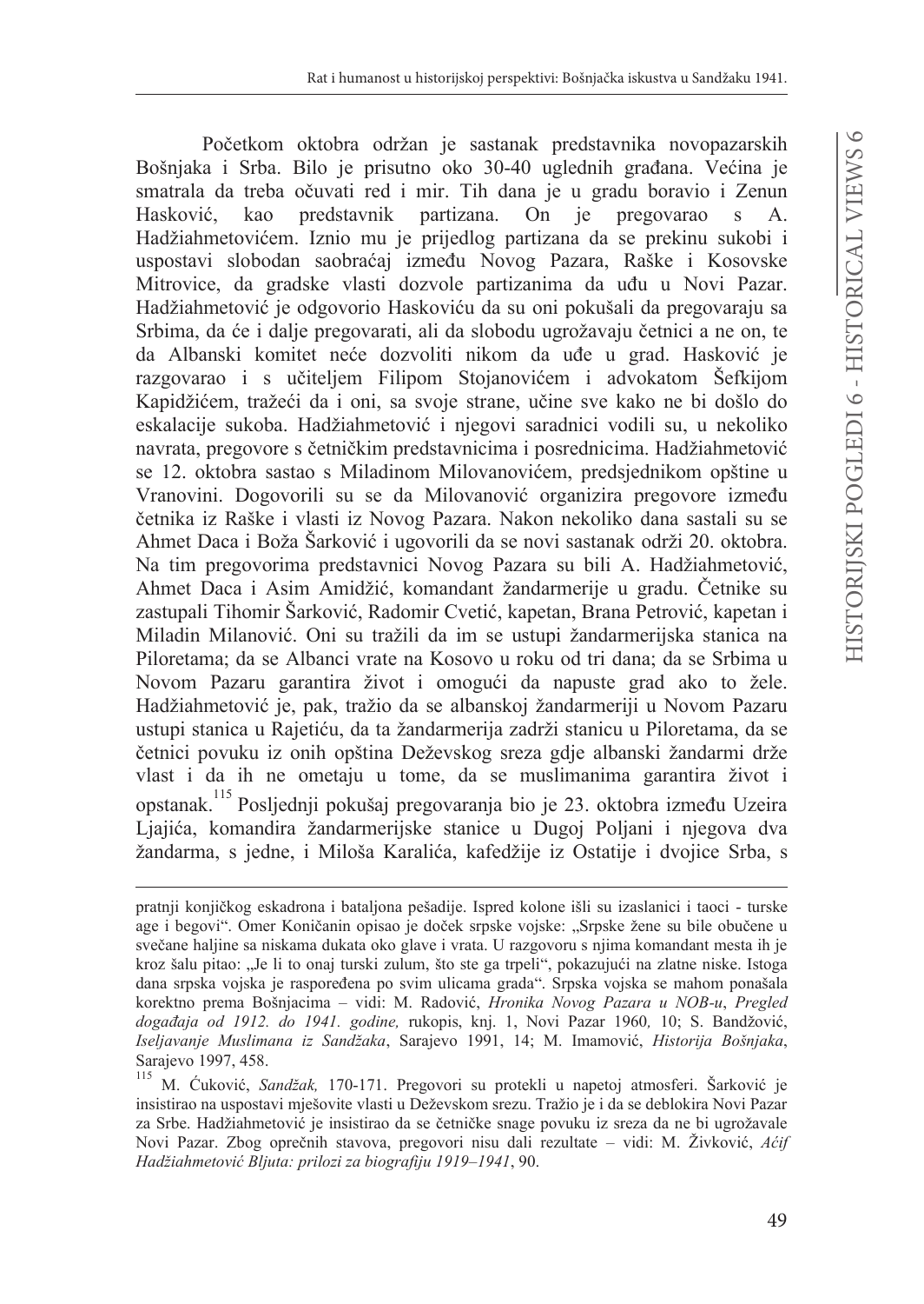Početkom oktobra održan je sastanak predstavnika novopazarskih Bošnjaka i Srba. Bilo je prisutno oko 30-40 uglednih građana. Većina je smatrala da treba očuvati red i mir. Tih dana je u gradu boravio i Zenun Hasković, kao predstavnik partizana. On je pregovarao s A. Hadžiahmetovićem. Iznio mu je prijedlog partizana da se prekinu sukobi i uspostavi slobodan saobraćaj između Novog Pazara, Raške i Kosovske Mitrovice, da gradske vlasti dozvole partizanima da uđu u Novi Pazar. Hadžiahmetović je odgovorio Haskoviću da su oni pokušali da pregovaraju sa Srbima, da će i dalje pregovarati, ali da slobodu ugrožavaju četnici a ne on, te da Albanski komitet neće dozvoliti nikom da uđe u grad. Hasković je razgovarao i s učiteljem Filipom Stojanovićem i advokatom Šefkijom Kapidžićem, tražeći da i oni, sa svoje strane, učine sve kako ne bi došlo do eskalacije sukoba. Hadžiahmetović i njegovi saradnici vodili su, u nekoliko navrata, pregovore s četničkim predstavnicima i posrednicima. Hadžiahmetović se 12. oktobra sastao s Miladinom Milovanovićem, predsjednikom opštine u Vranovini. Dogovorili su se da Milovanović organizira pregovore između četnika iz Raške i vlasti iz Novog Pazara. Nakon nekoliko dana sastali su se Ahmet Daca i Boža Šarković i ugovorili da se novi sastanak održi 20. oktobra. Na tim pregovorima predstavnici Novog Pazara su bili A. Hadžiahmetović, Ahmet Daca i Asim Amidžić, komandant žandarmerije u gradu. Četnike su zastupali Tihomir Šarković, Radomir Cvetić, kapetan, Brana Petrović, kapetan i Miladin Milanović. Oni su tražili da im se ustupi žandarmerijska stanica na Piloretama; da se Albanci vrate na Kosovo u roku od tri dana; da se Srbima u Novom Pazaru garantira život i omogući da napuste grad ako to žele. Hadžiahmetović je, pak, tražio da se albanskoj žandarmeriji u Novom Pazaru ustupi stanica u Rajetiću, da ta žandarmerija zadrži stanicu u Piloretama, da se četnici povuku iz onih opština Deževskog sreza gdje albanski žandarmi drže vlast i da ih ne ometaju u tome, da se muslimanima garantira život i opstanak.[115] Posljednji pokušaj pregovaranja bio je 23. oktobra između Uzeira Ljajića, komandira žandarmerijske stanice u Dugoj Poljani i njegova dva žandarma, s jedne, i Miloša Karalića, kafedžije iz Ostatije i dvojice Srba, s

---

pratnji konjičkog eskadrona i bataljona pešadije. Ispred kolone išli su izaslanici i taoci - turske age i begovi". Omer Koničanin opisao je doček srpske vojske: „Srpske žene su bile obučene u svečane haljine sa niskama dukata oko glave i vrata. U razgovoru s njima komandant mesta ih je kroz šalu pitao: „Je li to onaj turski zulum, što ste ga trpeli", pokazujući na zlatne niske. Istoga dana srpska vojska je raspoređena po svim ulicama grada". Srpska vojska se mahom ponašala korektno prema Bošnjacima – vidi: M. Radović, *Hronika Novog Pazara u NOB-u*, *Pregled događaja od 1912. do 1941. godine,* rukopis, knj. 1, Novi Pazar 1960*,* 10; S. Bandžović, *Iseljavanje Muslimana iz Sandžaka*, Sarajevo 1991, 14; M. Imamović, *Historija Bošnjaka*, Sarajevo 1997, 458.

[115] M. Ćuković, *Sandžak,* 170-171. Pregovori su protekli u napetoj atmosferi. Šarković je insistirao na uspostavi mješovite vlasti u Deževskom srezu. Tražio je i da se deblokira Novi Pazar za Srbe. Hadžiahmetović je insistirao da se četničke snage povuku iz sreza da ne bi ugrožavale Novi Pazar. Zbog oprečnih stavova, pregovori nisu dali rezultate – vidi: M. Živković, *Aćif Hadžiahmetović Bljuta: prilozi za biografiju 1919–1941*, 90.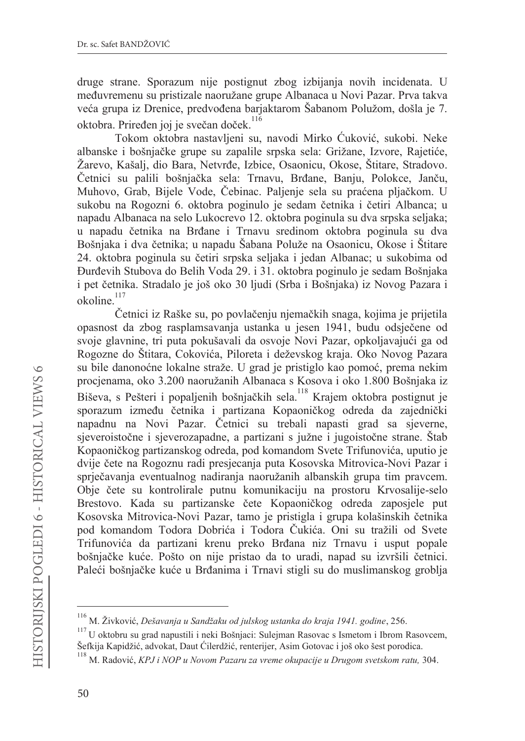druge strane. Sporazum nije postignut zbog izbijanja novih incidenata. U međuvremenu su pristizale naoružane grupe Albanaca u Novi Pazar. Prva takva veća grupa iz Drenice, predvođena barjaktarom Šabanom Polužom, došla je 7. oktobra. Priređen joj je svečan doček.[116]

Tokom oktobra nastavljeni su, navodi Mirko Ćuković, sukobi. Neke albanske i bošnjačke grupe su zapalile srpska sela: Grižane, Izvore, Rajetiće, Žarevo, Kašalj, dio Bara, Netvrđe, Izbice, Osaonicu, Okose, Štitare, Stradovo. Četnici su palili bošnjačka sela: Trnavu, Brđane, Banju, Polokce, Janču, Muhovo, Grab, Bijele Vode, Čebinac. Paljenje sela su praćena pljačkom. U sukobu na Rogozni 6. oktobra poginulo je sedam četnika i četiri Albanca; u napadu Albanaca na selo Lukocrevo 12. oktobra poginula su dva srpska seljaka; u napadu četnika na Brđane i Trnavu sredinom oktobra poginula su dva Bošnjaka i dva četnika; u napadu Šabana Polože na Osaonicu, Okose i Štitare 24. oktobra poginula su četiri srpska seljaka i jedan Albanac; u sukobima od Đurđevih Stubova do Belih Voda 29. i 31. oktobra poginulo je sedam Bošnjaka i pet četnika. Stradalo je još oko 30 ljudi (Srba i Bošnjaka) iz Novog Pazara i okoline.[117]

Četnici iz Raške su, po povlačenju njemačkih snaga, kojima je prijetila opasnost da zbog rasplamsavanja ustanka u jesen 1941, budu odsječene od svoje glavnine, tri puta pokušavali da osvoje Novi Pazar, opkoljavajući ga od Rogozne do Štitara, Cokovića, Piloreta i deževskog kraja. Oko Novog Pazara su bile danonoćne lokalne straže. U grad je pristiglo kao pomoć, prema nekim procjenama, oko 3.200 naoružanih Albanaca s Kosova i oko 1.800 Bošnjaka iz Biševa, s Pešteri i popaljenih bošnjačkih sela.[118] Krajem oktobra postignut je sporazum između četnika i partizana Kopaoničkog odreda da zajednički napadnu na Novi Pazar. Četnici su trebali napasti grad sa sjeverne, sjeveroistočne i sjeverozapadne, a partizani s južne i jugoistočne strane. Štab Kopaoničkog partizanskog odreda, pod komandom Svete Trifunovića, uputio je dvije čete na Rogoznu radi presjecanja puta Kosovska Mitrovica-Novi Pazar i sprječavanja eventualnog nadiranja naoružanih albanskih grupa tim pravcem. Obje čete su kontrolirale putnu komunikaciju na prostoru Krvosalije-selo Brestovo. Kada su partizanske čete Kopaoničkog odreda zaposjele put Kosovska Mitrovica-Novi Pazar, tamo je pristigla i grupa kolašinskih četnika pod komandom Todora Dobrića i Todora Čukića. Oni su tražili od Svete Trifunovića da partizani krenu preko Brđana niz Trnavu i usput popale bošnjačke kuće. Pošto on nije pristao da to uradi, napad su izvršili četnici. Paleći bošnjačke kuće u Brđanima i Trnavi stigli su do muslimanskog groblja

---

[116] M. Živković, *Dešavanja u Sandžaku od julskog ustanka do kraja 1941. godine*, 256.

[117] U oktobru su grad napustili i neki Bošnjaci: Sulejman Rasovac s Ismetom i Ibrom Rasovcem, Šefkija Kapidžić, advokat, Daut Ćilerdžić, renterijer, Asim Gotovac i još oko šest porodica.

[118] M. Radović, *KPJ i NOP u Novom Pazaru za vreme okupacije u Drugom svetskom ratu,* 304.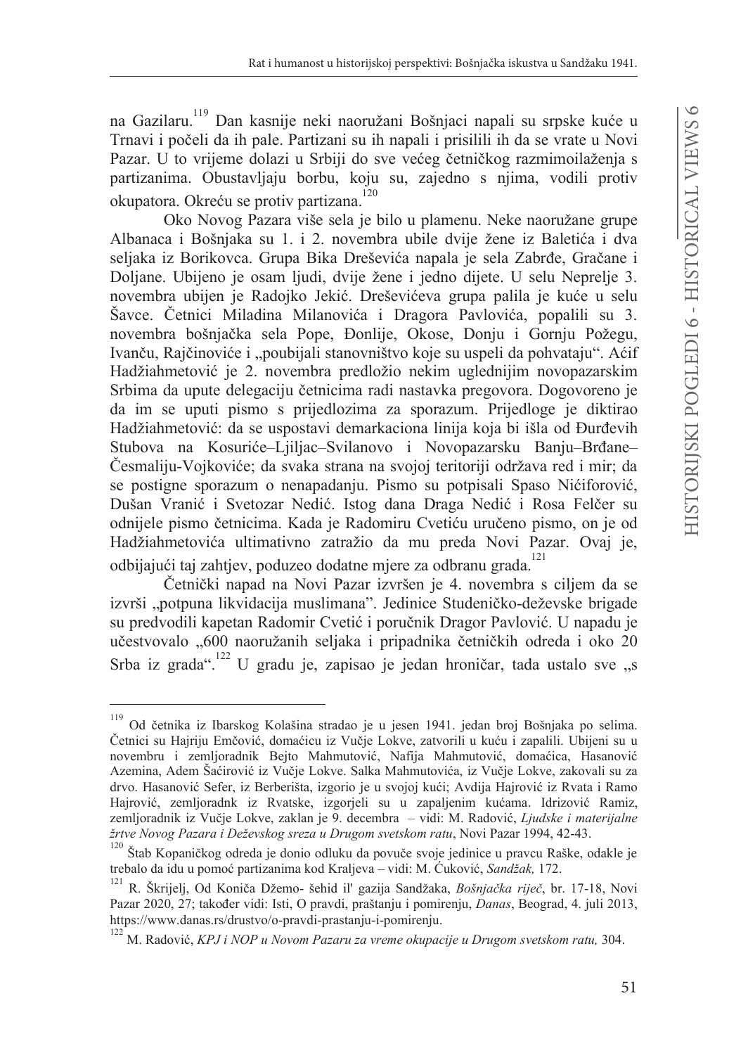na Gazilaru.[119] Dan kasnije neki naoružani Bošnjaci napali su srpske kuće u Trnavi i počeli da ih pale. Partizani su ih napali i prisilili ih da se vrate u Novi Pazar. U to vrijeme dolazi u Srbiji do sve većeg četničkog razmimoilaženja s partizanima. Obustavljaju borbu, koju su, zajedno s njima, vodili protiv okupatora. Okreću se protiv partizana.[120]

Oko Novog Pazara više sela je bilo u plamenu. Neke naoružane grupe Albanaca i Bošnjaka su 1. i 2. novembra ubile dvije žene iz Baletića i dva seljaka iz Borikovca. Grupa Bika Drešovića napala je sela Zabrđe, Gračane i Doljane. Ubijeno je osam ljudi, dvije žene i jedno dijete. U selu Neprelje 3. novembra ubijen je Radojko Jekić. Drešovićeva grupa palila je kuće u selu Šavce. Četnici Miladina Milanovića i Dragora Pavlovića, popalili su 3. novembra bošnjačka sela Pope, Đonlije, Okose, Donju i Gornju Požegu, Ivanču, Rajčinoviće i „poubijali stanovništvo koje su uspeli da pohvataju". Aćif Hadžiahmetović je 2. novembra predložio nekim uglednijim novopazarskim Srbima da upute delegaciju četnicima radi nastavka pregovora. Dogovoreno je da im se uputi pismo s prijedlozima za sporazum. Prijedloge je diktirao Hadžiahmetović: da se uspostavi demarkaciona linija koja bi išla od Đurđevih Stubova na Kosuriće–Ljiljac–Svilanovo i Novopazarsku Banju–Brđane–Česmaliju-Vojkoviće; da svaka strana na svojoj teritoriji održava red i mir; da se postigne sporazum o nenapadanju. Pismo su potpisali Spaso Nićiforović, Dušan Vranić i Svetozar Nedić. Istog dana Draga Nedić i Rosa Felčer su odnijele pismo četnicima. Kada je Radomiru Cvetiću uručeno pismo, on je od Hadžiahmetovića ultimativno zatražio da mu preda Novi Pazar. Ovaj je, odbijajući taj zahtjev, poduzeo dodatne mjere za odbranu grada.[121]

Četnički napad na Novi Pazar izvršen je 4. novembra s ciljem da se izvrši „potpuna likvidacija muslimana". Jedinice Studeničko-deževske brigade su predvodili kapetan Radomir Cvetić i poručnik Dragor Pavlović. U napadu je učestvovalo „600 naoružanih seljaka i pripadnika četničkih odreda i oko 20 Srba iz grada".[122] U gradu je, zapisao je jedan hroničar, tada ustalo sve „s

---

[119] Od četnika iz Ibarskog Kolašina stradao je u jesen 1941. jedan broj Bošnjaka po selima. Četnici su Hajriju Emčović, domaćicu iz Vučje Lokve, zatvorili u kuću i zapalili. Ubijeni su u novembru i zemljoradnik Bejto Mahmutović, Nafija Mahmutović, domaćica, Hasanović Azemina, Adem Šaćirović iz Vučje Lokve. Salka Mahmutovića, iz Vučje Lokve, zakovali su za drvo. Hasanović Sefer, iz Berberišta, izgorio je u svojoj kući; Avdija Hajrović iz Rvata i Ramo Hajrović, zemljoradnk iz Rvatske, izgorjeli su u zapaljenim kućama. Idrizović Ramiz, zemljoradnik iz Vučje Lokve, zaklan je 9. decembra – vidi: M. Radović, *Ljudske i materijalne žrtve Novog Pazara i Deževskog sreza u Drugom svetskom ratu*, Novi Pazar 1994, 42-43.

[120] Štab Kopaničkog odreda je donio odluku da povuče svoje jedinice u pravcu Raške, odakle je trebalo da idu u pomoć partizanima kod Kraljeva – vidi: M. Ćuković, *Sandžak,* 172.

[121] R. Škrijelj, Od Koniča Džemo- šehid il' gazija Sandžaka, *Bošnjačka riječ*, br. 17-18, Novi Pazar 2020, 27; također vidi: Isti, O pravdi, praštanju i pomirenju, *Danas*, Beograd, 4. juli 2013, https://www.danas.rs/drustvo/o-pravdi-prastanju-i-pomirenju.

[122] M. Radović, *KPJ i NOP u Novom Pazaru za vreme okupacije u Drugom svetskom ratu,* 304.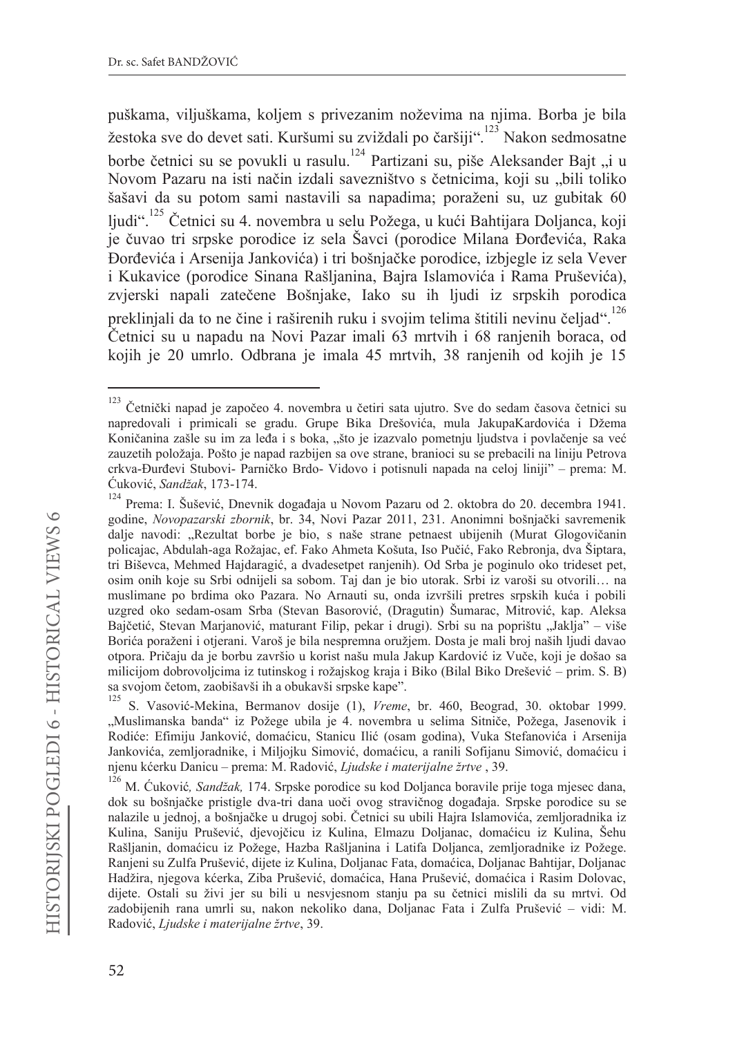puškama, viljuškama, koljem s privezanim noževima na njima. Borba je bila žestoka sve do devet sati. Kuršumi su zviždali po čaršiji".[123] Nakon sedmosatne borbe četnici su se povukli u rasulu.[124] Partizani su, piše Aleksander Bajt „i u Novom Pazaru na isti način izdali savezništvo s četnicima, koji su „bili toliko šašavi da su potom sami nastavili sa napadima; poraženi su, uz gubitak 60 ljudi".[125] Četnici su 4. novembra u selu Požega, u kući Bahtijara Doljanca, koji je čuvao tri srpske porodice iz sela Šavci (porodice Milana Đorđevića, Raka Đorđevića i Arsenija Jankovića) i tri bošnjačke porodice, izbjegle iz sela Vever i Kukavice (porodice Sinana Rašljanina, Bajra Islamovića i Rama Pruševića), zvjerski napali zatečene Bošnjake, Iako su ih ljudi iz srpskih porodica preklinjali da to ne čine i raširenih ruku i svojim telima štitili nevinu čeljad".[126] Četnici su u napadu na Novi Pazar imali 63 mrtvih i 68 ranjenih boraca, od kojih je 20 umrlo. Odbrana je imala 45 mrtvih, 38 ranjenih od kojih je 15

---

[123] Četnički napad je započeo 4. novembra u četiri sata ujutro. Sve do sedam časova četnici su napredovali i primicali se gradu. Grupe Bika Drešovića, mula JakupaKardovića i Džema Koničanina zašle su im za leđa i s boka, „što je izazvalo pometnju ljudstva i povlačenje sa već zauzetih položaja. Pošto je napad razbijen sa ove strane, branioci su se prebacili na liniju Petrova crkva-Đurđevi Stubovi- Parničko Brdo- Vidovo i potisnuli napada na celoj liniji" – prema: M. Ćuković, *Sandžak*, 173-174.

[124] Prema: I. Šušević, Dnevnik događaja u Novom Pazaru od 2. oktobra do 20. decembra 1941. godine, *Novopazarski zbornik*, br. 34, Novi Pazar 2011, 231. Anonimni bošnjački savremenik dalje navodi: „Rezultat borbe je bio, s naše strane petnaest ubijenih (Murat Glogovičanin policajac, Abdulah-aga Rožajac, ef. Fako Ahmeta Košuta, Iso Pučić, Fako Rebronja, dva Šiptara, tri Biševca, Mehmed Hajdaragić, a dvadesetpet ranjenih). Od Srba je poginulo oko trideset pet, osim onih koje su Srbi odnijeli sa sobom. Taj dan je bio utorak. Srbi iz varoši su otvorili… na muslimane po brdima oko Pazara. No Arnauti su, onda izvršili pretres srpskih kuća i pobili uzgred oko sedam-osam Srba (Stevan Basorović, (Dragutin) Šumarac, Mitrović, kap. Aleksa Bajčetić, Stevan Marjanović, maturant Filip, pekar i drugi). Srbi su na poprištu „Jaklja" – više Borića poraženi i otjerani. Varoš je bila nespremna oružjem. Dosta je mali broj naših ljudi davao otpora. Pričaju da je borbu završio u korist našu mula Jakup Kardović iz Vuče, koji je došao sa milicijom dobrovoljcima iz tutinskog i rožajskog kraja i Biko (Bilal Biko Drešević – prim. S. B) sa svojom četom, zaobišavši ih a obukavši srpske kape".

[125] S. Vasović-Mekina, Bermanov dosije (1), *Vreme*, br. 460, Beograd, 30. oktobar 1999. „Muslimanska banda" iz Požege ubila je 4. novembra u selima Sitniče, Požega, Jasenovik i Rodiće: Efimiju Janković, domaćicu, Stanicu Ilić (osam godina), Vuka Stefanovića i Arsenija Jankovića, zemljoradnike, i Miljojku Simović, domaćicu, a ranili Sofijanu Simović, domaćicu i njenu kćerku Danicu – prema: M. Radović, *Ljudske i materijalne žrtve* , 39.

[126] M. Ćuković*, Sandžak,* 174. Srpske porodice su kod Doljanca boravile prije toga mjesec dana, dok su bošnjačke pristigle dva-tri dana uoči ovog stravičnog događaja. Srpske porodice su se nalazile u jednoj, a bošnjačke u drugoj sobi. Četnici su ubili Hajra Islamovića, zemljoradnika iz Kulina, Saniju Prušević, djevojčicu iz Kulina, Elmazu Doljanac, domaćicu iz Kulina, Šehu Rašljanin, domaćicu iz Požege, Hazba Rašljanina i Latifa Doljanca, zemljoradnike iz Požege. Ranjeni su Zulfa Prušević, dijete iz Kulina, Doljanac Fata, domaćica, Doljanac Bahtijar, Doljanac Hadžira, njegova kćerka, Ziba Prušević, domaćica, Hana Prušević, domaćica i Rasim Dolovac, dijete. Ostali su živi jer su bili u nesvjesnom stanju pa su četnici mislili da su mrtvi. Od zadobijenih rana umrli su, nakon nekoliko dana, Doljanac Fata i Zulfa Prušević – vidi: M. Radović, *Ljudske i materijalne žrtve*, 39.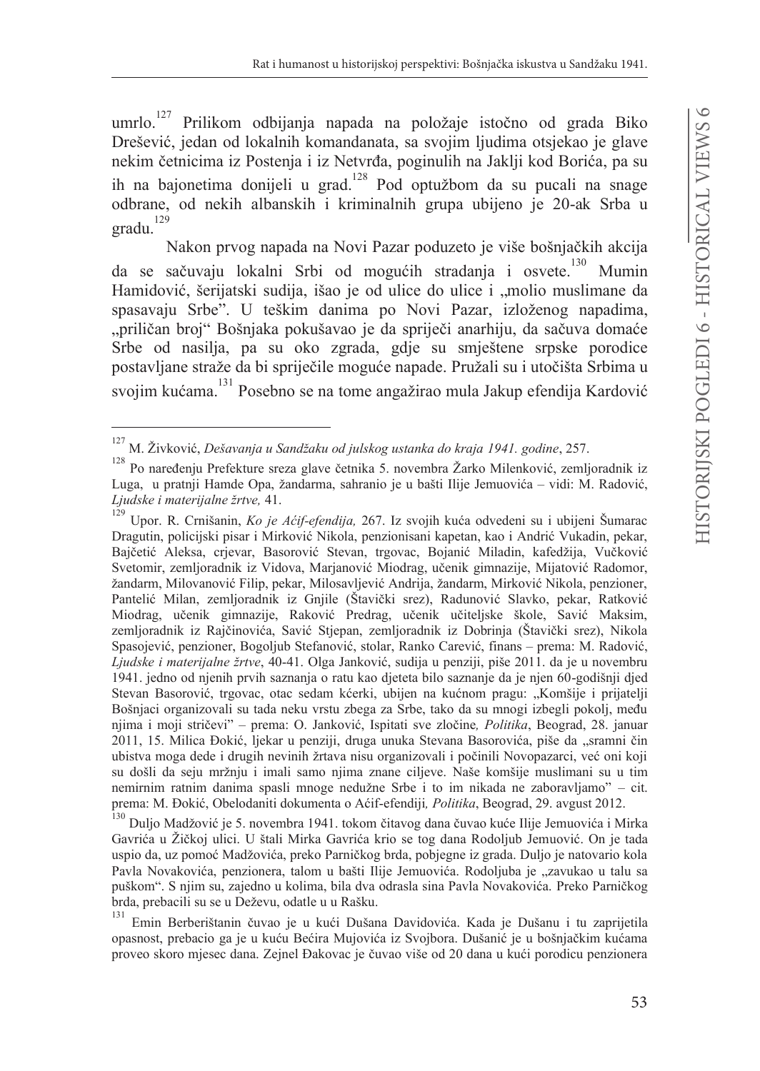umrlo.[127] Prilikom odbijanja napada na položaje istočno od grada Biko Drešević, jedan od lokalnih komandanata, sa svojim ljudima otsjekao je glave nekim četnicima iz Postenja i iz Netvrđa, poginulih na Jaklji kod Borića, pa su ih na bajonetima donijeli u grad.[128] Pod optužbom da su pucali na snage odbrane, od nekih albanskih i kriminalnih grupa ubijeno je 20-ak Srba u gradu.[129]

Nakon prvog napada na Novi Pazar poduzeto je više bošnjačkih akcija da se sačuvaju lokalni Srbi od mogućih stradanja i osvete.[130] Mumin Hamidović, šerijatski sudija, išao je od ulice do ulice i „molio muslimane da spasavaju Srbe". U teškim danima po Novi Pazar, izloženog napadima, „priličan broj" Bošnjaka pokušavao je da spriječi anarhiju, da sačuva domaće Srbe od nasilja, pa su oko zgrada, gdje su smještene srpske porodice postavljane straže da bi spriječile moguće napade. Pružali su i utočišta Srbima u svojim kućama.[131] Posebno se na tome angažirao mula Jakup efendija Kardović

---

[127] M. Živković, *Dešavanja u Sandžaku od julskog ustanka do kraja 1941. godine*, 257.

[128] Po naređenju Prefekture sreza glave četnika 5. novembra Žarko Milenković, zemljoradnik iz Luga, u pratnji Hamde Opa, žandarma, sahranio je u bašti Ilije Jemuovića – vidi: M. Radović, *Ljudske i materijalne žrtve,* 41.

[129] Upor. R. Crnišanin, *Ko je Aćif-efendija,* 267. Iz svojih kuća odvedeni su i ubijeni Šumarac Dragutin, policijski pisar i Mirković Nikola, penzionisani kapetan, kao i Andrić Vukadin, pekar, Bajčetić Aleksa, crjevar, Basorović Stevan, trgovac, Bojanić Miladin, kafedžija, Vučković Svetomir, zemljoradnik iz Vidova, Marjanović Miodrag, učenik gimnazije, Mijatović Radomor, žandarm, Milovanović Filip, pekar, Milosavljević Andrija, žandarm, Mirković Nikola, penzioner, Pantelić Milan, zemljoradnik iz Gnjile (Štavički srez), Radunović Slavko, pekar, Ratković Miodrag, učenik gimnazije, Raković Predrag, učenik učiteljske škole, Savić Maksim, zemljoradnik iz Rajčinovića, Savić Stjepan, zemljoradnik iz Dobrinja (Štavički srez), Nikola Spasojević, penzioner, Bogoljub Stefanović, stolar, Ranko Carević, finans – prema: M. Radović, *Ljudske i materijalne žrtve*, 40-41. Olga Janković, sudija u penziji, piše 2011. da je u novembru 1941. jedno od njenih prvih saznanja o ratu kao djeteta bilo saznanje da je njen 60-godišnji djed Stevan Basorović, trgovac, otac sedam kćerki, ubijen na kućnom pragu: „Komšije i prijatelji Bošnjaci organizovali su tada neku vrstu zbega za Srbe, tako da su mnogi izbegli pokolj, među njima i moji stričevi" – prema: O. Janković, Ispitati sve zločine*, Politika*, Beograd, 28. januar 2011, 15. Milica Đokić, ljekar u penziji, druga unuka Stevana Basorovića, piše da „sramni čin ubistva moga dede i drugih nevinih žrtava nisu organizovali i počinili Novopazarci, već oni koji su došli da seju mržnju i imali samo njima znane ciljeve. Naše komšije muslimani su u tim nemirnim ratnim danima spasli mnoge nedužne Srbe i to im nikada ne zaboravljamo" – cit. prema: M. Đokić, Obelodaniti dokumenta o Aćif-efendiji*, Politika*, Beograd, 29. avgust 2012.

[130] Duljo Madžović je 5. novembra 1941. tokom čitavog dana čuvao kuće Ilije Jemuovića i Mirka Gavrića u Žičkoj ulici. U štali Mirka Gavrića krio se tog dana Rodoljub Jemuović. On je tada uspio da, uz pomoć Madžovića, preko Parničkog brda, pobjegne iz grada. Duljo je natovario kola Pavla Novakovića, penzionera, talom u bašti Ilije Jemuovića. Rodoljuba je „zavukao u talu sa puškom". S njim su, zajedno u kolima, bila dva odrasla sina Pavla Novakovića. Preko Parničkog brda, prebacili su se u Deževu, odatle u u Rašku.

[131] Emin Berberištanin čuvao je u kući Dušana Davidovića. Kada je Dušanu i tu zaprijetila opasnost, prebacio ga je u kuću Bećira Mujovića iz Svojbora. Dušanić je u bošnjačkim kućama proveo skoro mjesec dana. Zejnel Đakovac je čuvao više od 20 dana u kući porodicu penzionera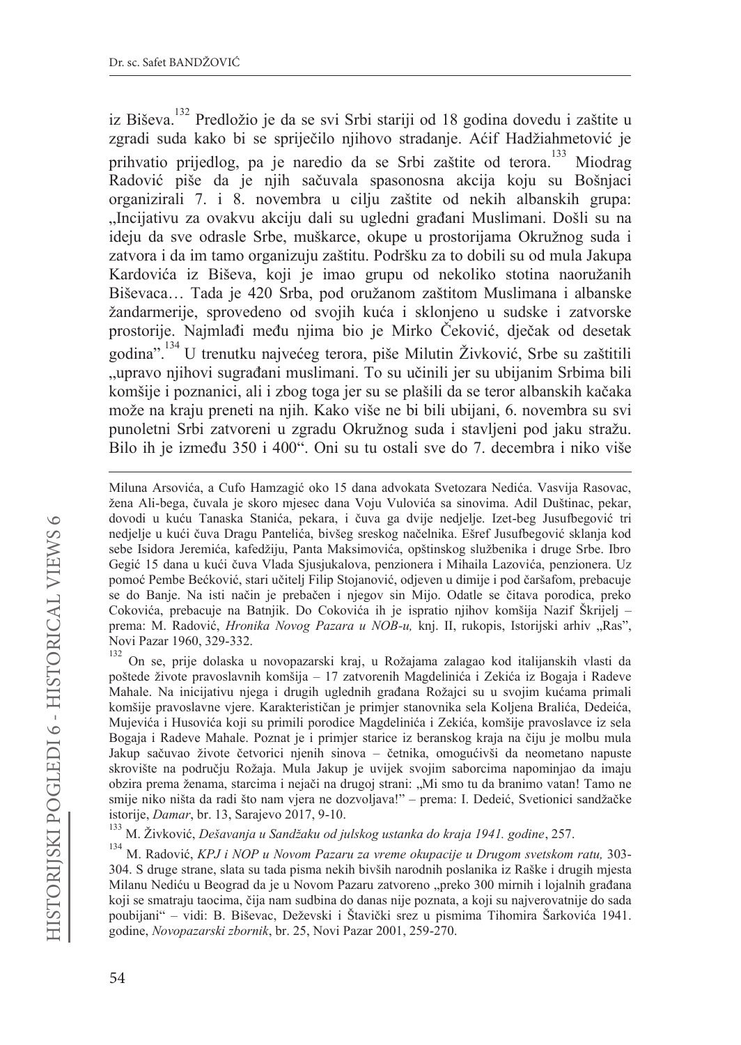iz Biševa.[132] Predložio je da se svi Srbi stariji od 18 godina dovedu i zaštite u zgradi suda kako bi se spriječilo njihovo stradanje. Aćif Hadžiahmetović je prihvatio prijedlog, pa je naredio da se Srbi zaštite od terora.[133] Miodrag Radović piše da je njih sačuvala spasonosna akcija koju su Bošnjaci organizirali 7. i 8. novembra u cilju zaštite od nekih albanskih grupa: „Incijativu za ovakvu akciju dali su ugledni građani Muslimani. Došli su na ideju da sve odrasle Srbe, muškarce, okupe u prostorijama Okružnog suda i zatvora i da im tamo organizuju zaštitu. Podršku za to dobili su od mula Jakupa Kardovića iz Biševa, koji je imao grupu od nekoliko stotina naoružanih Biševaca… Tada je 420 Srba, pod oružanom zaštitom Muslimana i albanske žandarmerije, sprovedeno od svojih kuća i sklonjeno u sudske i zatvorske prostorije. Najmlađi među njima bio je Mirko Čeković, dječak od desetak godina".[134] U trenutku najvećeg terora, piše Milutin Živković, Srbe su zaštitili „upravo njihovi sugrađani muslimani. To su učinili jer su ubijanim Srbima bili komšije i poznanici, ali i zbog toga jer su se plašili da se teror albanskih kačaka može na kraju preneti na njih. Kako više ne bi bili ubijani, 6. novembra su svi punoletni Srbi zatvoreni u zgradu Okružnog suda i stavljeni pod jaku stražu. Bilo ih je između 350 i 400". Oni su tu ostali sve do 7. decembra i niko više

---

Miluna Arsovića, a Cufo Hamzagić oko 15 dana advokata Svetozara Nedića. Vasvija Rasovac, žena Ali-bega, čuvala je skoro mjesec dana Voju Vulovića sa sinovima. Adil Duštinac, pekar, dovodi u kuću Tanaska Stanića, pekara, i čuva ga dvije nedjelje. Izet-beg Jusufbegović tri nedjelje u kući čuva Dragu Pantelića, bivšeg sreskog načelnika. Ešref Jusufbegović sklanja kod sebe Isidora Jeremića, kafedžiju, Panta Maksimovića, opštinskog službenika i druge Srbe. Ibro Gegić 15 dana u kući čuva Vlada Sjusjukalova, penzionera i Mihaila Lazovića, penzionera. Uz pomoć Pembe Bećković, stari učitelj Filip Stojanović, odjeven u dimije i pod čaršafom, prebacuje se do Banje. Na isti način je prebačen i njegov sin Mijo. Odatle se čitava porodica, preko Cokovića, prebacuje na Batnjik. Do Cokovića ih je ispratio njihov komšija Nazif Škrijelj – prema: M. Radović, *Hronika Novog Pazara u NOB-u,* knj. II, rukopis, Istorijski arhiv „Ras", Novi Pazar 1960, 329-332.

[132] On se, prije dolaska u novopazarski kraj, u Rožajama zalagao kod italijanskih vlasti da poštede živote pravoslavnih komšija – 17 zatvorenih Magdelinića i Zekića iz Bogaja i Radeve Mahale. Na inicijativu njega i drugih uglednih građana Rožajci su u svojim kućama primali komšije pravoslavne vjere. Karakterističan je primjer stanovnika sela Koljena Bralića, Dedeića, Mujevića i Husovića koji su primili porodice Magdelinića i Zekića, komšije pravoslavce iz sela Bogaja i Radeve Mahale. Poznat je i primjer starice iz beranskog kraja na čiju je molbu mula Jakup sačuvao živote četvorici njenih sinova – četnika, omogućivši da neometano napuste skrovište na području Rožaja. Mula Jakup je uvijek svojim saborcima napominjao da imaju obzira prema ženama, starcima i nejači na drugoj strani: „Mi smo tu da branimo vatan! Tamo ne smije niko ništa da radi što nam vjera ne dozvoljava!" – prema: I. Dedeić, Svetionici sandžačke istorije, *Damar*, br. 13, Sarajevo 2017, 9-10.

[133] M. Živković, *Dešavanja u Sandžaku od julskog ustanka do kraja 1941. godine*, 257.

[134] M. Radović, *KPJ i NOP u Novom Pazaru za vreme okupacije u Drugom svetskom ratu,* 303-304. S druge strane, slata su tada pisma nekih bivših narodnih poslanika iz Raške i drugih mjesta Milanu Nediću u Beograd da je u Novom Pazaru zatvoreno „preko 300 mirnih i lojalnih građana koji se smatraju taocima, čija nam sudbina do danas nije poznata, a koji su najverovatnije do sada poubijani" – vidi: B. Biševac, Deževski i Štavički srez u pismima Tihomira Šarkovića 1941. godine, *Novopazarski zbornik*, br. 25, Novi Pazar 2001, 259-270.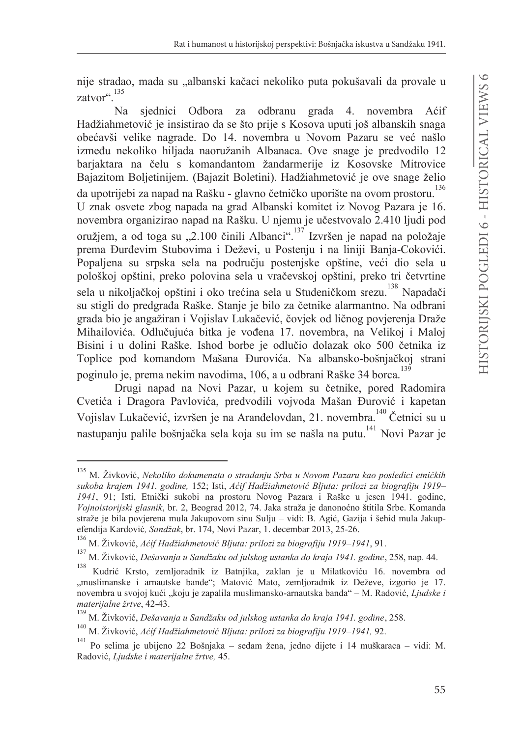nije stradao, mada su „albanski kačaci nekoliko puta pokušavali da provale u zatvor".[135]

Na sjednici Odbora za odbranu grada 4. novembra Aćif Hadžiahmetović je insistirao da se što prije s Kosova uputi još albanskih snaga obećavši velike nagrade. Do 14. novembra u Novom Pazaru se već našlo između nekoliko hiljada naoružanih Albanaca. Ove snage je predvodilo 12 barjaktara na čelu s komandantom žandarmerije iz Kosovske Mitrovice Bajazitom Boljetinijem. (Bajazit Boletini). Hadžiahmetović je ove snage želio da upotrijebi za napad na Rašku - glavno četničko uporište na ovom prostoru.[136] U znak osvete zbog napada na grad Albanski komitet iz Novog Pazara je 16. novembra organizirao napad na Rašku. U njemu je učestvovalo 2.410 ljudi pod oružjem, a od toga su „2.100 činili Albanci".[137] Izvršen je napad na položaje prema Đurđevim Stubovima i Deževi, u Postenju i na liniji Banja-Cokovići. Popaljena su srpska sela na području postenjske opštine, veći dio sela u pološkoj opštini, preko polovina sela u vračevskoj opštini, preko tri četvrtine sela u nikoljačkoj opštini i oko trećina sela u Studeničkom srezu.[138] Napadači su stigli do predgrađa Raške. Stanje je bilo za četnike alarmantno. Na odbrani grada bio je angažiran i Vojislav Lukačević, čovjek od ličnog povjerenja Draže Mihailovića. Odlučujuća bitka je vođena 17. novembra, na Velikoj i Maloj Bisini i u dolini Raške. Ishod borbe je odlučio dolazak oko 500 četnika iz Toplice pod komandom Mašana Đurovića. Na albansko-bošnjačkoj strani poginulo je, prema nekim navodima, 106, a u odbrani Raške 34 borca.[139]

Drugi napad na Novi Pazar, u kojem su četnike, pored Radomira Cvetića i Dragora Pavlovića, predvodili vojvoda Mašan Đurović i kapetan Vojislav Lukačević, izvršen je na Aranđelovdan, 21. novembra.[140] Četnici su u nastupanju palile bošnjačka sela koja su im se našla na putu.[141] Novi Pazar je

---

[135] M. Živković, *Nekoliko dokumenata o stradanju Srba u Novom Pazaru kao posledici etničkih sukoba krajem 1941. godine,* 152; Isti, *Aćif Hadžiahmetović Bljuta: prilozi za biografiju 1919–1941*, 91; Isti, Etnički sukobi na prostoru Novog Pazara i Raške u jesen 1941. godine, *Vojnoistorijski glasnik*, br. 2, Beograd 2012, 74. Jaka straža je danonoćno štitila Srbe. Komanda straže je bila povjerena mula Jakupovom sinu Sulju – vidi: B. Agić, Gazija i šehid mula Jakup-efendija Kardović*, Sandžak*, br. 174, Novi Pazar, 1. decembar 2013, 25-26.

[136] M. Živković, *Aćif Hadžiahmetović Bljuta: prilozi za biografiju 1919–1941*, 91.

[137] M. Živković, *Dešavanja u Sandžaku od julskog ustanka do kraja 1941. godine*, 258, nap. 44.

[138] Kudrić Krsto, zemljoradnik iz Batnjika, zaklan je u Milatkoviću 16. novembra od „muslimanske i arnautske bande"; Matović Mato, zemljoradnik iz Deževe, izgorio je 17. novembra u svojoj kući „koju je zapalila muslimansko-arnautska banda" – M. Radović, *Ljudske i materijalne žrtve*, 42-43.

[139] M. Živković, *Dešavanja u Sandžaku od julskog ustanka do kraja 1941. godine*, 258.

[140] M. Živković, *Aćif Hadžiahmetović Bljuta: prilozi za biografiju 1919–1941,* 92.

[141] Po selima je ubijeno 22 Bošnjaka – sedam žena, jedno dijete i 14 muškaraca – vidi: M. Radović, *Ljudske i materijalne žrtve,* 45.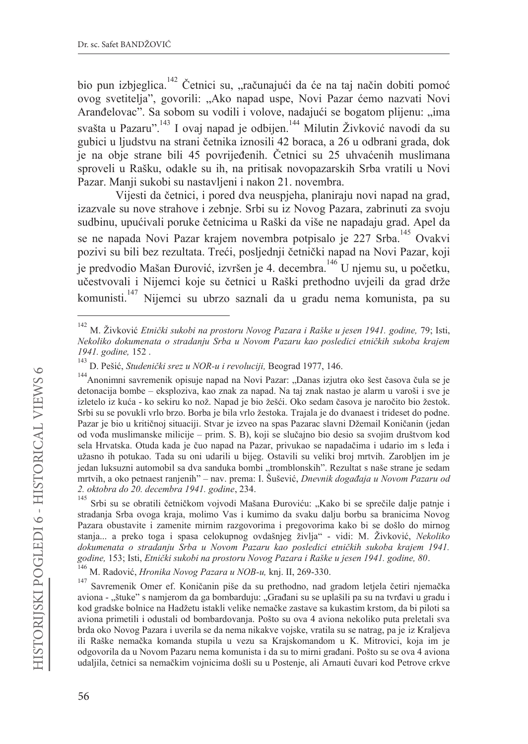bio pun izbjeglica.[142] Četnici su, „računajući da će na taj način dobiti pomoć ovog svetitelja", govorili: „Ako napad uspe, Novi Pazar ćemo nazvati Novi Aranđelovac". Sa sobom su vodili i volove, nadajući se bogatom plijenu: „ima svašta u Pazaru".[143] I ovaj napad je odbijen.[144] Milutin Živković navodi da su gubici u ljudstvu na strani četnika iznosili 42 boraca, a 26 u odbrani grada, dok je na obje strane bili 45 povrijeđenih. Četnici su 25 uhvaćenih muslimana sproveli u Rašku, odakle su ih, na pritisak novopazarskih Srba vratili u Novi Pazar. Manji sukobi su nastavljeni i nakon 21. novembra.

Vijesti da četnici, i pored dva neuspjeha, planiraju novi napad na grad, izazvale su nove strahove i zebnje. Srbi su iz Novog Pazara, zabrinuti za svoju sudbinu, upućivali poruke četnicima u Raški da više ne napadaju grad. Apel da se ne napada Novi Pazar krajem novembra potpisalo je 227 Srba.[145] Ovakvi pozivi su bili bez rezultata. Treći, posljednji četnički napad na Novi Pazar, koji je predvodio Mašan Đurović, izvršen je 4. decembra.[146] U njemu su, u početku, učestvovali i Nijemci koje su četnici u Raški prethodno uvjeili da grad drže komunisti.[147] Nijemci su ubrzo saznali da u gradu nema komunista, pa su

---

[142] M. Živković *Etnički sukobi na prostoru Novog Pazara i Raške u jesen 1941. godine,* 79; Isti, *Nekoliko dokumenata o stradanju Srba u Novom Pazaru kao posledici etničkih sukoba krajem 1941. godine,* 152 .

[143] D. Pešić, *Studenički srez u NOR-u i revoluciji,* Beograd 1977, 146.

[144] Anonimni savremenik opisuje napad na Novi Pazar: „Danas izjutra oko šest časova čula se je detonacija bombe – eksploziva, kao znak za napad. Na taj znak nastao je alarm u varoši i sve je izletelo iz kuća - ko sekiru ko nož. Napad je bio žešći. Oko sedam časova je naročito bio žestok. Srbi su se povukli vrlo brzo. Borba je bila vrlo žestoka. Trajala je do dvanaest i trideset do podne. Pazar je bio u kritičnoj situaciji. Stvar je izveo na spas Pazarac slavni Džemail Koničanin (jedan od vođa muslimanske milicije – prim. S. B), koji se slučajno bio desio sa svojim društvom kod sela Hrvatska. Otuda kada je čuo napad na Pazar, privukao se napadačima i udario im s leđa i užasno ih potukao. Tada su oni udarili u bijeg. Ostavili su veliki broj mrtvih. Zarobljen im je jedan luksuzni automobil sa dva sanduka bombi „tromblonskih". Rezultat s naše strane je sedam mrtvih, a oko petnaest ranjenih" – nav. prema: I. Šušević, *Dnevnik događaja u Novom Pazaru od 2. oktobra do 20. decembra 1941. godine*, 234.

[145] Srbi su se obratili četničkom vojvodi Mašana Đuroviću: „Kako bi se sprečile dalje patnje i stradanja Srba ovoga kraja, molimo Vas i kumimo da svaku dalju borbu sa branicima Novog Pazara obustavite i zamenite mirnim razgovorima i pregovorima kako bi se došlo do mirnog stanja... a preko toga i spasa celokupnog ovdašnjeg življa" - vidi: M. Živković, *Nekoliko dokumenata o stradanju Srba u Novom Pazaru kao posledici etničkih sukoba krajem 1941. godine,* 153; Isti, *Etnički sukobi na prostoru Novog Pazara i Raške u jesen 1941. godine, 80*.

[146] M. Radović, *Hronika Novog Pazara u NOB-u,* knj. II, 269-330.

[147] Savremenik Omer ef. Koničanin piše da su prethodno, nad gradom letjela četiri njemačka aviona - „štuke" s namjerom da ga bombarduju: „Građani su se uplašili pa su na tvrđavi u gradu i kod gradske bolnice na Hadžetu istakli velike nemačke zastave sa kukastim krstom, da bi piloti sa aviona primetili i odustali od bombardovanja. Pošto su ova 4 aviona nekoliko puta preletali sva brda oko Novog Pazara i uverila se da nema nikakve vojske, vratila su se natrag, pa je iz Kraljeva ili Raške nemačka komanda stupila u vezu sa Krajskomandom u K. Mitrovici, koja im je odgovorila da u Novom Pazaru nema komunista i da su to mirni građani. Pošto su se ova 4 aviona udaljila, četnici sa nemačkim vojnicima došli su u Postenje, ali Arnauti čuvari kod Petrove crkve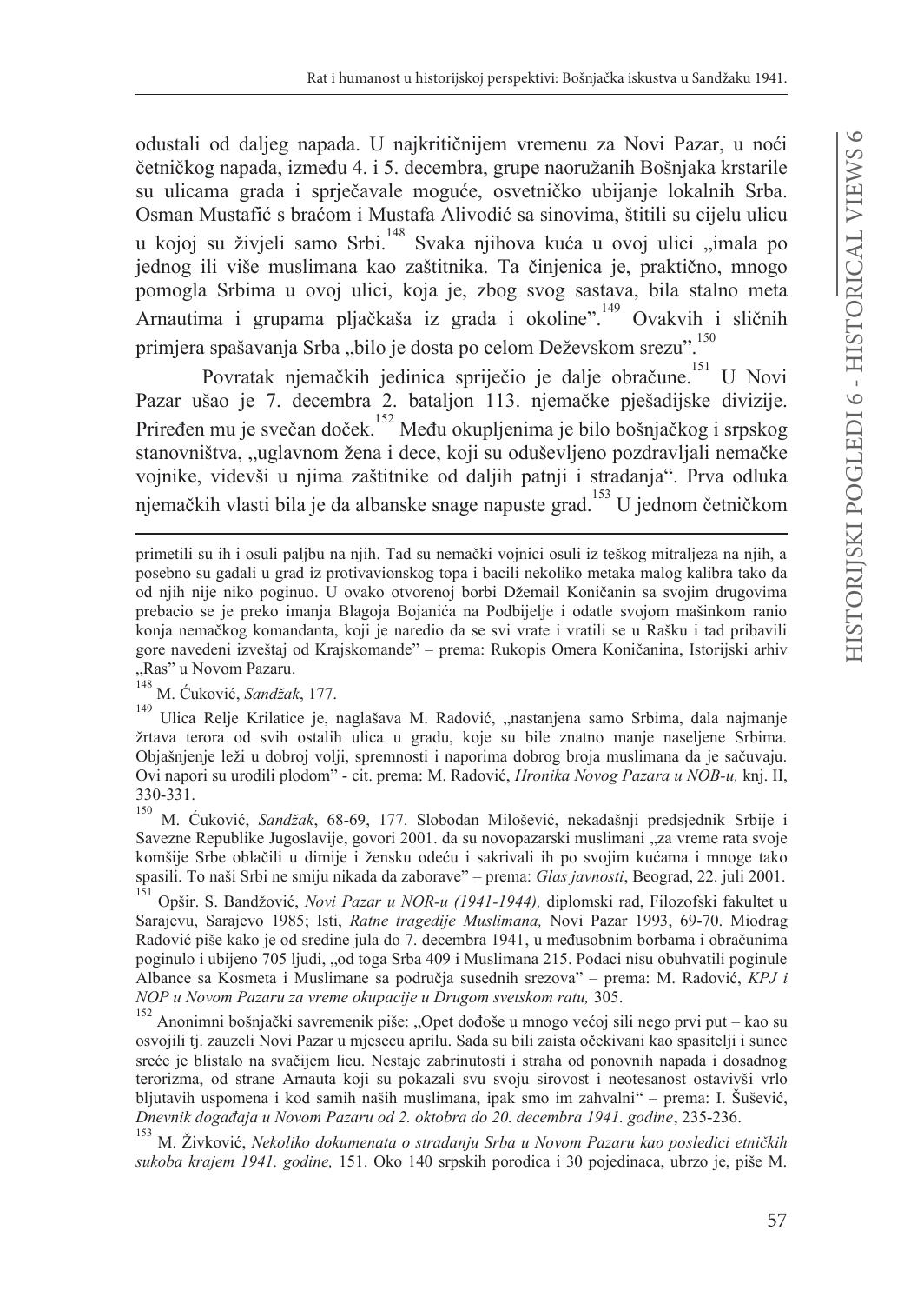odustali od daljeg napada. U najkritičnijem vremenu za Novi Pazar, u noći četničkog napada, između 4. i 5. decembra, grupe naoružanih Bošnjaka krstarile su ulicama grada i sprječavale moguće, osvetničko ubijanje lokalnih Srba. Osman Mustafić s braćom i Mustafa Alivodić sa sinovima, štitili su cijelu ulicu u kojoj su živjeli samo Srbi.[148] Svaka njihova kuća u ovoj ulici „imala po jednog ili više muslimana kao zaštitnika. Ta činjenica je, praktično, mnogo pomogla Srbima u ovoj ulici, koja je, zbog svog sastava, bila stalno meta Arnautima i grupama pljačkaša iz grada i okoline".[149] Ovakvih i sličnih primjera spašavanja Srba „bilo je dosta po celom Deževskom srezu".[150]

Povratak njemačkih jedinica spriječio je dalje obračune.[151] U Novi Pazar ušao je 7. decembra 2. bataljon 113. njemačke pješadijske divizije. Priređen mu je svečan doček.[152] Među okupljenima je bilo bošnjačkog i srpskog stanovništva, „uglavnom žena i dece, koji su oduševljeno pozdravljali nemačke vojnike, videvši u njima zaštitnike od daljih patnji i stradanja". Prva odluka njemačkih vlasti bila je da albanske snage napuste grad.[153] U jednom četničkom

---

primetili su ih i osuli paljbu na njih. Tad su nemački vojnici osuli iz teškog mitraljeza na njih, a posebno su gađali u grad iz protivavionskog topa i bacili nekoliko metaka malog kalibra tako da od njih nije niko poginuo. U ovako otvorenoj borbi Džemail Koničanin sa svojim drugovima prebacio se je preko imanja Blagoja Bojanića na Podbijelje i odatle svojom mašinkom ranio konja nemačkog komandanta, koji je naredio da se svi vrate i vratili se u Rašku i tad pribavili gore navedeni izveštaj od Krajskomande" – prema: Rukopis Omera Koničanina, Istorijski arhiv „Ras" u Novom Pazaru.

[148] M. Ćuković, *Sandžak*, 177.

[149] Ulica Relje Krilatice je, naglašava M. Radović, „nastanjena samo Srbima, dala najmanje žrtava terora od svih ostalih ulica u gradu, koje su bile znatno manje naseljene Srbima. Objašnjenje leži u dobroj volji, spremnosti i naporima dobrog broja muslimana da je sačuvaju. Ovi napori su urodili plodom" - cit. prema: M. Radović, *Hronika Novog Pazara u NOB-u,* knj. II, 330-331.

[150] M. Ćuković, *Sandžak*, 68-69, 177. Slobodan Milošević, nekadašnji predsjednik Srbije i Savezne Republike Jugoslavije, govori 2001. da su novopazarski muslimani „za vreme rata svoje komšije Srbe oblačili u dimije i žensku odeću i sakrivali ih po svojim kućama i mnoge tako spasili. To naši Srbi ne smiju nikada da zaborave" – prema: *Glas javnosti*, Beograd, 22. juli 2001.

[151] Opšir. S. Bandžović, *Novi Pazar u NOR-u (1941-1944),* diplomski rad, Filozofski fakultet u Sarajevu, Sarajevo 1985; Isti, *Ratne tragedije Muslimana,* Novi Pazar 1993, 69-70. Miodrag Radović piše kako je od sredine jula do 7. decembra 1941, u međusobnim borbama i obračunima poginulo i ubijeno 705 ljudi, „od toga Srba 409 i Muslimana 215. Podaci nisu obuhvatili poginule Albance sa Kosmeta i Muslimane sa područja susednih srezova" – prema: M. Radović, *KPJ i NOP u Novom Pazaru za vreme okupacije u Drugom svetskom ratu,* 305.

[152] Anonimni bošnjački savremenik piše: „Opet dođoše u mnogo većoj sili nego prvi put – kao su osvojili tj. zauzeli Novi Pazar u mjesecu aprilu. Sada su bili zaista očekivani kao spasitelji i sunce sreće je blistalo na svačijem licu. Nestaje zabrinutosti i straha od ponovnih napada i dosadnog terorizma, od strane Arnauta koji su pokazali svu svoju sirovost i neotesanost ostavivši vrlo bljutavih uspomena i kod samih naših muslimana, ipak smo im zahvalni" – prema: I. Šušević, *Dnevnik događaja u Novom Pazaru od 2. oktobra do 20. decembra 1941. godine*, 235-236.

[153] M. Živković, *Nekoliko dokumenata o stradanju Srba u Novom Pazaru kao posledici etničkih sukoba krajem 1941. godine,* 151. Oko 140 srpskih porodica i 30 pojedinaca, ubrzo je, piše M.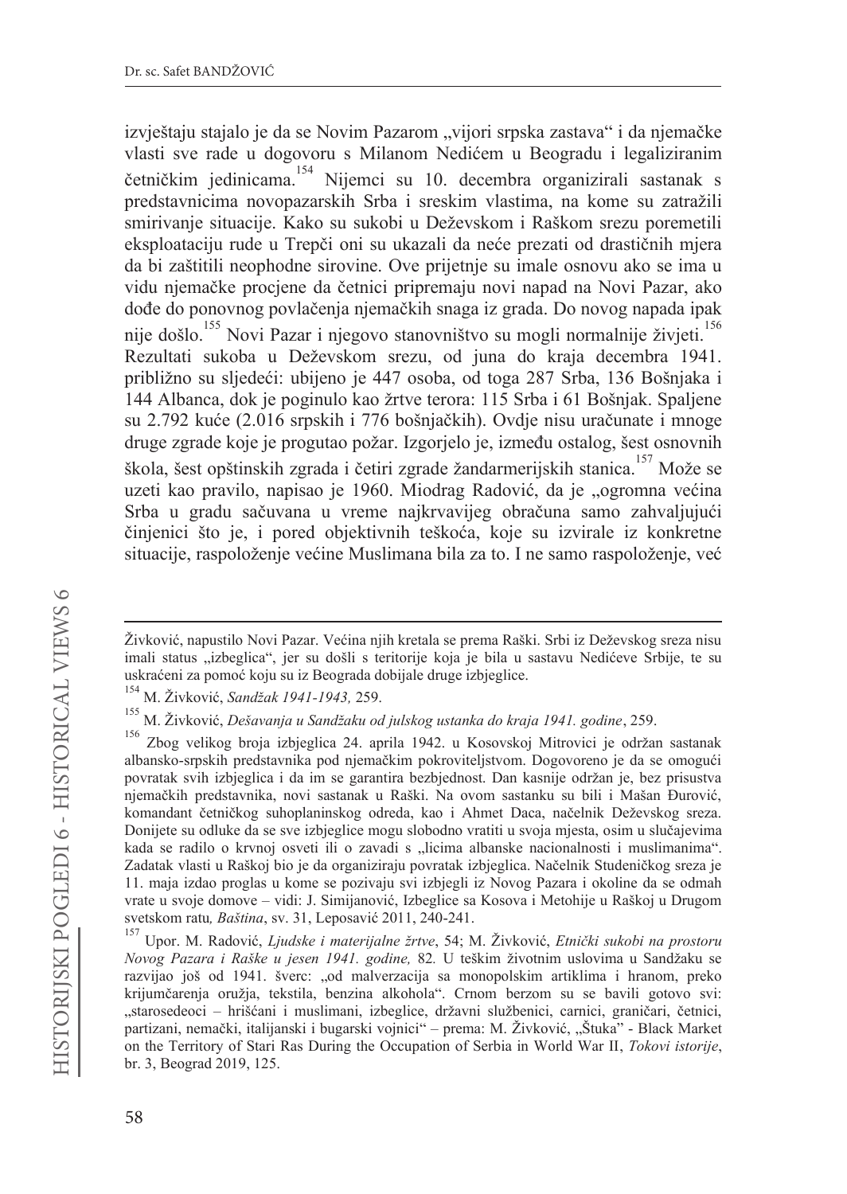izvještaju stajalo je da se Novim Pazarom „vijori srpska zastava" i da njemačke vlasti sve rade u dogovoru s Milanom Nedićem u Beogradu i legaliziranim četničkim jedinicama.[154] Nijemci su 10. decembra organizirali sastanak s predstavnicima novopazarskih Srba i sreskim vlastima, na kome su zatražili smirivanje situacije. Kako su sukobi u Deževskom i Raškom srezu poremetili eksploataciju rude u Trepči oni su ukazali da neće prezati od drastičnih mjera da bi zaštitili neophodne sirovine. Ove prijetnje su imale osnovu ako se ima u vidu njemačke procjene da četnici pripremaju novi napad na Novi Pazar, ako dođe do ponovnog povlačenja njemačkih snaga iz grada. Do novog napada ipak nije došlo.[155] Novi Pazar i njegovo stanovništvo su mogli normalnije živjeti.[156] Rezultati sukoba u Deževskom srezu, od juna do kraja decembra 1941. približno su sljedeći: ubijeno je 447 osoba, od toga 287 Srba, 136 Bošnjaka i 144 Albanca, dok je poginulo kao žrtve terora: 115 Srba i 61 Bošnjak. Spaljene su 2.792 kuće (2.016 srpskih i 776 bošnjačkih). Ovdje nisu uračunate i mnoge druge zgrade koje je progutao požar. Izgorjelo je, između ostalog, šest osnovnih škola, šest opštinskih zgrada i četiri zgrade žandarmerijskih stanica.[157] Može se uzeti kao pravilo, napisao je 1960. Miodrag Radović, da je „ogromna većina Srba u gradu sačuvana u vreme najkrvavijeg obračuna samo zahvaljujući činjenici što je, i pored objektivnih teškoća, koje su izvirale iz konkretne situacije, raspoloženje većine Muslimana bila za to. I ne samo raspoloženje, već

---

Živković, napustilo Novi Pazar. Većina njih kretala se prema Raški. Srbi iz Deževskog sreza nisu imali status „izbeglica", jer su došli s teritorije koja je bila u sastavu Nedićeve Srbije, te su uskraćeni za pomoć koju su iz Beograda dobijale druge izbjeglice.

[154] M. Živković, *Sandžak 1941-1943,* 259.

[155] M. Živković, *Dešavanja u Sandžaku od julskog ustanka do kraja 1941. godine*, 259.

[156] Zbog velikog broja izbjeglica 24. aprila 1942. u Kosovskoj Mitrovici je održan sastanak albansko-srpskih predstavnika pod njemačkim pokroviteljstvom. Dogovoreno je da se omogući povratak svih izbjeglica i da im se garantira bezbjednost. Dan kasnije održan je, bez prisustva njemačkih predstavnika, novi sastanak u Raški. Na ovom sastanku su bili i Mašan Đurović, komandant četničkog suhoplaninskog odreda, kao i Ahmet Daca, načelnik Deževskog sreza. Donijete su odluke da se sve izbjeglice mogu slobodno vratiti u svoja mjesta, osim u slučajevima kada se radilo o krvnoj osveti ili o zavadi s „licima albanske nacionalnosti i muslimanima". Zadatak vlasti u Raškoj bio je da organiziraju povratak izbjeglica. Načelnik Studeničkog sreza je 11. maja izdao proglas u kome se pozivaju svi izbjegli iz Novog Pazara i okoline da se odmah vrate u svoje domove – vidi: J. Simijanović, Izbeglice sa Kosova i Metohije u Raškoj u Drugom svetskom ratu*, Baština*, sv. 31, Leposavić 2011, 240-241.

[157] Upor. M. Radović, *Ljudske i materijalne žrtve*, 54; M. Živković, *Etnički sukobi na prostoru Novog Pazara i Raške u jesen 1941. godine,* 82. U teškim životnim uslovima u Sandžaku se razvijao još od 1941. šverc: „od malverzacija sa monopolskim artiklima i hranom, preko krijumčarenja oružja, tekstila, benzina alkohola". Crnom berzom su se bavili gotovo svi: „starosedeoci – hrišćani i muslimani, izbeglice, državni službenici, carnici, graničari, četnici, partizani, nemački, italijanski i bugarski vojnici" – prema: M. Živković, „Štuka" - Black Market on the Territory of Stari Ras During the Occupation of Serbia in World War II, *Tokovi istorije*, br. 3, Beograd 2019, 125.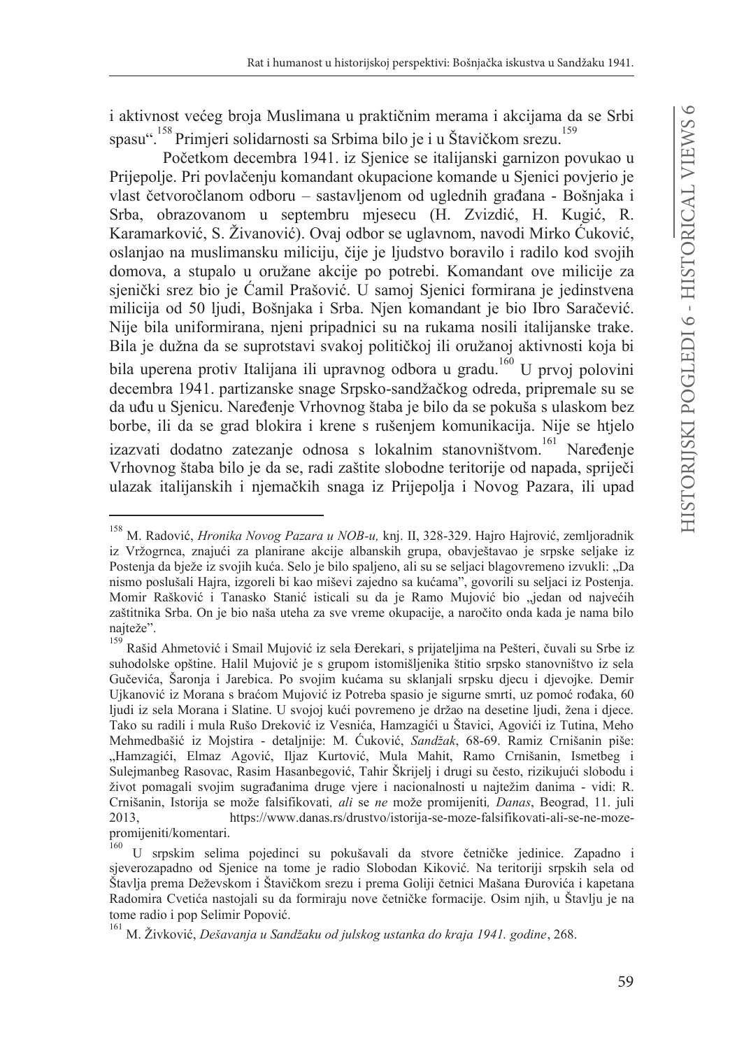i aktivnost većeg broja Muslimana u praktičnim merama i akcijama da se Srbi spasu".[158] Primjeri solidarnosti sa Srbima bilo je i u Štavičkom srezu.[159]

Početkom decembra 1941. iz Sjenice se italijanski garnizon povukao u Prijepolje. Pri povlačenju komandant okupacione komande u Sjenici povjerio je vlast četveročlanom odboru – sastavljenom od uglednih građana - Bošnjaka i Srba, obrazovanom u septembru mjesecu (H. Zvizdić, H. Kugić, R. Karamarković, S. Živanović). Ovaj odbor se uglavnom, navodi Mirko Ćuković, oslanjao na muslimansku miliciju, čije je ljudstvo boravilo i radilo kod svojih domova, a stupalo u oružane akcije po potrebi. Komandant ove milicije za sjenički srez bio je Ćamil Prašović. U samoj Sjenici formirana je jedinstvena milicija od 50 ljudi, Bošnjaka i Srba. Njen komandant je bio Ibro Saračević. Nije bila uniformirana, njeni pripadnici su na rukama nosili italijanske trake. Bila je dužna da se suprotstavi svakoj političkoj ili oružanoj aktivnosti koja bi bila uperena protiv Italijana ili upravnog odbora u gradu.[160] U prvoj polovini decembra 1941. partizanske snage Srpsko-sandžačkog odreda, pripremale su se da uđu u Sjenicu. Naređenje Vrhovnog štaba je bilo da se pokuša s ulaskom bez borbe, ili da se grad blokira i krene s rušenjem komunikacija. Nije se htjelo izazvati dodatno zatezanje odnosa s lokalnim stanovništvom.[161] Naređenje Vrhovnog štaba bilo je da se, radi zaštite slobodne teritorije od napada, spriječi ulazak italijanskih i njemačkih snaga iz Prijepolja i Novog Pazara, ili upad

---

[158] M. Radović, *Hronika Novog Pazara u NOB-u,* knj. II, 328-329. Hajro Hajrović, zemljoradnik iz Vržogrnca, znajući za planirane akcije albanskih grupa, obavještavao je srpske seljake iz Postenja da bježe iz svojih kuća. Selo je bilo spaljeno, ali su se seljaci blagovremeno izvukli: „Da nismo poslušali Hajra, izgoreli bi kao miševi zajedno sa kućama", govorili su seljaci iz Postenja. Momir Rašković i Tanasko Stanić isticali su da je Ramo Mujović bio „jedan od najvećih zaštitnika Srba. On je bio naša uteha za sve vreme okupacije, a naročito onda kada je nama bilo najteže".

[159] Rašid Ahmetović i Smail Mujović iz sela Đerekari, s prijateljima na Pešteri, čuvali su Srbe iz suhodolske opštine. Halil Mujović je s grupom istomišljenika štitio srpsko stanovništvo iz sela Gučevića, Šaronja i Jarebica. Po svojim kućama su sklanjali srpsku djecu i djevojke. Demir Ujkanović iz Morana s braćom Mujović iz Potreba spasio je sigurne smrti, uz pomoć rođaka, 60 ljudi iz sela Morana i Slatine. U svojoj kući povremeno je držao na desetine ljudi, žena i djece. Tako su radili i mula Rušo Dreković iz Vesnića, Hamzagići u Štavici, Agovići iz Tutina, Meho Mehmedbašić iz Mojstira - detaljnije: M. Ćuković, *Sandžak*, 68-69. Ramiz Crnišanin piše: „Hamzagići, Elmaz Agović, Iljaz Kurtović, Mula Mahit, Ramo Crnišanin, Ismetbeg i Sulejmanbeg Rasovac, Rasim Hasanbegović, Tahir Škrijelj i drugi su često, rizikujući slobodu i život pomagali svojim sugrađanima druge vjere i nacionalnosti u najtežim danima - vidi: R. Crnišanin, Istorija se može falsifikovati*, ali* se *ne* može promijeniti*, Danas*, Beograd, 11. juli 2013, https://www.danas.rs/drustvo/istorija-se-moze-falsifikovati-ali-se-ne-moze-promijeniti/komentari.

[160] U srpskim selima pojedinci su pokušavali da stvore četničke jedinice. Zapadno i sjeverozapadno od Sjenice na tome je radio Slobodan Kiković. Na teritoriji srpskih sela od Štavlja prema Deževskom i Štavičkom srezu i prema Goliji četnici Mašana Đurovića i kapetana Radomira Cvetića nastojali su da formiraju nove četničke formacije. Osim njih, u Štavlju je na tome radio i pop Selimir Popović.

[161] M. Živković, *Dešavanja u Sandžaku od julskog ustanka do kraja 1941. godine*, 268.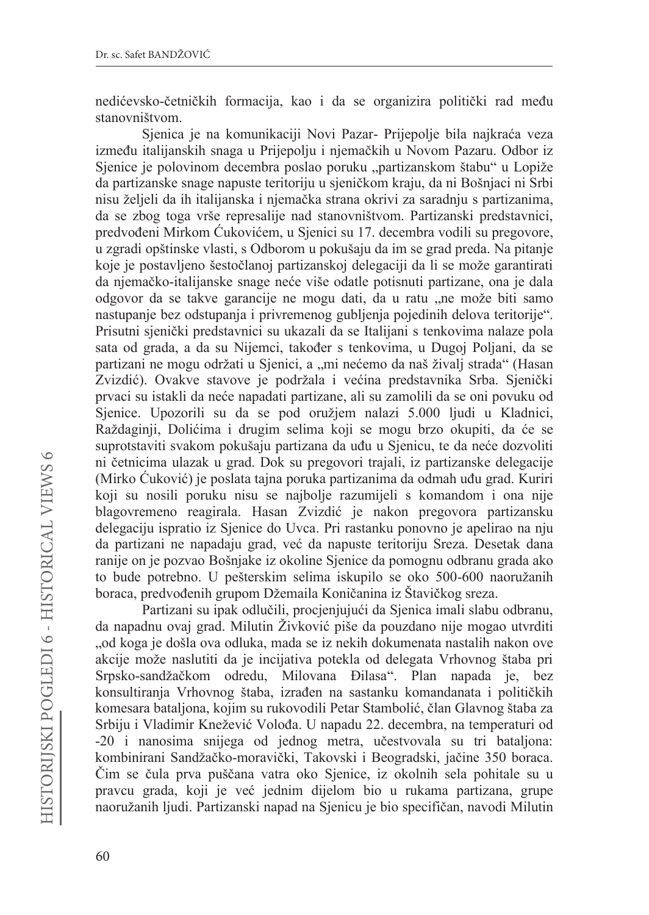nedićevsko-četničkih formacija, kao i da se organizira politički rad među stanovništvom.

Sjenica je na komunikaciji Novi Pazar- Prijepolje bila najkraća veza između italijanskih snaga u Prijepolju i njemačkih u Novom Pazaru. Odbor iz Sjenice je polovinom decembra poslao poruku „partizanskom štabu" u Lopiže da partizanske snage napuste teritoriju u sjeničkom kraju, da ni Bošnjaci ni Srbi nisu željeli da ih italijanska i njemačka strana okrivi za saradnju s partizanima, da se zbog toga vrše represalije nad stanovništvom. Partizanski predstavnici, predvođeni Mirkom Ćukovićem, u Sjenici su 17. decembra vodili su pregovore, u zgradi opštinske vlasti, s Odborom u pokušaju da im se grad preda. Na pitanje koje je postavljeno šestočlanoj partizanskoj delegaciji da li se može garantirati da njemačko-italijanske snage neće više odatle potisnuti partizane, ona je dala odgovor da se takve garancije ne mogu dati, da u ratu „ne može biti samo nastupanje bez odstupanja i privremenog gubljenja pojedinih delova teritorije". Prisutni sjenički predstavnici su ukazali da se Italijani s tenkovima nalaze pola sata od grada, a da su Nijemci, također s tenkovima, u Dugoj Poljani, da se partizani ne mogu održati u Sjenici, a „mi nećemo da naš živalj strada" (Hasan Zvizdić). Ovakve stavove je podržala i većina predstavnika Srba. Sjenički prvaci su istakli da neće napadati partizane, ali su zamolili da se oni povuku od Sjenice. Upozorili su da se pod oružjem nalazi 5.000 ljudi u Kladnici, Raždaginji, Dolićima i drugim selima koji se mogu brzo okupiti, da će se suprotstaviti svakom pokušaju partizana da uđu u Sjenicu, te da neće dozvoliti ni četnicima ulazak u grad. Dok su pregovori trajali, iz partizanske delegacije (Mirko Ćuković) je poslata tajna poruka partizanima da odmah uđu grad. Kuriri koji su nosili poruku nisu se najbolje razumijeli s komandom i ona nije blagovremeno reagirala. Hasan Zvizdić je nakon pregovora partizansku delegaciju ispratio iz Sjenice do Uvca. Pri rastanku ponovno je apelirao na nju da partizani ne napadaju grad, već da napuste teritoriju Sreza. Desetak dana ranije on je pozvao Bošnjake iz okoline Sjenice da pomognu odbranu grada ako to bude potrebno. U pešterskim selima iskupilo se oko 500-600 naoružanih boraca, predvođenih grupom Džemaila Koničanina iz Štavičkog sreza.

Partizani su ipak odlučili, procjenjujući da Sjenica imali slabu odbranu, da napadnu ovaj grad. Milutin Živković piše da pouzdano nije mogao utvrditi „od koga je došla ova odluka, mada se iz nekih dokumenata nastalih nakon ove akcije može naslutiti da je incijativa potekla od delegata Vrhovnog štaba pri Srpsko-sandžačkom odredu, Milovana Đilasa". Plan napada je, bez konsultiranja Vrhovnog štaba, izrađen na sastanku komandanata i političkih komesara bataljona, kojim su rukovodili Petar Stambolić, član Glavnog štaba za Srbiju i Vladimir Knežević Volođa. U napadu 22. decembra, na temperaturi od -20 i nanosima snijega od jednog metra, učestvovala su tri bataljona: kombinirani Sandžačko-moravički, Takovski i Beogradski, jačine 350 boraca. Čim se čula prva puščana vatra oko Sjenice, iz okolnih sela pohitale su u pravcu grada, koji je već jednim dijelom bio u rukama partizana, grupe naoružanih ljudi. Partizanski napad na Sjenicu je bio specifičan, navodi Milutin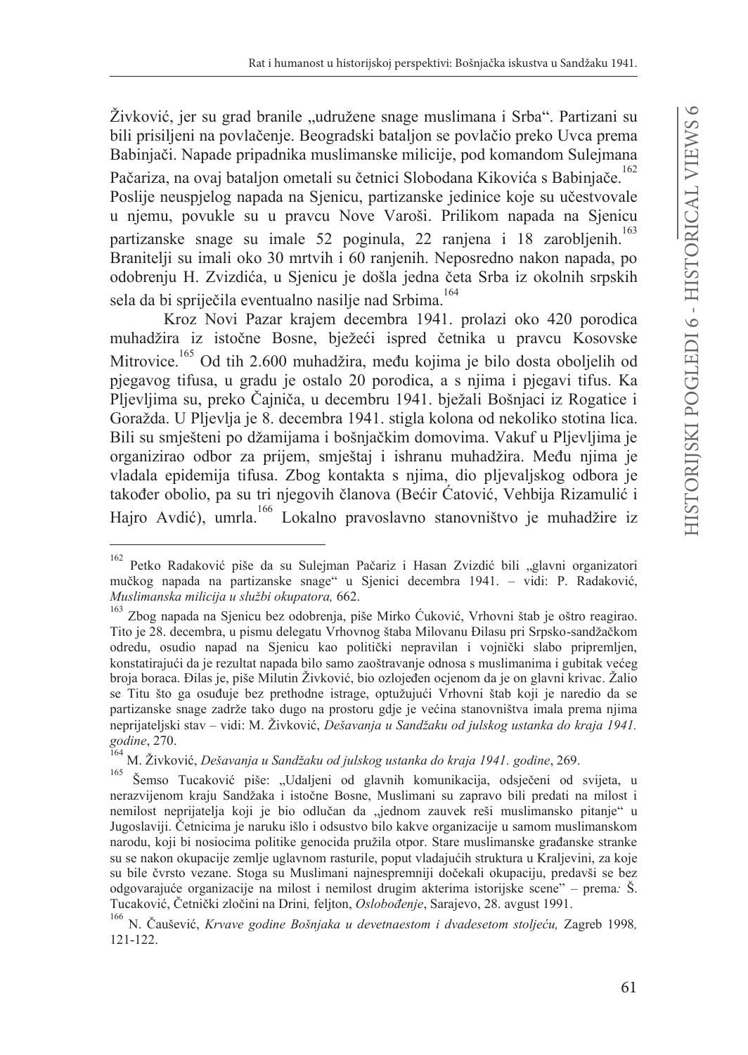Živković, jer su grad branile „udružene snage muslimana i Srba“. Partizani su bili prisiljeni na povlačenje. Beogradski bataljon se povlačio preko Uvca prema Babinjači. Napade pripadnika muslimanske milicije, pod komandom Sulejmana Pačariza, na ovaj bataljon ometali su četnici Slobodana Kikovića s Babinjače.[162] Poslije neuspjelog napada na Sjenicu, partizanske jedinice koje su učestvovale u njemu, povukle su u pravcu Nove Varoši. Prilikom napada na Sjenicu partizanske snage su imale 52 poginula, 22 ranjena i 18 zarobljenih.[163] Branitelji su imali oko 30 mrtvih i 60 ranjenih. Neposredno nakon napada, po odobrenju H. Zvizdića, u Sjenicu je došla jedna četa Srba iz okolnih srpskih sela da bi spriječila eventualno nasilje nad Srbima.[164]

Kroz Novi Pazar krajem decembra 1941. prolazi oko 420 porodica muhadžira iz istočne Bosne, bježeći ispred četnika u pravcu Kosovske Mitrovice.[165] Od tih 2.600 muhadžira, među kojima je bilo dosta oboljelih od pjegavog tifusa, u gradu je ostalo 20 porodica, a s njima i pjegavi tifus. Ka Pljevljima su, preko Čajniča, u decembru 1941. bježali Bošnjaci iz Rogatice i Goražda. U Pljevlja je 8. decembra 1941. stigla kolona od nekoliko stotina lica. Bili su smješteni po džamijama i bošnjačkim domovima. Vakuf u Pljevljima je organizirao odbor za prijem, smještaj i ishranu muhadžira. Među njima je vladala epidemija tifusa. Zbog kontakta s njima, dio pljevaljskog odbora je također obolio, pa su tri njegovih članova (Bećir Ćatović, Vehbija Rizamulić i Hajro Avdić), umrla.[166] Lokalno pravoslavno stanovništvo je muhadžire iz

---

[162] Petko Radaković piše da su Sulejman Pačariz i Hasan Zvizdić bili „glavni organizatori mučkog napada na partizanske snage“ u Sjenici decembra 1941. – vidi: P. Radaković, *Muslimanska milicija u službi okupatora,* 662.

[163] Zbog napada na Sjenicu bez odobrenja, piše Mirko Ćuković, Vrhovni štab je oštro reagirao. Tito je 28. decembra, u pismu delegatu Vrhovnog štaba Milovanu Đilasu pri Srpsko-sandžačkom odredu, osudio napad na Sjenicu kao politički nepravilan i vojnički slabo pripremljen, konstatirajući da je rezultat napada bilo samo zaoštravanje odnosa s muslimanima i gubitak većeg broja boraca. Đilas je, piše Milutin Živković, bio ozlojeđen ocjenom da je on glavni krivac. Žalio se Titu što ga osuđuje bez prethodne istrage, optužujući Vrhovni štab koji je naredio da se partizanske snage zadrže tako dugo na prostoru gdje je većina stanovništva imala prema njima neprijateljski stav – vidi: M. Živković, *Dešavanja u Sandžaku od julskog ustanka do kraja 1941. godine*, 270.

[164] M. Živković, *Dešavanja u Sandžaku od julskog ustanka do kraja 1941. godine*, 269.

[165] Šemso Tucaković piše: „Udaljeni od glavnih komunikacija, odsječeni od svijeta, u nerazvijenom kraju Sandžaka i istočne Bosne, Muslimani su zapravo bili predati na milost i nemilost neprijatelja koji je bio odlučan da „jednom zauvek reši muslimansko pitanje“ u Jugoslaviji. Četnicima je naruku išlo i odsustvo bilo kakve organizacije u samom muslimanskom narodu, koji bi nosiocima politike genocida pružila otpor. Stare muslimanske građanske stranke su se nakon okupacije zemlje uglavnom rasturile, poput vladajućih struktura u Kraljevini, za koje su bile čvrsto vezane. Stoga su Muslimani najnespremniji dočekali okupaciju, predavši se bez odgovarajuće organizacije na milost i nemilost drugim akterima istorijske scene” – prema*:* Š. Tucaković, Četnički zločini na Drini*,* feljton, *Oslobođenje*, Sarajevo, 28. avgust 1991.

[166] N. Čaušević, *Krvave godine Bošnjaka u devetnaestom i dvadesetom stoljeću,* Zagreb 1998*,* 121-122.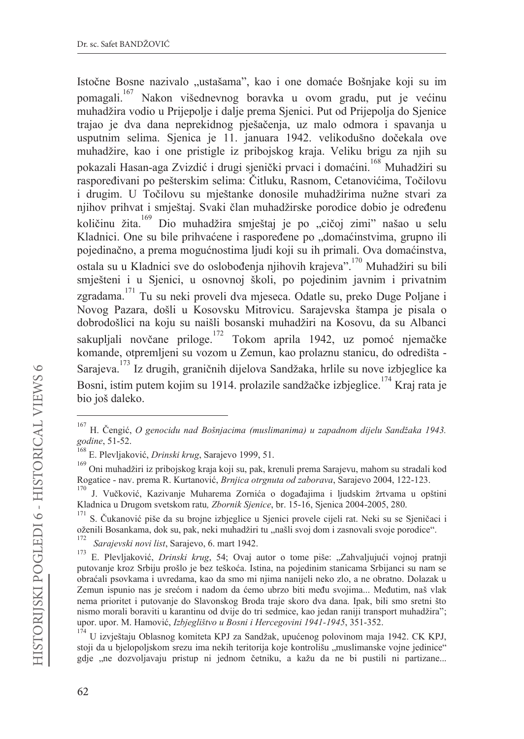Istočne Bosne nazivalo „ustašama", kao i one domaće Bošnjake koji su im pomagali.[167] Nakon višednevnog boravka u ovom gradu, put je većinu muhadžira vodio u Prijepolje i dalje prema Sjenici. Put od Prijepolja do Sjenice trajao je dva dana neprekidnog pješačenja, uz malo odmora i spavanja u usputnim selima. Sjenica je 11. januara 1942. velikodušno dočekala ove muhadžire, kao i one pristigle iz pribojskog kraja. Veliku brigu za njih su pokazali Hasan-aga Zvizdić i drugi sjenički prvaci i domaćini.[168] Muhadžiri su raspoređivani po pešterskim selima: Čitluku, Rasnom, Cetanovićima, Točilovu i drugim. U Točilovu su mještanke donosile muhadžirima nužne stvari za njihov prihvat i smještaj. Svaki član muhadžirske porodice dobio je određenu količinu žita.[169] Dio muhadžira smještaj je po „cičoj zimi" našao u selu Kladnici. One su bile prihvaćene i raspoređene po „domaćinstvima, grupno ili pojedinačno, a prema mogućnostima ljudi koji su ih primali. Ova domaćinstva, ostala su u Kladnici sve do oslobođenja njihovih krajeva".[170] Muhadžiri su bili smješteni i u Sjenici, u osnovnoj školi, po pojedinim javnim i privatnim zgradama.[171] Tu su neki proveli dva mjeseca. Odatle su, preko Duge Poljane i Novog Pazara, došli u Kosovsku Mitrovicu. Sarajevska štampa je pisala o dobrodošlici na koju su naišli bosanski muhadžiri na Kosovu, da su Albanci sakupljali novčane priloge.[172] Tokom aprila 1942, uz pomoć njemačke komande, otpremljeni su vozom u Zemun, kao prolaznu stanicu, do odredišta - Sarajeva.[173] Iz drugih, graničnih dijelova Sandžaka, hrlile su nove izbjeglice ka Bosni, istim putem kojim su 1914. prolazile sandžačke izbjeglice.[174] Kraj rata je bio još daleko.

---

[167] H. Čengić, *O genocidu nad Bošnjacima (muslimanima) u zapadnom dijelu Sandžaka 1943. godine*, 51-52.

[168] E. Plevljaković, *Drinski krug*, Sarajevo 1999, 51.

[169] Oni muhadžiri iz pribojskog kraja koji su, pak, krenuli prema Sarajevu, mahom su stradali kod Rogatice - nav. prema R. Kurtanović, *Brnjica otrgnuta od zaborava*, Sarajevo 2004, 122-123.

[170] J. Vučković, Kazivanje Muharema Zornića o događajima i ljudskim žrtvama u opštini Kladnica u Drugom svetskom ratu, *Zbornik Sjenice*, br. 15-16, Sjenica 2004-2005, 280.

[171] S. Čukanović piše da su brojne izbjeglice u Sjenici provele cijeli rat. Neki su se Sjeničaci i oženili Bosankama, dok su, pak, neki muhadžiri tu „našli svoj dom i zasnovali svoje porodice".

[172] *Sarajevski novi list*, Sarajevo, 6. mart 1942.

[173] E. Plevljaković, *Drinski krug*, 54; Ovaj autor o tome piše: „Zahvaljujući vojnoj pratnji putovanje kroz Srbiju prošlo je bez teškoća. Istina, na pojedinim stanicama Srbijanci su nam se obraćali psovkama i uvredama, kao da smo mi njima nanijeli neko zlo, a ne obratno. Dolazak u Zemun ispunio nas je srećom i nadom da ćemo ubrzo biti među svojima... Međutim, naš vlak nema prioritet i putovanje do Slavonskog Broda traje skoro dva dana. Ipak, bili smo sretni što nismo morali boraviti u karantinu od dvije do tri sedmice, kao jedan raniji transport muhadžira"; upor. upor. M. Hamović, *Izbjeglištvo u Bosni i Hercegovini 1941-1945*, 351-352.

[174] U izvještaju Oblasnog komiteta KPJ za Sandžak, upućenog polovinom maja 1942. CK KPJ, stoji da u bjelopoljskom srezu ima nekih teritorija koje kontrolišu „muslimanske vojne jedinice" gdje „ne dozvoljavaju pristup ni jednom četniku, a kažu da ne bi pustili ni partizane...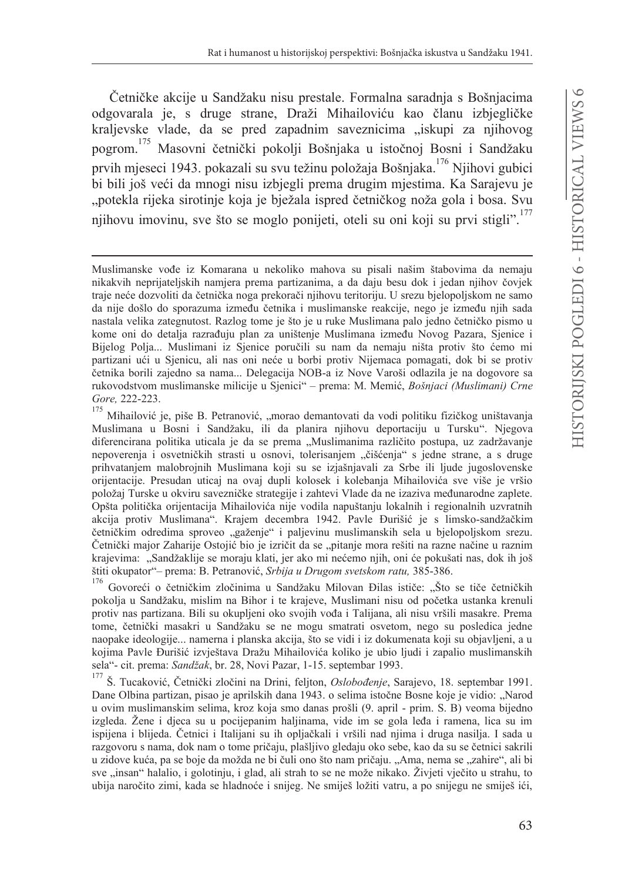Četničke akcije u Sandžaku nisu prestale. Formalna saradnja s Bošnjacima odgovarala je, s druge strane, Draži Mihailoviću kao članu izbjegličke kraljevske vlade, da se pred zapadnim saveznicima „iskupi za njihovog pogrom.[175] Masovni četnički pokolji Bošnjaka u istočnoj Bosni i Sandžaku prvih mjeseci 1943. pokazali su svu težinu položaja Bošnjaka.[176] Njihovi gubici bi bili još veći da mnogi nisu izbjegli prema drugim mjestima. Ka Sarajevu je „potekla rijeka sirotinje koja je bježala ispred četničkog noža gola i bosa. Svu njihovu imovinu, sve što se moglo ponijeti, oteli su oni koji su prvi stigli".[177]

---

Muslimanske vođe iz Komarana u nekoliko mahova su pisali našim štabovima da nemaju nikakvih neprijateljskih namjera prema partizanima, a da daju besu dok i jedan njihov čovjek traje neće dozvoliti da četnička noga prekorači njihovu teritoriju. U srezu bjelopoljskom ne samo da nije došlo do sporazuma između četnika i muslimanske reakcije, nego je između njih sada nastala velika zategnutost. Razlog tome je što je u ruke Muslimana palo jedno četničko pismo u kome oni do detalja razrađuju plan za uništenje Muslimana između Novog Pazara, Sjenice i Bijelog Polja... Muslimani iz Sjenice poručili su nam da nemaju ništa protiv što ćemo mi partizani ući u Sjenicu, ali nas oni neće u borbi protiv Nijemaca pomagati, dok bi se protiv četnika borili zajedno sa nama... Delegacija NOB-a iz Nove Varoši odlazila je na dogovore sa rukovodstvom muslimanske milicije u Sjenici" – prema: M. Memić, *Bošnjaci (Muslimani) Crne Gore,* 222-223.

[175] Mihailović je, piše B. Petranović, „morao demantovati da vodi politiku fizičkog uništavanja Muslimana u Bosni i Sandžaku, ili da planira njihovu deportaciju u Tursku". Njegova diferencirana politika uticala je da se prema „Muslimanima različito postupa, uz zadržavanje nepoverenja i osvetničkih strasti u osnovi, tolerisanjem „čišćenja" s jedne strane, a s druge prihvatanjem malobrojnih Muslimana koji su se izjašnjavali za Srbe ili ljude jugoslovenske orijentacije. Presudan uticaj na ovaj dupli kolosek i kolebanja Mihailovića sve više je vršio položaj Turske u okviru savezničke strategije i zahtevi Vlade da ne izaziva međunarodne zaplete. Opšta politička orijentacija Mihailovića nije vodila napuštanju lokalnih i regionalnih uzvratnih akcija protiv Muslimana". Krajem decembra 1942. Pavle Đurišić je s limsko-sandžačkim četničkim odredima sproveo „gaženje" i paljevinu muslimanskih sela u bjelopoljskom srezu. Četnički major Zaharije Ostojić bio je izričit da se „pitanje mora rešiti na razne načine u raznim krajevima: „Sandžaklije se moraju klati, jer ako mi nećemo njih, oni će pokušati nas, dok ih još štiti okupator"– prema: B. Petranović, *Srbija u Drugom svetskom ratu,* 385-386.

[176] Govoreći o četničkim zločinima u Sandžaku Milovan Đilas ističe: „Što se tiče četničkih pokolja u Sandžaku, mislim na Bihor i te krajeve, Muslimani nisu od početka ustanka krenuli protiv nas partizana. Bili su okupljeni oko svojih vođa i Talijana, ali nisu vršili masakre. Prema tome, četnički masakri u Sandžaku se ne mogu smatrati osvetom, nego su posledica jedne naopake ideologije... namerna i planska akcija, što se vidi i iz dokumenata koji su objavljeni, a u kojima Pavle Đurišić izvještava Dražu Mihailovića koliko je ubio ljudi i zapalio muslimanskih sela"- cit. prema: *Sandžak*, br. 28, Novi Pazar, 1-15. septembar 1993.

[177] Š. Tucaković, Četnički zločini na Drini, feljton, *Oslobođenje*, Sarajevo, 18. septembar 1991. Dane Olbina partizan, pisao je aprilskih dana 1943. o selima istočne Bosne koje je vidio: „Narod u ovim muslimanskim selima, kroz koja smo danas prošli (9. april - prim. S. B) veoma bijedno izgleda. Žene i djeca su u pocijepanim haljinama, vide im se gola leđa i ramena, lica su im ispijena i blijeda. Četnici i Italijani su ih opljačkali i vršili nad njima i druga nasilja. I sada u razgovoru s nama, dok nam o tome pričaju, plašljivo gledaju oko sebe, kao da su se četnici sakrili u zidove kuća, pa se boje da možda ne bi čuli ono što nam pričaju. „Ama, nema se „zahire", ali bi sve „insan" halalio, i golotinju, i glad, ali strah to se ne može nikako. Živjeti vječito u strahu, to ubija naročito zimi, kada se hladnoće i snijeg. Ne smiješ ložiti vatru, a po snijegu ne smiješ ići,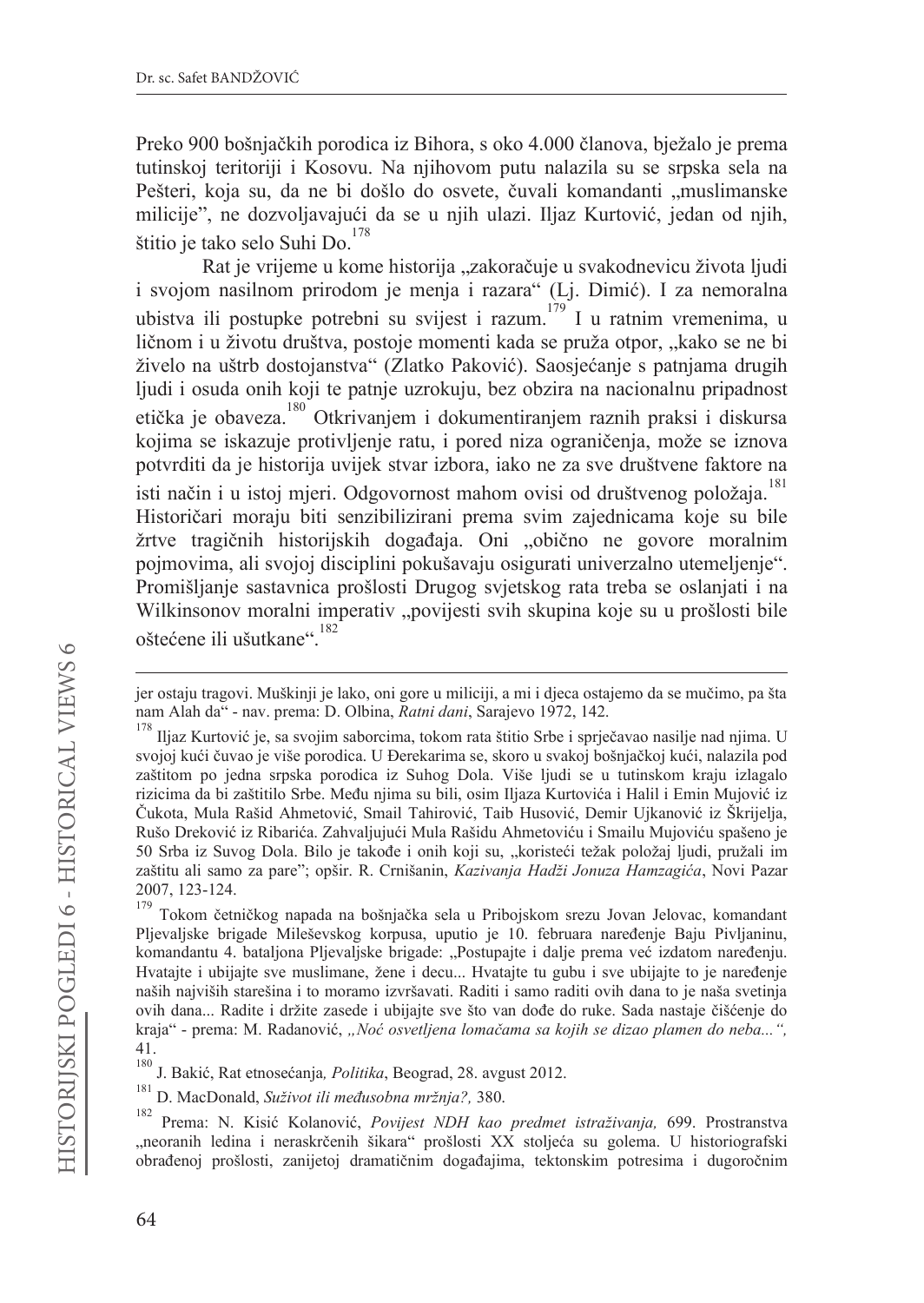Preko 900 bošnjačkih porodica iz Bihora, s oko 4.000 članova, bježalo je prema tutinskoj teritoriji i Kosovu. Na njihovom putu nalazila su se srpska sela na Pešteri, koja su, da ne bi došlo do osvete, čuvali komandanti „muslimanske milicije", ne dozvoljavajući da se u njih ulazi. Iljaz Kurtović, jedan od njih, štitio je tako selo Suhi Do.[178]

Rat je vrijeme u kome historija „zakoračuje u svakodnevicu života ljudi i svojom nasilnom prirodom je menja i razara" (Lj. Dimić). I za nemoralna ubistva ili postupke potrebni su svijest i razum.[179] I u ratnim vremenima, u ličnom i u životu društva, postoje momenti kada se pruža otpor, „kako se ne bi živelo na uštrb dostojanstva" (Zlatko Paković). Saosjećanje s patnjama drugih ljudi i osuda onih koji te patnje uzrokuju, bez obzira na nacionalnu pripadnost etička je obaveza.[180] Otkrivanjem i dokumentiranjem raznih praksi i diskursa kojima se iskazuje protivljenje ratu, i pored niza ograničenja, može se iznova potvrditi da je historija uvijek stvar izbora, iako ne za sve društvene faktore na isti način i u istoj mjeri. Odgovornost mahom ovisi od društvenog položaja.[181] Historičari moraju biti senzibilizirani prema svim zajednicama koje su bile žrtve tragičnih historijskih događaja. Oni „obično ne govore moralnim pojmovima, ali svojoj disciplini pokušavaju osigurati univerzalno utemeljenje". Promišljanje sastavnica prošlosti Drugog svjetskog rata treba se oslanjati i na Wilkinsonov moralni imperativ „povijesti svih skupina koje su u prošlosti bile oštećene ili ušutkane".[182]

---

jer ostaju tragovi. Muškinji je lako, oni gore u miliciji, a mi i djeca ostajemo da se mučimo, pa šta nam Alah da" - nav. prema: D. Olbina, *Ratni dani*, Sarajevo 1972, 142.

[178] Iljaz Kurtović je, sa svojim saborcima, tokom rata štitio Srbe i sprječavao nasilje nad njima. U svojoj kući čuvao je više porodica. U Đerekarima se, skoro u svakoj bošnjačkoj kući, nalazila pod zaštitom po jedna srpska porodica iz Suhog Dola. Više ljudi se u tutinskom kraju izlagalo rizicima da bi zaštitilo Srbe. Među njima su bili, osim Iljaza Kurtovića i Halil i Emin Mujović iz Čukota, Mula Rašid Ahmetović, Smail Tahirović, Taib Husović, Demir Ujkanović iz Škrijelja, Rušo Dreković iz Ribarića. Zahvaljujući Mula Rašidu Ahmetoviću i Smailu Mujoviću spašeno je 50 Srba iz Suvog Dola. Bilo je takođe i onih koji su, „koristeći težak položaj ljudi, pružali im zaštitu ali samo za pare"; opšir. R. Crnišanin, *Kazivanja Hadži Jonuza Hamzagića*, Novi Pazar 2007, 123-124.

[179] Tokom četničkog napada na bošnjačka sela u Pribojskom srezu Jovan Jelovac, komandant Pljevaljske brigade Mileševskog korpusa, uputio je 10. februara naređenje Baju Pivljaninu, komandantu 4. bataljona Pljevaljske brigade: „Postupajte i dalje prema već izdatom naređenju. Hvatajte i ubijajte sve muslimane, žene i decu... Hvatajte tu gubu i sve ubijajte to je naređenje naših najviših starešina i to moramo izvršavati. Raditi i samo raditi ovih dana to je naša svetinja ovih dana... Radite i držite zasede i ubijajte sve što van dođe do ruke. Sada nastaje čišćenje do kraja" - prema: M. Radanović, *„Noć osvetljena lomačama sa kojih se dizao plamen do neba...",* 41.

[180] J. Bakić, Rat etnosećanja, *Politika*, Beograd, 28. avgust 2012.

[181] D. MacDonald, *Suživot ili međusobna mržnja?,* 380.

[182] Prema: N. Kisić Kolanović, *Povijest NDH kao predmet istraživanja,* 699. Prostranstva „neoranih ledina i neraskrčenih šikara" prošlosti XX stoljeća su golema. U historiografski obrađenoj prošlosti, zanijetoj dramatičnim događajima, tektonskim potresima i dugoročnim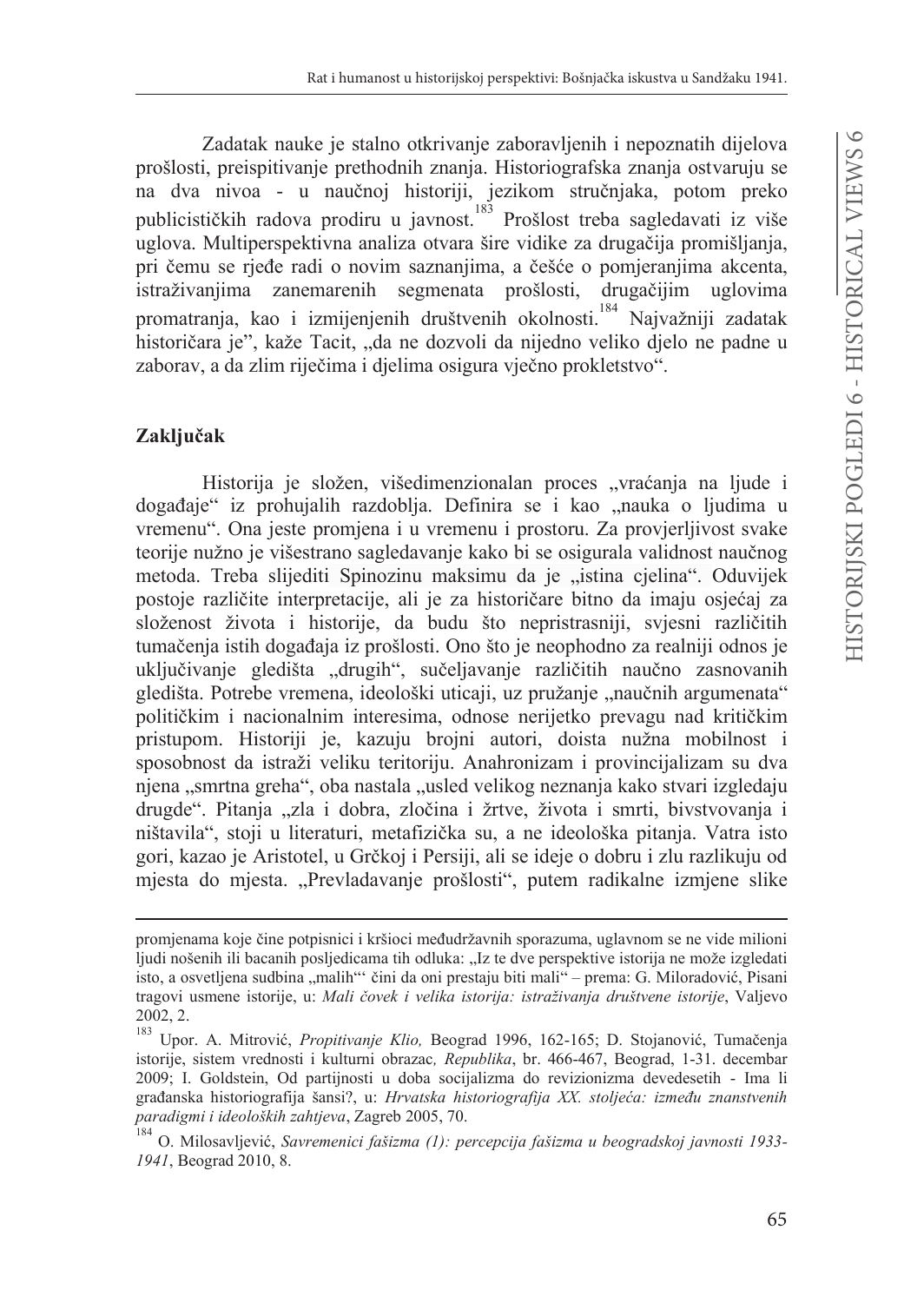Zadatak nauke je stalno otkrivanje zaboravljenih i nepoznatih dijelova prošlosti, preispitivanje prethodnih znanja. Historiografska znanja ostvaruju se na dva nivoa - u naučnoj historiji, jezikom stručnjaka, potom preko publicističkih radova prodiru u javnost.[183] Prošlost treba sagledavati iz više uglova. Multiperspektivna analiza otvara šire vidike za drugačija promišljanja, pri čemu se rjeđe radi o novim saznanjima, a češće o pomjeranjima akcenta, istraživanjima zanemarenih segmenata prošlosti, drugačijim uglovima promatranja, kao i izmijenjenih društvenih okolnosti.[184] Najvažniji zadatak historičara je", kaže Tacit, „da ne dozvoli da nijedno veliko djelo ne padne u zaborav, a da zlim riječima i djelima osigura vječno prokletstvo".

## Zaključak

Historija je složen, višedimenzionalan proces „vraćanja na ljude i događaje" iz prohujalih razdoblja. Definira se i kao „nauka o ljudima u vremenu". Ona jeste promjena i u vremenu i prostoru. Za provjerljivost svake teorije nužno je višestrano sagledavanje kako bi se osigurala validnost naučnog metoda. Treba slijediti Spinozinu maksimu da je „istina cjelina". Oduvijek postoje različite interpretacije, ali je za historičare bitno da imaju osjećaj za složenost života i historije, da budu što nepristrasniji, svjesni različitih tumačenja istih događaja iz prošlosti. Ono što je neophodno za realniji odnos je uključivanje gledišta „drugih", sučeljavanje različitih naučno zasnovanih gledišta. Potrebe vremena, ideološki uticaji, uz pružanje „naučnih argumenata" političkim i nacionalnim interesima, odnose nerijetko prevagu nad kritičkim pristupom. Historiji je, kazuju brojni autori, doista nužna mobilnost i sposobnost da istraži veliku teritoriju. Anahronizam i provincijalizam su dva njena „smrtna greha", oba nastala „usled velikog neznanja kako stvari izgledaju drugde". Pitanja „zla i dobra, zločina i žrtve, života i smrti, bivstvovanja i ništavila", stoji u literaturi, metafizička su, a ne ideološka pitanja. Vatra isto gori, kazao je Aristotel, u Grčkoj i Persiji, ali se ideje o dobru i zlu razlikuju od mjesta do mjesta. „Prevladavanje prošlosti", putem radikalne izmjene slike

---

promjenama koje čine potpisnici i kršioci međudržavnih sporazuma, uglavnom se ne vide milioni ljudi nošenih ili bacanih posljedicama tih odluka: „Iz te dve perspektive istorija ne može izgledati isto, a osvetljena sudbina „malih"' čini da oni prestaju biti mali" – prema: G. Miloradović, Pisani tragovi usmene istorije, u: *Mali čovek i velika istorija: istraživanja društvene istorije*, Valjevo 2002, 2.

[183] Upor. A. Mitrović, *Propitivanje Klio,* Beograd 1996, 162-165; D. Stojanović, Tumačenja istorije, sistem vrednosti i kulturni obrazac*, Republika*, br. 466-467, Beograd, 1-31. decembar 2009; I. Goldstein, Od partijnosti u doba socijalizma do revizionizma devedesetih - Ima li građanska historiografija šansi?, u: *Hrvatska historiografija XX. stoljeća: između znanstvenih paradigmi i ideoloških zahtjeva*, Zagreb 2005, 70.

[184] O. Milosavljević, *Savremenici fašizma (1): percepcija fašizma u beogradskoj javnosti 1933-1941*, Beograd 2010, 8.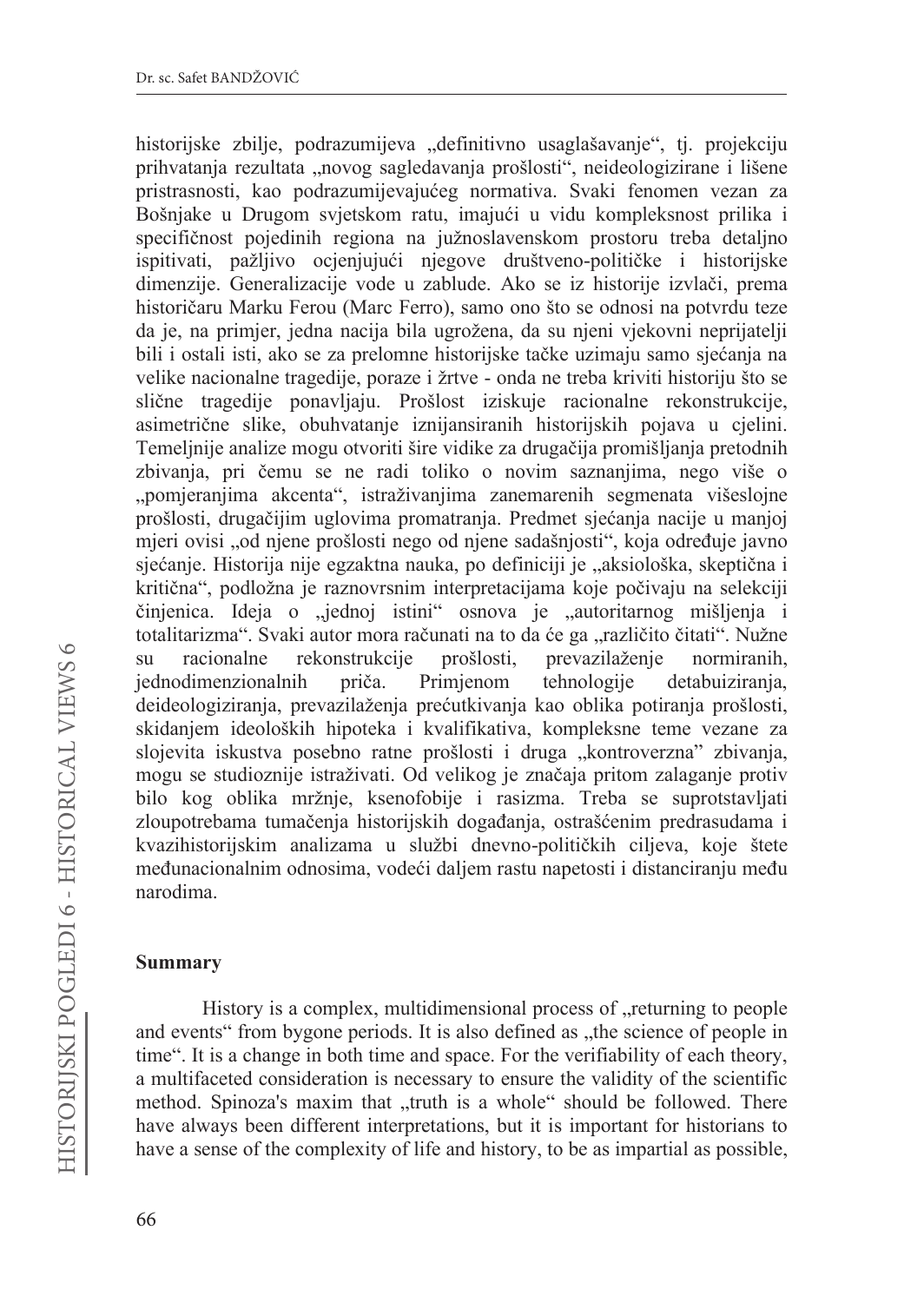historijske zbilje, podrazumijeva „definitivno usaglašavanje", tj. projekciju prihvatanja rezultata „novog sagledavanja prošlosti", neideologizirane i lišene pristrasnosti, kao podrazumijevajućeg normativa. Svaki fenomen vezan za Bošnjake u Drugom svjetskom ratu, imajući u vidu kompleksnost prilika i specifičnost pojedinih regiona na južnoslavenskom prostoru treba detaljno ispitivati, pažljivo ocjenjujući njegove društveno-političke i historijske dimenzije. Generalizacije vode u zablude. Ako se iz historije izvlači, prema historičaru Marku Ferou (Marc Ferro), samo ono što se odnosi na potvrdu teze da je, na primjer, jedna nacija bila ugrožena, da su njeni vjekovni neprijatelji bili i ostali isti, ako se za prelomne historijske tačke uzimaju samo sjećanja na velike nacionalne tragedije, poraze i žrtve - onda ne treba kriviti historiju što se slične tragedije ponavljaju. Prošlost iziskuje racionalne rekonstrukcije, asimetrične slike, obuhvatanje iznijansiranih historijskih pojava u cjelini. Temeljnije analize mogu otvoriti šire vidike za drugačija promišljanja pretodnih zbivanja, pri čemu se ne radi toliko o novim saznanjima, nego više o „pomjeranjima akcenta", istraživanjima zanemarenih segmenata višeslojne prošlosti, drugačijim uglovima promatranja. Predmet sjećanja nacije u manjoj mjeri ovisi „od njene prošlosti nego od njene sadašnjosti", koja određuje javno sjećanje. Historija nije egzaktna nauka, po definiciji je „aksiološka, skeptična i kritična", podložna je raznovrsnim interpretacijama koje počivaju na selekciji činjenica. Ideja o „jednoj istini" osnova je „autoritarnog mišljenja i totalitarizma". Svaki autor mora računati na to da će ga „različito čitati". Nužne su racionalne rekonstrukcije prošlosti, prevazilaženje normiranih, jednodimenzionalnih priča. Primjenom tehnologije detabuiziranja, deideologiziranja, prevazilaženja prećutkivanja kao oblika potiranja prošlosti, skidanjem ideoloških hipoteka i kvalifikativa, kompleksne teme vezane za slojevita iskustva posebno ratne prošlosti i druga „kontroverzna" zbivanja, mogu se studioznije istraživati. Od velikog je značaja pritom zalaganje protiv bilo kog oblika mržnje, ksenofobije i rasizma. Treba se suprotstavljati zloupotrebama tumačenja historijskih događanja, ostrašćenim predrasudama i kvazihistorijskim analizama u službi dnevno-političkih ciljeva, koje štete međunacionalnim odnosima, vodeći daljem rastu napetosti i distanciranju među narodima.

## Summary

History is a complex, multidimensional process of „returning to people and events" from bygone periods. It is also defined as „the science of people in time". It is a change in both time and space. For the verifiability of each theory, a multifaceted consideration is necessary to ensure the validity of the scientific method. Spinoza's maxim that „truth is a whole" should be followed. There have always been different interpretations, but it is important for historians to have a sense of the complexity of life and history, to be as impartial as possible,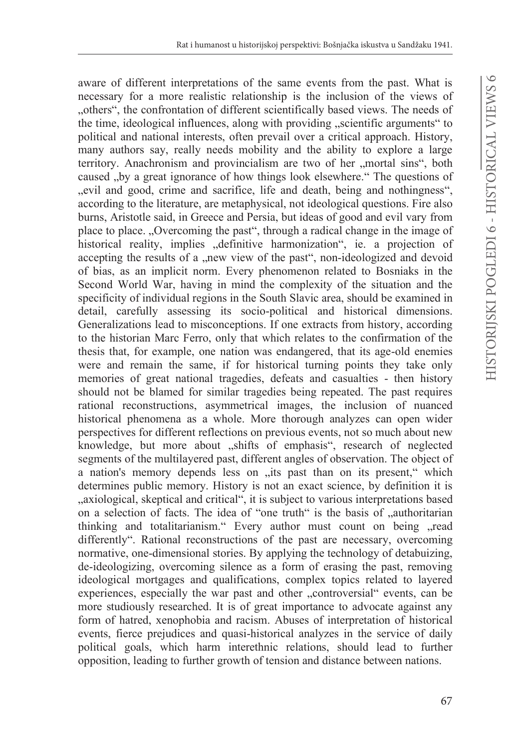aware of different interpretations of the same events from the past. What is necessary for a more realistic relationship is the inclusion of the views of „others", the confrontation of different scientifically based views. The needs of the time, ideological influences, along with providing „scientific arguments" to political and national interests, often prevail over a critical approach. History, many authors say, really needs mobility and the ability to explore a large territory. Anachronism and provincialism are two of her „mortal sins", both caused „by a great ignorance of how things look elsewhere." The questions of „evil and good, crime and sacrifice, life and death, being and nothingness", according to the literature, are metaphysical, not ideological questions. Fire also burns, Aristotle said, in Greece and Persia, but ideas of good and evil vary from place to place. „Overcoming the past", through a radical change in the image of historical reality, implies „definitive harmonization", ie. a projection of accepting the results of a „new view of the past", non-ideologized and devoid of bias, as an implicit norm. Every phenomenon related to Bosniaks in the Second World War, having in mind the complexity of the situation and the specificity of individual regions in the South Slavic area, should be examined in detail, carefully assessing its socio-political and historical dimensions. Generalizations lead to misconceptions. If one extracts from history, according to the historian Marc Ferro, only that which relates to the confirmation of the thesis that, for example, one nation was endangered, that its age-old enemies were and remain the same, if for historical turning points they take only memories of great national tragedies, defeats and casualties - then history should not be blamed for similar tragedies being repeated. The past requires rational reconstructions, asymmetrical images, the inclusion of nuanced historical phenomena as a whole. More thorough analyzes can open wider perspectives for different reflections on previous events, not so much about new knowledge, but more about „shifts of emphasis", research of neglected segments of the multilayered past, different angles of observation. The object of a nation's memory depends less on „its past than on its present," which determines public memory. History is not an exact science, by definition it is „axiological, skeptical and critical", it is subject to various interpretations based on a selection of facts. The idea of "one truth" is the basis of „authoritarian thinking and totalitarianism." Every author must count on being „read differently". Rational reconstructions of the past are necessary, overcoming normative, one-dimensional stories. By applying the technology of detabuizing, de-ideologizing, overcoming silence as a form of erasing the past, removing ideological mortgages and qualifications, complex topics related to layered experiences, especially the war past and other „controversial" events, can be more studiously researched. It is of great importance to advocate against any form of hatred, xenophobia and racism. Abuses of interpretation of historical events, fierce prejudices and quasi-historical analyzes in the service of daily political goals, which harm interethnic relations, should lead to further opposition, leading to further growth of tension and distance between nations.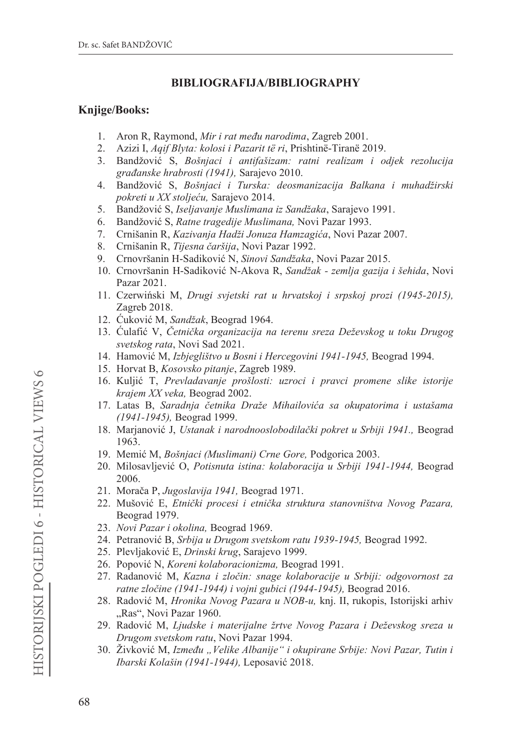## BIBLIOGRAFIJA/BIBLIOGRAPHY

### Knjige/Books:

1. Aron R, Raymond, *Mir i rat među narodima*, Zagreb 2001.
2. Azizi I, *Aqif Blyta: kolosi i Pazarit të ri*, Prishtinë-Tiranë 2019.
3. Bandžović S, *Bošnjaci i antifašizam: ratni realizam i odjek rezolucija građanske hrabrosti (1941),* Sarajevo 2010.
4. Bandžović S, *Bošnjaci i Turska: deosmanizacija Balkana i muhadžirski pokreti u XX stoljeću,* Sarajevo 2014.
5. Bandžović S, *Iseljavanje Muslimana iz Sandžaka*, Sarajevo 1991.
6. Bandžović S, *Ratne tragedije Muslimana,* Novi Pazar 1993.
7. Crnišanin R, *Kazivanja Hadži Jonuza Hamzagića*, Novi Pazar 2007.
8. Crnišanin R, *Tijesna čaršija*, Novi Pazar 1992.
9. Crnovršanin H-Sadiković N, *Sinovi Sandžaka*, Novi Pazar 2015.
10. Crnovršanin H-Sadiković N-Akova R, *Sandžak - zemlja gazija i šehida*, Novi Pazar 2021.
11. Czerwiński M, *Drugi svjetski rat u hrvatskoj i srpskoj prozi (1945-2015),* Zagreb 2018.
12. Ćuković M, *Sandžak*, Beograd 1964.
13. Ćulafić V, *Četnička organizacija na terenu sreza Deževskog u toku Drugog svetskog rata*, Novi Sad 2021.
14. Hamović M, *Izbjeglištvo u Bosni i Hercegovini 1941-1945,* Beograd 1994.
15. Horvat B, *Kosovsko pitanje*, Zagreb 1989.
16. Kuljić T, *Prevladavanje prošlosti: uzroci i pravci promene slike istorije krajem XX veka,* Beograd 2002.
17. Latas B, *Saradnja četnika Draže Mihailovića sa okupatorima i ustašama (1941-1945),* Beograd 1999.
18. Marjanović J, *Ustanak i narodnooslobodilački pokret u Srbiji 1941.,* Beograd 1963.
19. Memić M, *Bošnjaci (Muslimani) Crne Gore,* Podgorica 2003.
20. Milosavljević O, *Potisnuta istina: kolaboracija u Srbiji 1941-1944,* Beograd 2006.
21. Morača P, *Jugoslavija 1941,* Beograd 1971.
22. Mušović E, *Etnički procesi i etnička struktura stanovništva Novog Pazara,* Beograd 1979.
23. *Novi Pazar i okolina,* Beograd 1969.
24. Petranović B, *Srbija u Drugom svetskom ratu 1939-1945,* Beograd 1992.
25. Plevljaković E, *Drinski krug*, Sarajevo 1999.
26. Popović N, *Koreni kolaboracionizma,* Beograd 1991.
27. Radanović M, *Kazna i zločin: snage kolaboracije u Srbiji: odgovornost za ratne zločine (1941-1944) i vojni gubici (1944-1945),* Beograd 2016.
28. Radović M, *Hronika Novog Pazara u NOB-u,* knj. II, rukopis, Istorijski arhiv „Ras", Novi Pazar 1960.
29. Radović M, *Ljudske i materijalne žrtve Novog Pazara i Deževskog sreza u Drugom svetskom ratu*, Novi Pazar 1994.
30. Živković M, *Između „Velike Albanije" i okupirane Srbije: Novi Pazar, Tutin i Ibarski Kolašin (1941-1944),* Leposavić 2018.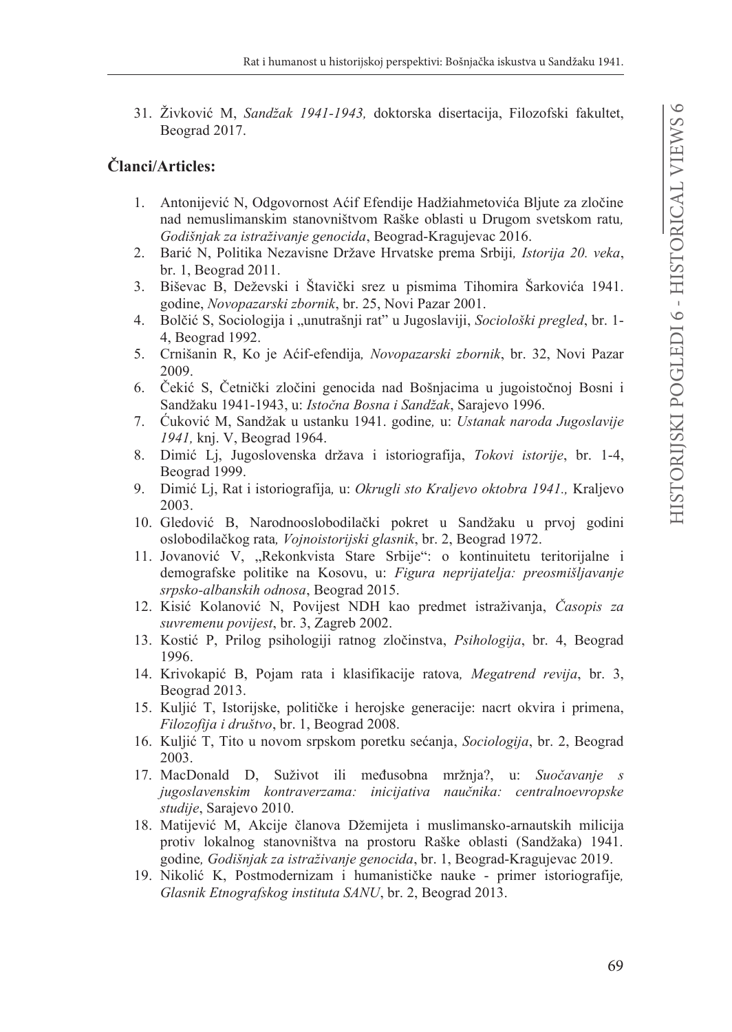31. Živković M, *Sandžak 1941-1943,* doktorska disertacija, Filozofski fakultet, Beograd 2017.

## Članci/Articles:

1. Antonijević N, Odgovornost Aćif Efendije Hadžiahmetovića Bljute za zločine nad nemuslimanskim stanovništvom Raške oblasti u Drugom svetskom ratu*, Godišnjak za istraživanje genocida*, Beograd-Kragujevac 2016.
2. Barić N, Politika Nezavisne Države Hrvatske prema Srbiji*, Istorija 20. veka*, br. 1, Beograd 2011.
3. Biševac B, Deževski i Štavički srez u pismima Tihomira Šarkovića 1941. godine, *Novopazarski zbornik*, br. 25, Novi Pazar 2001.
4. Bolčić S, Sociologija i „unutrašnji rat" u Jugoslaviji, *Sociološki pregled*, br. 1-4, Beograd 1992.
5. Crnišanin R, Ko je Aćif-efendija*, Novopazarski zbornik*, br. 32, Novi Pazar 2009.
6. Čekić S, Četnički zločini genocida nad Bošnjacima u jugoistočnoj Bosni i Sandžaku 1941-1943, u: *Istočna Bosna i Sandžak*, Sarajevo 1996.
7. Ćuković M, Sandžak u ustanku 1941. godine*,* u: *Ustanak naroda Jugoslavije 1941,* knj. V, Beograd 1964.
8. Dimić Lj, Jugoslovenska država i istoriografija, *Tokovi istorije*, br. 1-4, Beograd 1999.
9. Dimić Lj, Rat i istoriografija*,* u: *Okrugli sto Kraljevo oktobra 1941.,* Kraljevo 2003.
10. Gledović B, Narodnooslobodilački pokret u Sandžaku u prvoj godini oslobodilačkog rata*, Vojnoistorijski glasnik*, br. 2, Beograd 1972.
11. Jovanović V, „Rekonkvista Stare Srbije": o kontinuitetu teritorijalne i demografske politike na Kosovu, u: *Figura neprijatelja: preosmišljavanje srpsko-albanskih odnosa*, Beograd 2015.
12. Kisić Kolanović N, Povijest NDH kao predmet istraživanja, *Časopis za suvremenu povijest*, br. 3, Zagreb 2002.
13. Kostić P, Prilog psihologiji ratnog zločinstva, *Psihologija*, br. 4, Beograd 1996.
14. Krivokapić B, Pojam rata i klasifikacije ratova*, Megatrend revija*, br. 3, Beograd 2013.
15. Kuljić T, Istorijske, političke i herojske generacije: nacrt okvira i primena, *Filozofija i društvo*, br. 1, Beograd 2008.
16. Kuljić T, Tito u novom srpskom poretku sećanja, *Sociologija*, br. 2, Beograd 2003.
17. MacDonald D, Suživot ili međusobna mržnja?, u: *Suočavanje s jugoslavenskim kontraverzama: inicijativa naučnika: centralnoevropske studije*, Sarajevo 2010.
18. Matijević M, Akcije članova Džemijeta i muslimansko-arnautskih milicija protiv lokalnog stanovništva na prostoru Raške oblasti (Sandžaka) 1941. godine*, Godišnjak za istraživanje genocida*, br. 1, Beograd-Kragujevac 2019.
19. Nikolić K, Postmodernizam i humanističke nauke - primer istoriografije*, Glasnik Etnografskog instituta SANU*, br. 2, Beograd 2013.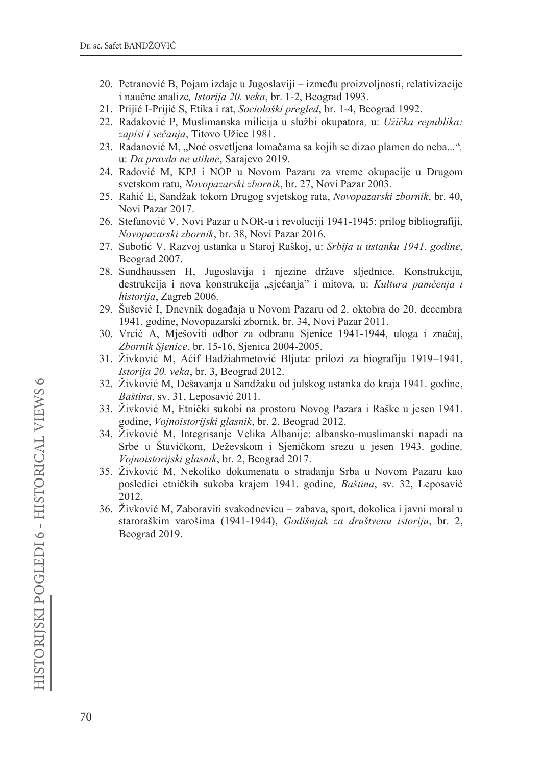20. Petranović B, Pojam izdaje u Jugoslaviji – između proizvoljnosti, relativizacije i naučne analize*, Istorija 20. veka*, br. 1-2, Beograd 1993.
21. Prijić I-Prijić S, Etika i rat, *Sociološki pregled*, br. 1-4, Beograd 1992.
22. Radaković P, Muslimanska milicija u službi okupatora*,* u: *Užička republika: zapisi i sećanja*, Titovo Užice 1981.
23. Radanović M, „Noć osvetljena lomačama sa kojih se dizao plamen do neba...", u: *Da pravda ne utihne*, Sarajevo 2019.
24. Radović M, KPJ i NOP u Novom Pazaru za vreme okupacije u Drugom svetskom ratu, *Novopazarski zbornik*, br. 27, Novi Pazar 2003.
25. Rahić E, Sandžak tokom Drugog svjetskog rata, *Novopazarski zbornik*, br. 40, Novi Pazar 2017.
26. Stefanović V, Novi Pazar u NOR-u i revoluciji 1941-1945: prilog bibliografiji, *Novopazarski zbornik*, br. 38, Novi Pazar 2016.
27. Subotić V, Razvoj ustanka u Staroj Raškoj, u: *Srbija u ustanku 1941. godine*, Beograd 2007.
28. Sundhaussen H, Jugoslavija i njezine države sljednice. Konstrukcija, destrukcija i nova konstrukcija „sjećanja" i mitova*,* u: *Kultura pamćenja i historija*, Zagreb 2006.
29. Šušević I, Dnevnik događaja u Novom Pazaru od 2. oktobra do 20. decembra 1941. godine, Novopazarski zbornik, br. 34, Novi Pazar 2011.
30. Vrcić A, Mješoviti odbor za odbranu Sjenice 1941-1944, uloga i značaj, *Zbornik Sjenice*, br. 15-16, Sjenica 2004-2005.
31. Živković M, Aćif Hadžiahmetović Bljuta: prilozi za biografiju 1919–1941, *Istorija 20. veka*, br. 3, Beograd 2012.
32. Živković M, Dešavanja u Sandžaku od julskog ustanka do kraja 1941. godine, *Baština*, sv. 31, Leposavić 2011.
33. Živković M, Etnički sukobi na prostoru Novog Pazara i Raške u jesen 1941. godine, *Vojnoistorijski glasnik*, br. 2, Beograd 2012.
34. Živković M, Integrisanje Velika Albanije: albansko-muslimanski napadi na Srbe u Štavičkom, Deževskom i Sjeničkom srezu u jesen 1943. godine*, Vojnoistorijski glasnik*, br. 2, Beograd 2017.
35. Živković M, Nekoliko dokumenata o stradanju Srba u Novom Pazaru kao posledici etničkih sukoba krajem 1941. godine*, Baština*, sv. 32, Leposavić 2012.
36. Živković M, Zaboraviti svakodnevicu – zabava, sport, dokolica i javni moral u staroraškim varošima (1941-1944), *Godišnjak za društvenu istoriju*, br. 2, Beograd 2019.